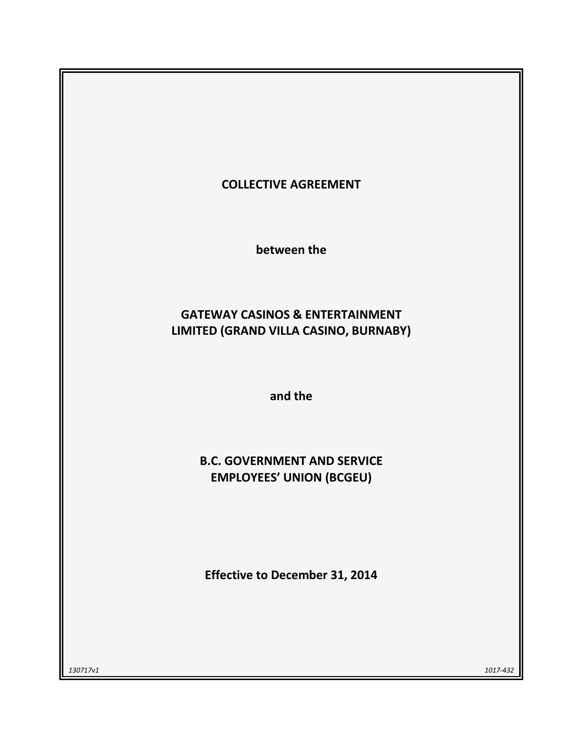**COLLECTIVE AGREEMENT**

**between the**

**GATEWAY CASINOS & ENTERTAINMENT LIMITED (GRAND VILLA CASINO, BURNABY)**

**and the**

**B.C. GOVERNMENT AND SERVICE EMPLOYEES' UNION (BCGEU)**

**Effective to December 31, 2014**

*130717v1* *1017-432*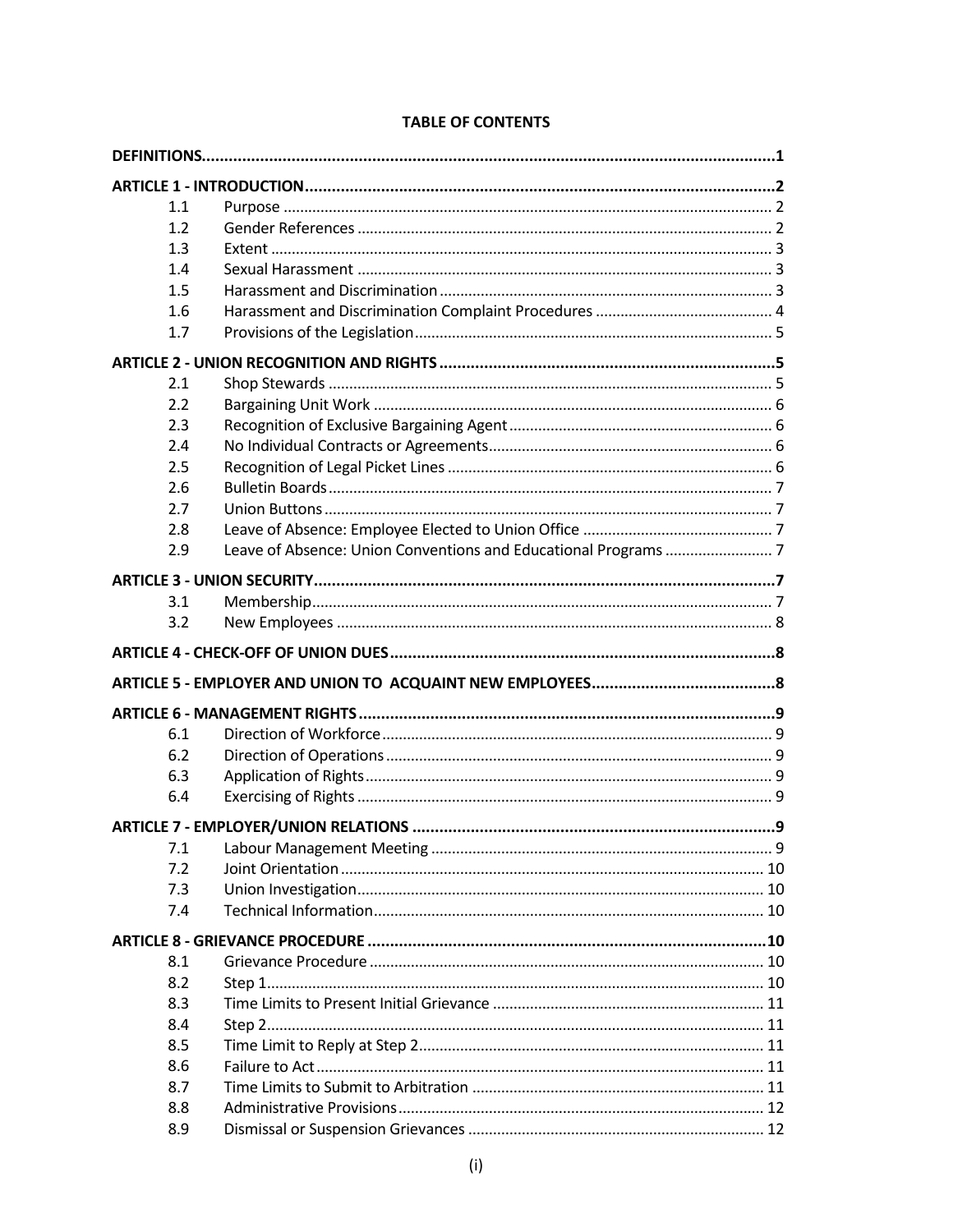**TABLE OF CONTENTS**

| | | |
|---|---|---|
| **DEFINITIONS** | | **1** |
| **ARTICLE 1 - INTRODUCTION** | | **2** |
| 1.1 | Purpose | 2 |
| 1.2 | Gender References | 2 |
| 1.3 | Extent | 3 |
| 1.4 | Sexual Harassment | 3 |
| 1.5 | Harassment and Discrimination | 3 |
| 1.6 | Harassment and Discrimination Complaint Procedures | 4 |
| 1.7 | Provisions of the Legislation | 5 |
| **ARTICLE 2 - UNION RECOGNITION AND RIGHTS** | | **5** |
| 2.1 | Shop Stewards | 5 |
| 2.2 | Bargaining Unit Work | 6 |
| 2.3 | Recognition of Exclusive Bargaining Agent | 6 |
| 2.4 | No Individual Contracts or Agreements | 6 |
| 2.5 | Recognition of Legal Picket Lines | 6 |
| 2.6 | Bulletin Boards | 7 |
| 2.7 | Union Buttons | 7 |
| 2.8 | Leave of Absence: Employee Elected to Union Office | 7 |
| 2.9 | Leave of Absence: Union Conventions and Educational Programs | 7 |
| **ARTICLE 3 - UNION SECURITY** | | **7** |
| 3.1 | Membership | 7 |
| 3.2 | New Employees | 8 |
| **ARTICLE 4 - CHECK-OFF OF UNION DUES** | | **8** |
| **ARTICLE 5 - EMPLOYER AND UNION TO ACQUAINT NEW EMPLOYEES** | | **8** |
| **ARTICLE 6 - MANAGEMENT RIGHTS** | | **9** |
| 6.1 | Direction of Workforce | 9 |
| 6.2 | Direction of Operations | 9 |
| 6.3 | Application of Rights | 9 |
| 6.4 | Exercising of Rights | 9 |
| **ARTICLE 7 - EMPLOYER/UNION RELATIONS** | | **9** |
| 7.1 | Labour Management Meeting | 9 |
| 7.2 | Joint Orientation | 10 |
| 7.3 | Union Investigation | 10 |
| 7.4 | Technical Information | 10 |
| **ARTICLE 8 - GRIEVANCE PROCEDURE** | | **10** |
| 8.1 | Grievance Procedure | 10 |
| 8.2 | Step 1 | 10 |
| 8.3 | Time Limits to Present Initial Grievance | 11 |
| 8.4 | Step 2 | 11 |
| 8.5 | Time Limit to Reply at Step 2 | 11 |
| 8.6 | Failure to Act | 11 |
| 8.7 | Time Limits to Submit to Arbitration | 11 |
| 8.8 | Administrative Provisions | 12 |
| 8.9 | Dismissal or Suspension Grievances | 12 |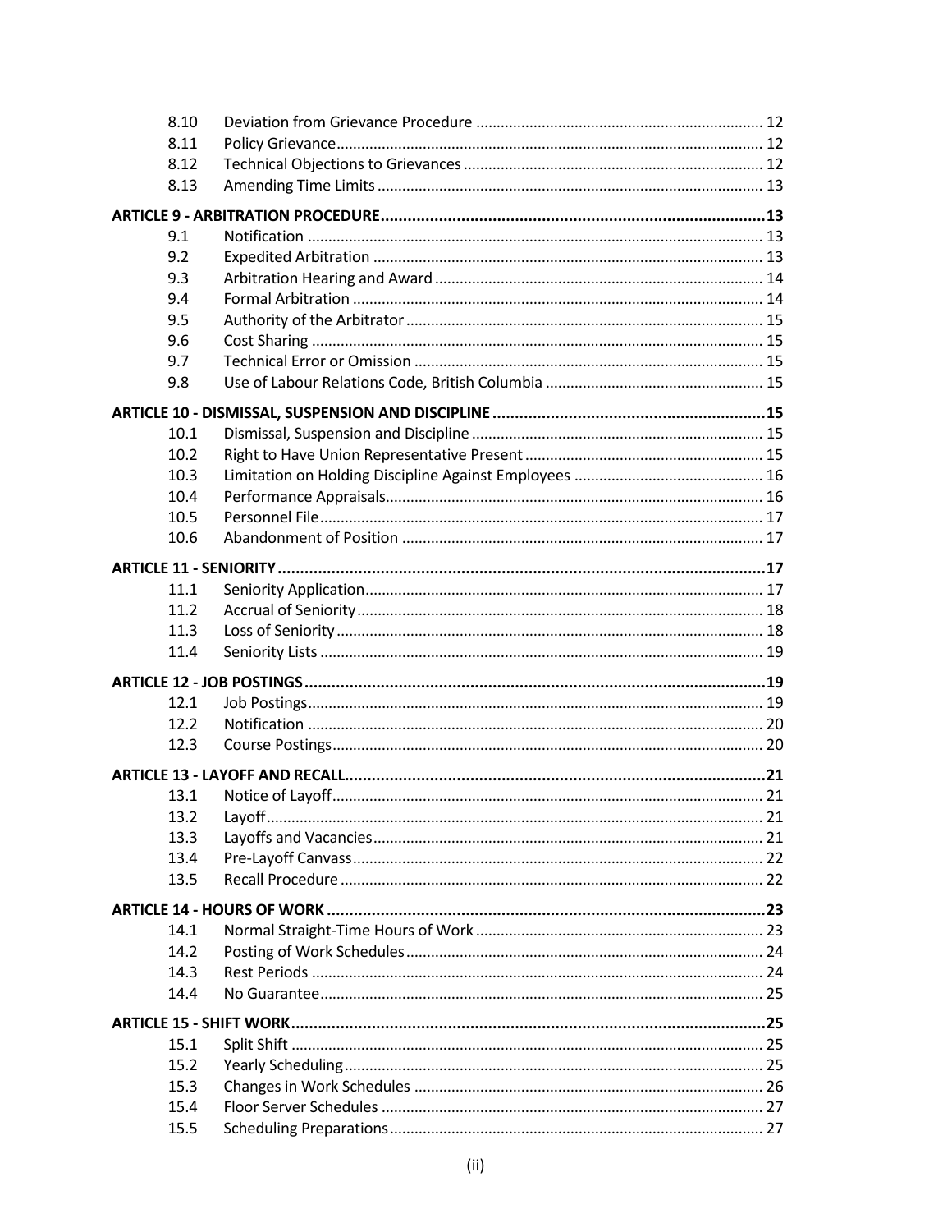| | | |
|---|---|---|
| 8.10 | Deviation from Grievance Procedure | 12 |
| 8.11 | Policy Grievance | 12 |
| 8.12 | Technical Objections to Grievances | 12 |
| 8.13 | Amending Time Limits | 13 |
| **ARTICLE 9 - ARBITRATION PROCEDURE** | | **13** |
| 9.1 | Notification | 13 |
| 9.2 | Expedited Arbitration | 13 |
| 9.3 | Arbitration Hearing and Award | 14 |
| 9.4 | Formal Arbitration | 14 |
| 9.5 | Authority of the Arbitrator | 15 |
| 9.6 | Cost Sharing | 15 |
| 9.7 | Technical Error or Omission | 15 |
| 9.8 | Use of Labour Relations Code, British Columbia | 15 |
| **ARTICLE 10 - DISMISSAL, SUSPENSION AND DISCIPLINE** | | **15** |
| 10.1 | Dismissal, Suspension and Discipline | 15 |
| 10.2 | Right to Have Union Representative Present | 15 |
| 10.3 | Limitation on Holding Discipline Against Employees | 16 |
| 10.4 | Performance Appraisals | 16 |
| 10.5 | Personnel File | 17 |
| 10.6 | Abandonment of Position | 17 |
| **ARTICLE 11 - SENIORITY** | | **17** |
| 11.1 | Seniority Application | 17 |
| 11.2 | Accrual of Seniority | 18 |
| 11.3 | Loss of Seniority | 18 |
| 11.4 | Seniority Lists | 19 |
| **ARTICLE 12 - JOB POSTINGS** | | **19** |
| 12.1 | Job Postings | 19 |
| 12.2 | Notification | 20 |
| 12.3 | Course Postings | 20 |
| **ARTICLE 13 - LAYOFF AND RECALL** | | **21** |
| 13.1 | Notice of Layoff | 21 |
| 13.2 | Layoff | 21 |
| 13.3 | Layoffs and Vacancies | 21 |
| 13.4 | Pre-Layoff Canvass | 22 |
| 13.5 | Recall Procedure | 22 |
| **ARTICLE 14 - HOURS OF WORK** | | **23** |
| 14.1 | Normal Straight-Time Hours of Work | 23 |
| 14.2 | Posting of Work Schedules | 24 |
| 14.3 | Rest Periods | 24 |
| 14.4 | No Guarantee | 25 |
| **ARTICLE 15 - SHIFT WORK** | | **25** |
| 15.1 | Split Shift | 25 |
| 15.2 | Yearly Scheduling | 25 |
| 15.3 | Changes in Work Schedules | 26 |
| 15.4 | Floor Server Schedules | 27 |
| 15.5 | Scheduling Preparations | 27 |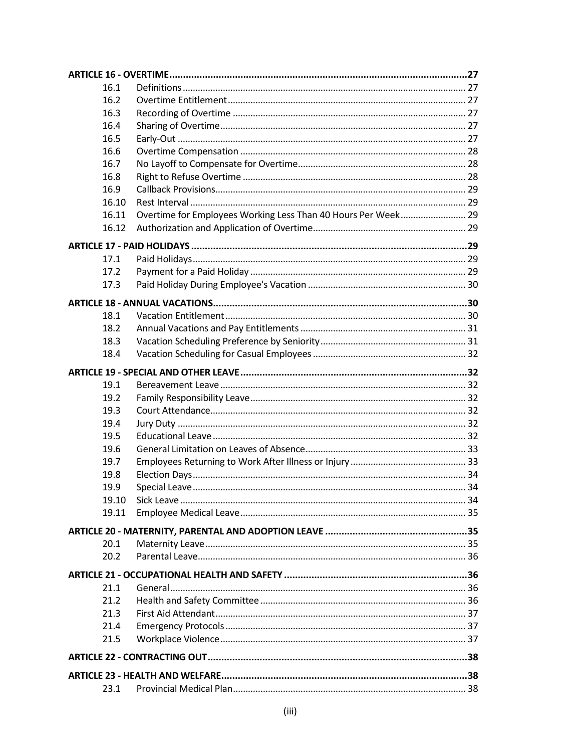| | | |
|---|---|---|
| **ARTICLE 16 - OVERTIME** | | **27** |
| 16.1 | Definitions | 27 |
| 16.2 | Overtime Entitlement | 27 |
| 16.3 | Recording of Overtime | 27 |
| 16.4 | Sharing of Overtime | 27 |
| 16.5 | Early-Out | 27 |
| 16.6 | Overtime Compensation | 28 |
| 16.7 | No Layoff to Compensate for Overtime | 28 |
| 16.8 | Right to Refuse Overtime | 28 |
| 16.9 | Callback Provisions | 29 |
| 16.10 | Rest Interval | 29 |
| 16.11 | Overtime for Employees Working Less Than 40 Hours Per Week | 29 |
| 16.12 | Authorization and Application of Overtime | 29 |
| **ARTICLE 17 - PAID HOLIDAYS** | | **29** |
| 17.1 | Paid Holidays | 29 |
| 17.2 | Payment for a Paid Holiday | 29 |
| 17.3 | Paid Holiday During Employee's Vacation | 30 |
| **ARTICLE 18 - ANNUAL VACATIONS** | | **30** |
| 18.1 | Vacation Entitlement | 30 |
| 18.2 | Annual Vacations and Pay Entitlements | 31 |
| 18.3 | Vacation Scheduling Preference by Seniority | 31 |
| 18.4 | Vacation Scheduling for Casual Employees | 32 |
| **ARTICLE 19 - SPECIAL AND OTHER LEAVE** | | **32** |
| 19.1 | Bereavement Leave | 32 |
| 19.2 | Family Responsibility Leave | 32 |
| 19.3 | Court Attendance | 32 |
| 19.4 | Jury Duty | 32 |
| 19.5 | Educational Leave | 32 |
| 19.6 | General Limitation on Leaves of Absence | 33 |
| 19.7 | Employees Returning to Work After Illness or Injury | 33 |
| 19.8 | Election Days | 34 |
| 19.9 | Special Leave | 34 |
| 19.10 | Sick Leave | 34 |
| 19.11 | Employee Medical Leave | 35 |
| **ARTICLE 20 - MATERNITY, PARENTAL AND ADOPTION LEAVE** | | **35** |
| 20.1 | Maternity Leave | 35 |
| 20.2 | Parental Leave | 36 |
| **ARTICLE 21 - OCCUPATIONAL HEALTH AND SAFETY** | | **36** |
| 21.1 | General | 36 |
| 21.2 | Health and Safety Committee | 36 |
| 21.3 | First Aid Attendant | 37 |
| 21.4 | Emergency Protocols | 37 |
| 21.5 | Workplace Violence | 37 |
| **ARTICLE 22 - CONTRACTING OUT** | | **38** |
| **ARTICLE 23 - HEALTH AND WELFARE** | | **38** |
| 23.1 | Provincial Medical Plan | 38 |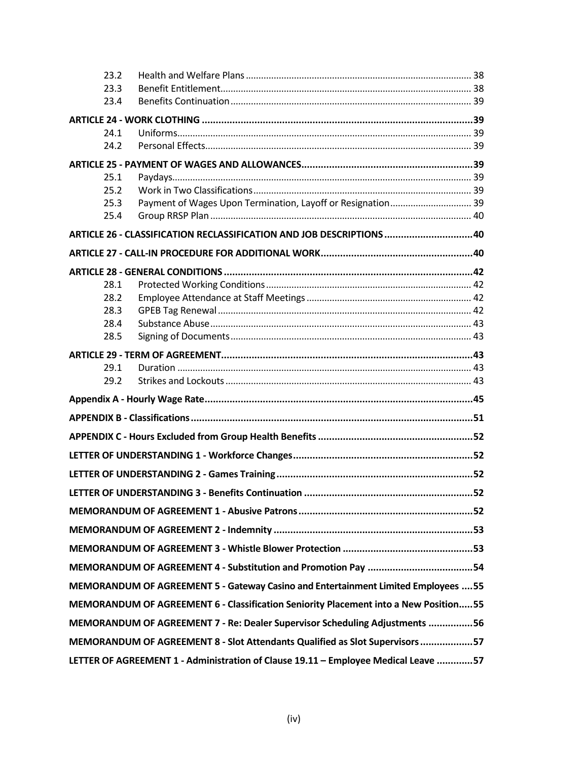| | | |
|---|---|---|
| 23.2 | Health and Welfare Plans | 38 |
| 23.3 | Benefit Entitlement | 38 |
| 23.4 | Benefits Continuation | 39 |
| **ARTICLE 24 - WORK CLOTHING** | | **39** |
| 24.1 | Uniforms | 39 |
| 24.2 | Personal Effects | 39 |
| **ARTICLE 25 - PAYMENT OF WAGES AND ALLOWANCES** | | **39** |
| 25.1 | Paydays | 39 |
| 25.2 | Work in Two Classifications | 39 |
| 25.3 | Payment of Wages Upon Termination, Layoff or Resignation | 39 |
| 25.4 | Group RRSP Plan | 40 |
| **ARTICLE 26 - CLASSIFICATION RECLASSIFICATION AND JOB DESCRIPTIONS** | | **40** |
| **ARTICLE 27 - CALL-IN PROCEDURE FOR ADDITIONAL WORK** | | **40** |
| **ARTICLE 28 - GENERAL CONDITIONS** | | **42** |
| 28.1 | Protected Working Conditions | 42 |
| 28.2 | Employee Attendance at Staff Meetings | 42 |
| 28.3 | GPEB Tag Renewal | 42 |
| 28.4 | Substance Abuse | 43 |
| 28.5 | Signing of Documents | 43 |
| **ARTICLE 29 - TERM OF AGREEMENT** | | **43** |
| 29.1 | Duration | 43 |
| 29.2 | Strikes and Lockouts | 43 |
| **Appendix A - Hourly Wage Rate** | | **45** |
| **APPENDIX B - Classifications** | | **51** |
| **APPENDIX C - Hours Excluded from Group Health Benefits** | | **52** |
| **LETTER OF UNDERSTANDING 1 - Workforce Changes** | | **52** |
| **LETTER OF UNDERSTANDING 2 - Games Training** | | **52** |
| **LETTER OF UNDERSTANDING 3 - Benefits Continuation** | | **52** |
| **MEMORANDUM OF AGREEMENT 1 - Abusive Patrons** | | **52** |
| **MEMORANDUM OF AGREEMENT 2 - Indemnity** | | **53** |
| **MEMORANDUM OF AGREEMENT 3 - Whistle Blower Protection** | | **53** |
| **MEMORANDUM OF AGREEMENT 4 - Substitution and Promotion Pay** | | **54** |
| **MEMORANDUM OF AGREEMENT 5 - Gateway Casino and Entertainment Limited Employees** | | **55** |
| **MEMORANDUM OF AGREEMENT 6 - Classification Seniority Placement into a New Position** | | **55** |
| **MEMORANDUM OF AGREEMENT 7 - Re: Dealer Supervisor Scheduling Adjustments** | | **56** |
| **MEMORANDUM OF AGREEMENT 8 - Slot Attendants Qualified as Slot Supervisors** | | **57** |
| **LETTER OF AGREEMENT 1 - Administration of Clause 19.11 – Employee Medical Leave** | | **57** |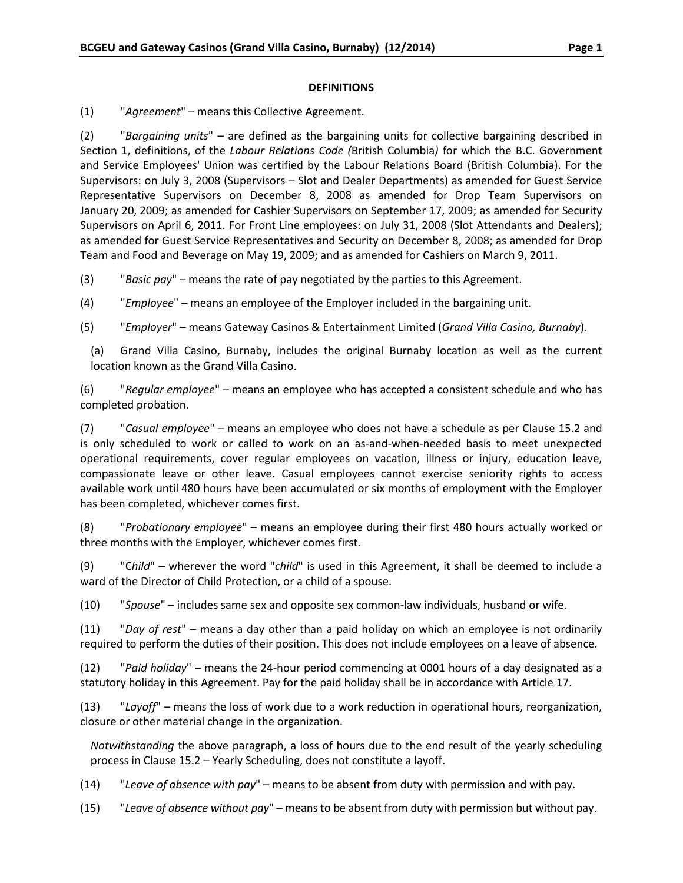## DEFINITIONS

(1) "*Agreement*" – means this Collective Agreement.

(2) "*Bargaining units*" – are defined as the bargaining units for collective bargaining described in Section 1, definitions, of the *Labour Relations Code (*British Columbia*)* for which the B.C. Government and Service Employees' Union was certified by the Labour Relations Board (British Columbia). For the Supervisors: on July 3, 2008 (Supervisors – Slot and Dealer Departments) as amended for Guest Service Representative Supervisors on December 8, 2008 as amended for Drop Team Supervisors on January 20, 2009; as amended for Cashier Supervisors on September 17, 2009; as amended for Security Supervisors on April 6, 2011. For Front Line employees: on July 31, 2008 (Slot Attendants and Dealers); as amended for Guest Service Representatives and Security on December 8, 2008; as amended for Drop Team and Food and Beverage on May 19, 2009; and as amended for Cashiers on March 9, 2011.

(3) "*Basic pay*" – means the rate of pay negotiated by the parties to this Agreement.

(4) "*Employee*" – means an employee of the Employer included in the bargaining unit.

(5) "*Employer*" – means Gateway Casinos & Entertainment Limited (*Grand Villa Casino, Burnaby*).

(a) Grand Villa Casino, Burnaby, includes the original Burnaby location as well as the current location known as the Grand Villa Casino.

(6) "*Regular employee*" – means an employee who has accepted a consistent schedule and who has completed probation.

(7) "*Casual employee*" – means an employee who does not have a schedule as per Clause 15.2 and is only scheduled to work or called to work on an as-and-when-needed basis to meet unexpected operational requirements, cover regular employees on vacation, illness or injury, education leave, compassionate leave or other leave. Casual employees cannot exercise seniority rights to access available work until 480 hours have been accumulated or six months of employment with the Employer has been completed, whichever comes first.

(8) "*Probationary employee*" – means an employee during their first 480 hours actually worked or three months with the Employer, whichever comes first.

(9) "C*hild*" – wherever the word "*child*" is used in this Agreement, it shall be deemed to include a ward of the Director of Child Protection, or a child of a spouse.

(10) "*Spouse*" – includes same sex and opposite sex common-law individuals, husband or wife.

(11) "*Day of rest*" – means a day other than a paid holiday on which an employee is not ordinarily required to perform the duties of their position. This does not include employees on a leave of absence.

(12) "*Paid holiday*" – means the 24-hour period commencing at 0001 hours of a day designated as a statutory holiday in this Agreement. Pay for the paid holiday shall be in accordance with Article 17.

(13) "*Layoff*" – means the loss of work due to a work reduction in operational hours, reorganization, closure or other material change in the organization.

*Notwithstanding* the above paragraph, a loss of hours due to the end result of the yearly scheduling process in Clause 15.2 – Yearly Scheduling, does not constitute a layoff.

(14) "*Leave of absence with pay*" – means to be absent from duty with permission and with pay.

(15) "*Leave of absence without pay*" – means to be absent from duty with permission but without pay.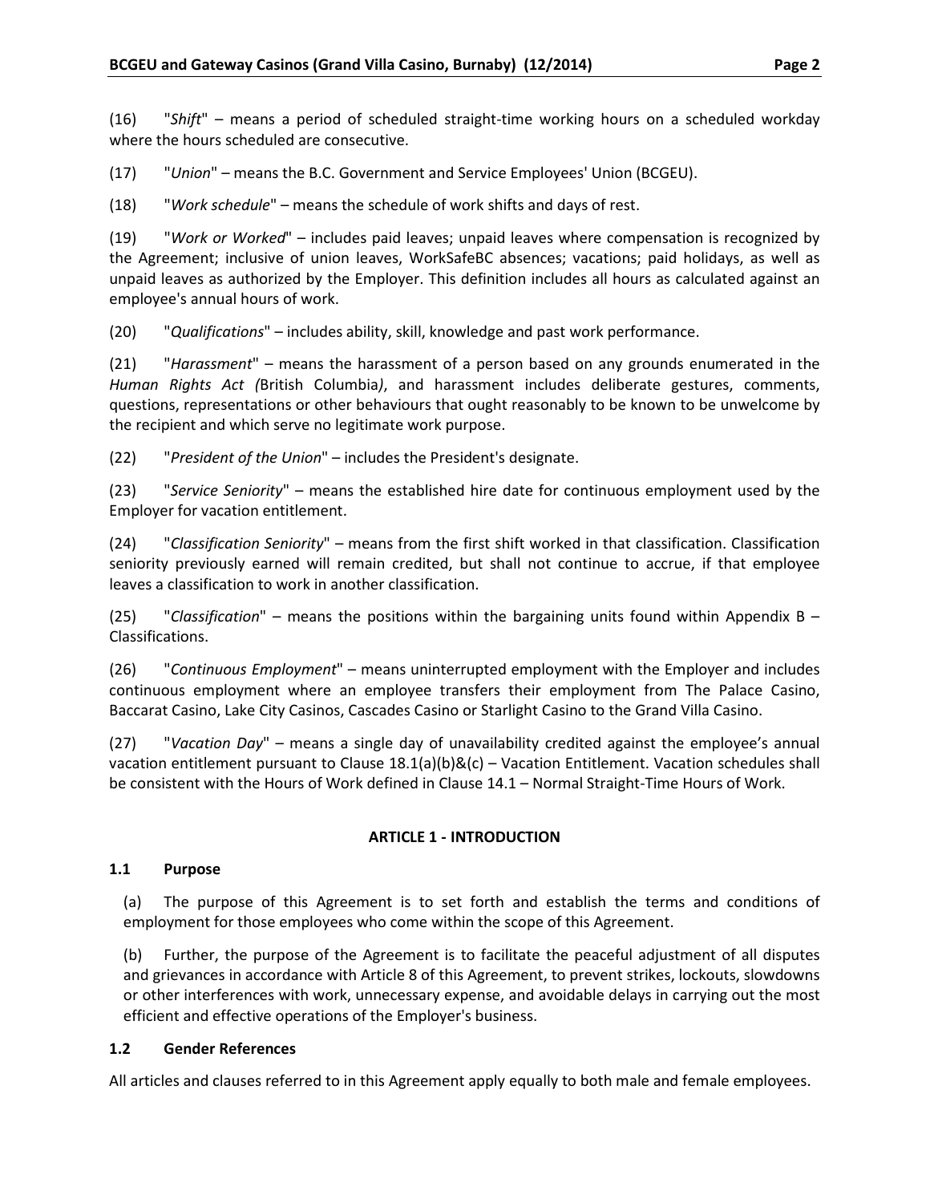(16) "*Shift*" – means a period of scheduled straight-time working hours on a scheduled workday where the hours scheduled are consecutive.

(17) "*Union*" – means the B.C. Government and Service Employees' Union (BCGEU).

(18) "*Work schedule*" – means the schedule of work shifts and days of rest.

(19) "*Work or Worked*" – includes paid leaves; unpaid leaves where compensation is recognized by the Agreement; inclusive of union leaves, WorkSafeBC absences; vacations; paid holidays, as well as unpaid leaves as authorized by the Employer. This definition includes all hours as calculated against an employee's annual hours of work.

(20) "*Qualifications*" – includes ability, skill, knowledge and past work performance.

(21) "*Harassment*" – means the harassment of a person based on any grounds enumerated in the *Human Rights Act (*British Columbia*)*, and harassment includes deliberate gestures, comments, questions, representations or other behaviours that ought reasonably to be known to be unwelcome by the recipient and which serve no legitimate work purpose.

(22) "*President of the Union*" – includes the President's designate.

(23) "*Service Seniority*" – means the established hire date for continuous employment used by the Employer for vacation entitlement.

(24) "*Classification Seniority*" – means from the first shift worked in that classification. Classification seniority previously earned will remain credited, but shall not continue to accrue, if that employee leaves a classification to work in another classification.

(25) "*Classification*" – means the positions within the bargaining units found within Appendix B – Classifications.

(26) "*Continuous Employment*" – means uninterrupted employment with the Employer and includes continuous employment where an employee transfers their employment from The Palace Casino, Baccarat Casino, Lake City Casinos, Cascades Casino or Starlight Casino to the Grand Villa Casino.

(27) "*Vacation Day*" – means a single day of unavailability credited against the employee's annual vacation entitlement pursuant to Clause 18.1(a)(b)&(c) – Vacation Entitlement. Vacation schedules shall be consistent with the Hours of Work defined in Clause 14.1 – Normal Straight-Time Hours of Work.

## ARTICLE 1 - INTRODUCTION

### 1.1 Purpose

(a) The purpose of this Agreement is to set forth and establish the terms and conditions of employment for those employees who come within the scope of this Agreement.

(b) Further, the purpose of the Agreement is to facilitate the peaceful adjustment of all disputes and grievances in accordance with Article 8 of this Agreement, to prevent strikes, lockouts, slowdowns or other interferences with work, unnecessary expense, and avoidable delays in carrying out the most efficient and effective operations of the Employer's business.

### 1.2 Gender References

All articles and clauses referred to in this Agreement apply equally to both male and female employees.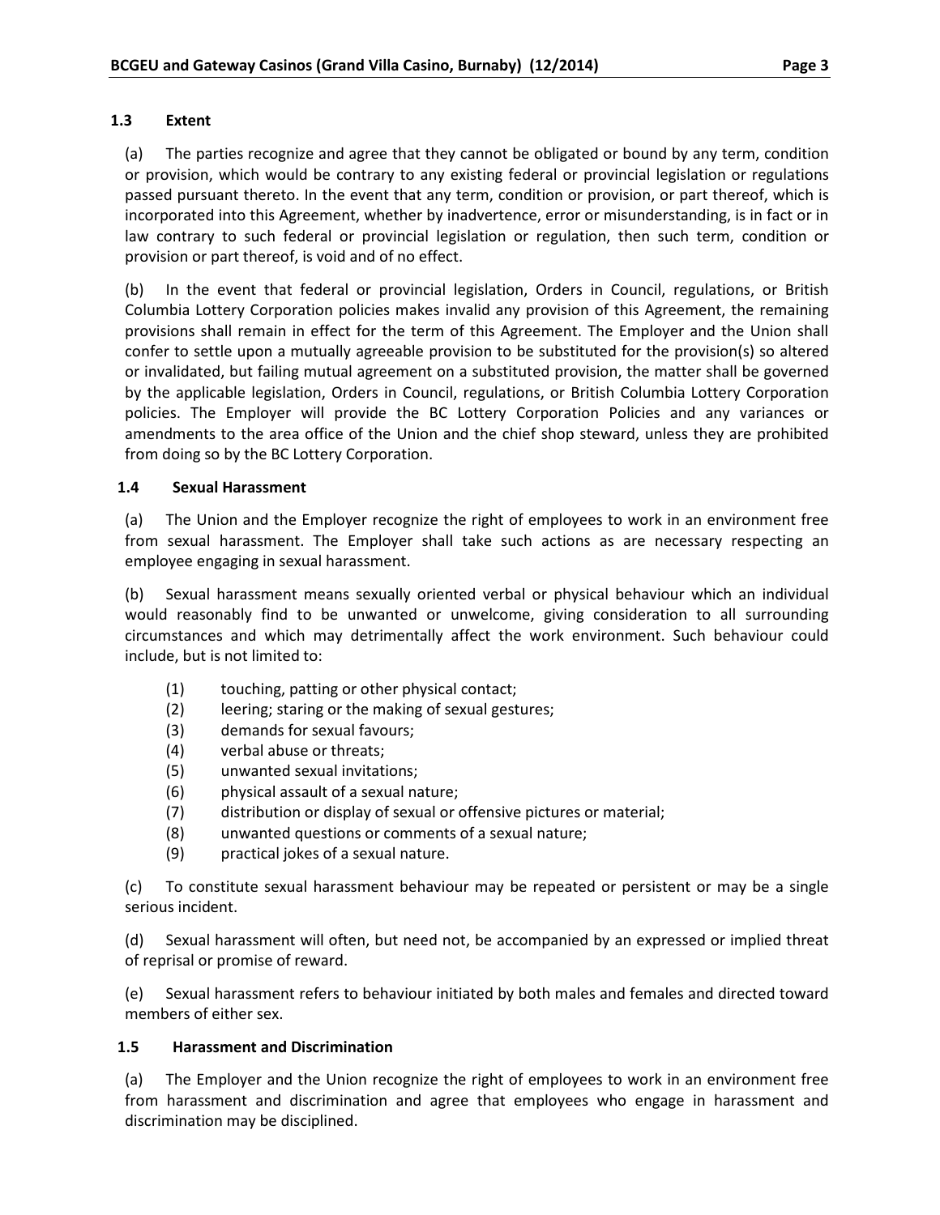### 1.3 Extent

(a) The parties recognize and agree that they cannot be obligated or bound by any term, condition or provision, which would be contrary to any existing federal or provincial legislation or regulations passed pursuant thereto. In the event that any term, condition or provision, or part thereof, which is incorporated into this Agreement, whether by inadvertence, error or misunderstanding, is in fact or in law contrary to such federal or provincial legislation or regulation, then such term, condition or provision or part thereof, is void and of no effect.

(b) In the event that federal or provincial legislation, Orders in Council, regulations, or British Columbia Lottery Corporation policies makes invalid any provision of this Agreement, the remaining provisions shall remain in effect for the term of this Agreement. The Employer and the Union shall confer to settle upon a mutually agreeable provision to be substituted for the provision(s) so altered or invalidated, but failing mutual agreement on a substituted provision, the matter shall be governed by the applicable legislation, Orders in Council, regulations, or British Columbia Lottery Corporation policies. The Employer will provide the BC Lottery Corporation Policies and any variances or amendments to the area office of the Union and the chief shop steward, unless they are prohibited from doing so by the BC Lottery Corporation.

### 1.4 Sexual Harassment

(a) The Union and the Employer recognize the right of employees to work in an environment free from sexual harassment. The Employer shall take such actions as are necessary respecting an employee engaging in sexual harassment.

(b) Sexual harassment means sexually oriented verbal or physical behaviour which an individual would reasonably find to be unwanted or unwelcome, giving consideration to all surrounding circumstances and which may detrimentally affect the work environment. Such behaviour could include, but is not limited to:

(1) touching, patting or other physical contact;
(2) leering; staring or the making of sexual gestures;
(3) demands for sexual favours;
(4) verbal abuse or threats;
(5) unwanted sexual invitations;
(6) physical assault of a sexual nature;
(7) distribution or display of sexual or offensive pictures or material;
(8) unwanted questions or comments of a sexual nature;
(9) practical jokes of a sexual nature.

(c) To constitute sexual harassment behaviour may be repeated or persistent or may be a single serious incident.

(d) Sexual harassment will often, but need not, be accompanied by an expressed or implied threat of reprisal or promise of reward.

(e) Sexual harassment refers to behaviour initiated by both males and females and directed toward members of either sex.

### 1.5 Harassment and Discrimination

(a) The Employer and the Union recognize the right of employees to work in an environment free from harassment and discrimination and agree that employees who engage in harassment and discrimination may be disciplined.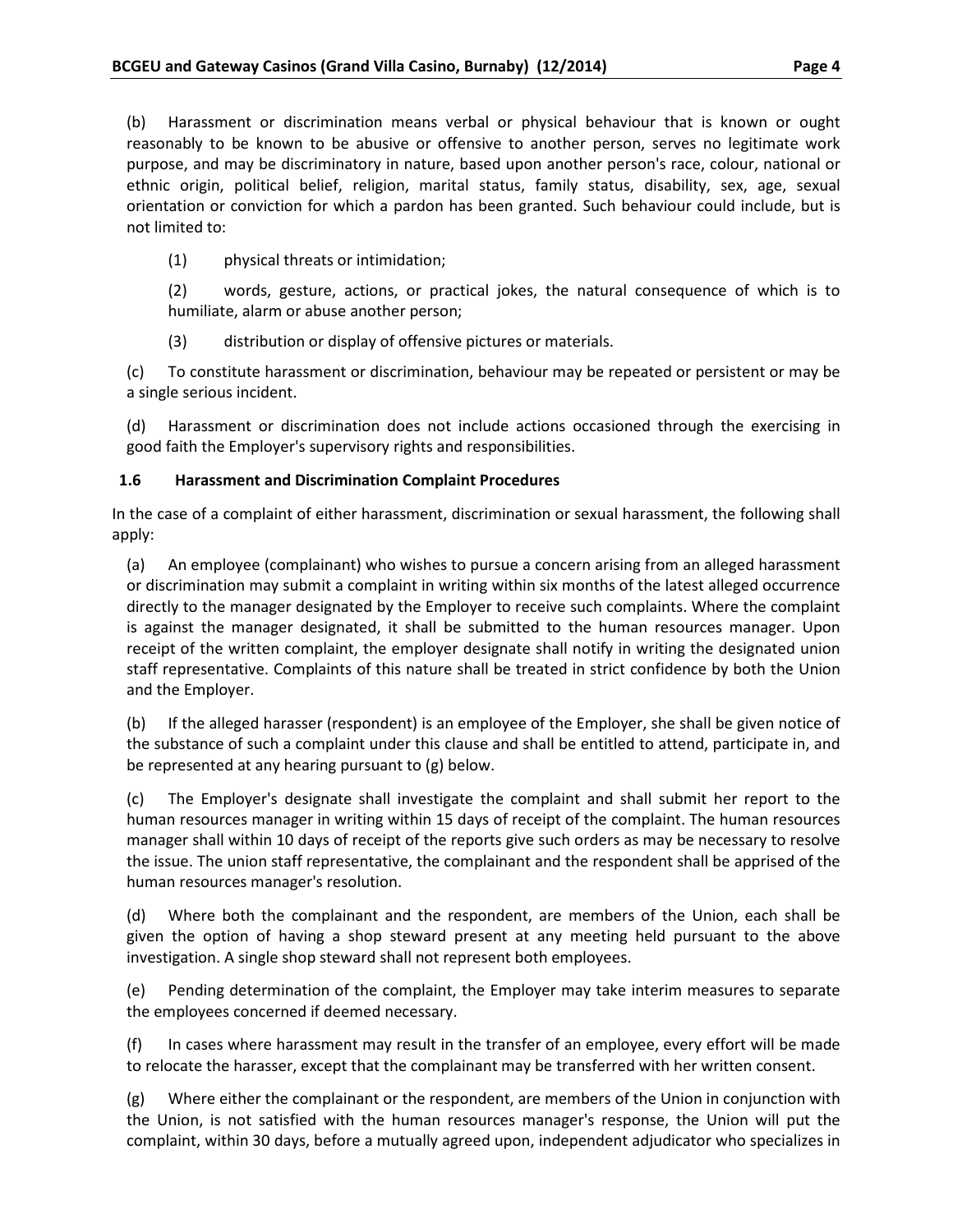(b) Harassment or discrimination means verbal or physical behaviour that is known or ought reasonably to be known to be abusive or offensive to another person, serves no legitimate work purpose, and may be discriminatory in nature, based upon another person's race, colour, national or ethnic origin, political belief, religion, marital status, family status, disability, sex, age, sexual orientation or conviction for which a pardon has been granted. Such behaviour could include, but is not limited to:

(1) physical threats or intimidation;

(2) words, gesture, actions, or practical jokes, the natural consequence of which is to humiliate, alarm or abuse another person;

(3) distribution or display of offensive pictures or materials.

(c) To constitute harassment or discrimination, behaviour may be repeated or persistent or may be a single serious incident.

(d) Harassment or discrimination does not include actions occasioned through the exercising in good faith the Employer's supervisory rights and responsibilities.

### 1.6 Harassment and Discrimination Complaint Procedures

In the case of a complaint of either harassment, discrimination or sexual harassment, the following shall apply:

(a) An employee (complainant) who wishes to pursue a concern arising from an alleged harassment or discrimination may submit a complaint in writing within six months of the latest alleged occurrence directly to the manager designated by the Employer to receive such complaints. Where the complaint is against the manager designated, it shall be submitted to the human resources manager. Upon receipt of the written complaint, the employer designate shall notify in writing the designated union staff representative. Complaints of this nature shall be treated in strict confidence by both the Union and the Employer.

(b) If the alleged harasser (respondent) is an employee of the Employer, she shall be given notice of the substance of such a complaint under this clause and shall be entitled to attend, participate in, and be represented at any hearing pursuant to (g) below.

(c) The Employer's designate shall investigate the complaint and shall submit her report to the human resources manager in writing within 15 days of receipt of the complaint. The human resources manager shall within 10 days of receipt of the reports give such orders as may be necessary to resolve the issue. The union staff representative, the complainant and the respondent shall be apprised of the human resources manager's resolution.

(d) Where both the complainant and the respondent, are members of the Union, each shall be given the option of having a shop steward present at any meeting held pursuant to the above investigation. A single shop steward shall not represent both employees.

(e) Pending determination of the complaint, the Employer may take interim measures to separate the employees concerned if deemed necessary.

(f) In cases where harassment may result in the transfer of an employee, every effort will be made to relocate the harasser, except that the complainant may be transferred with her written consent.

(g) Where either the complainant or the respondent, are members of the Union in conjunction with the Union, is not satisfied with the human resources manager's response, the Union will put the complaint, within 30 days, before a mutually agreed upon, independent adjudicator who specializes in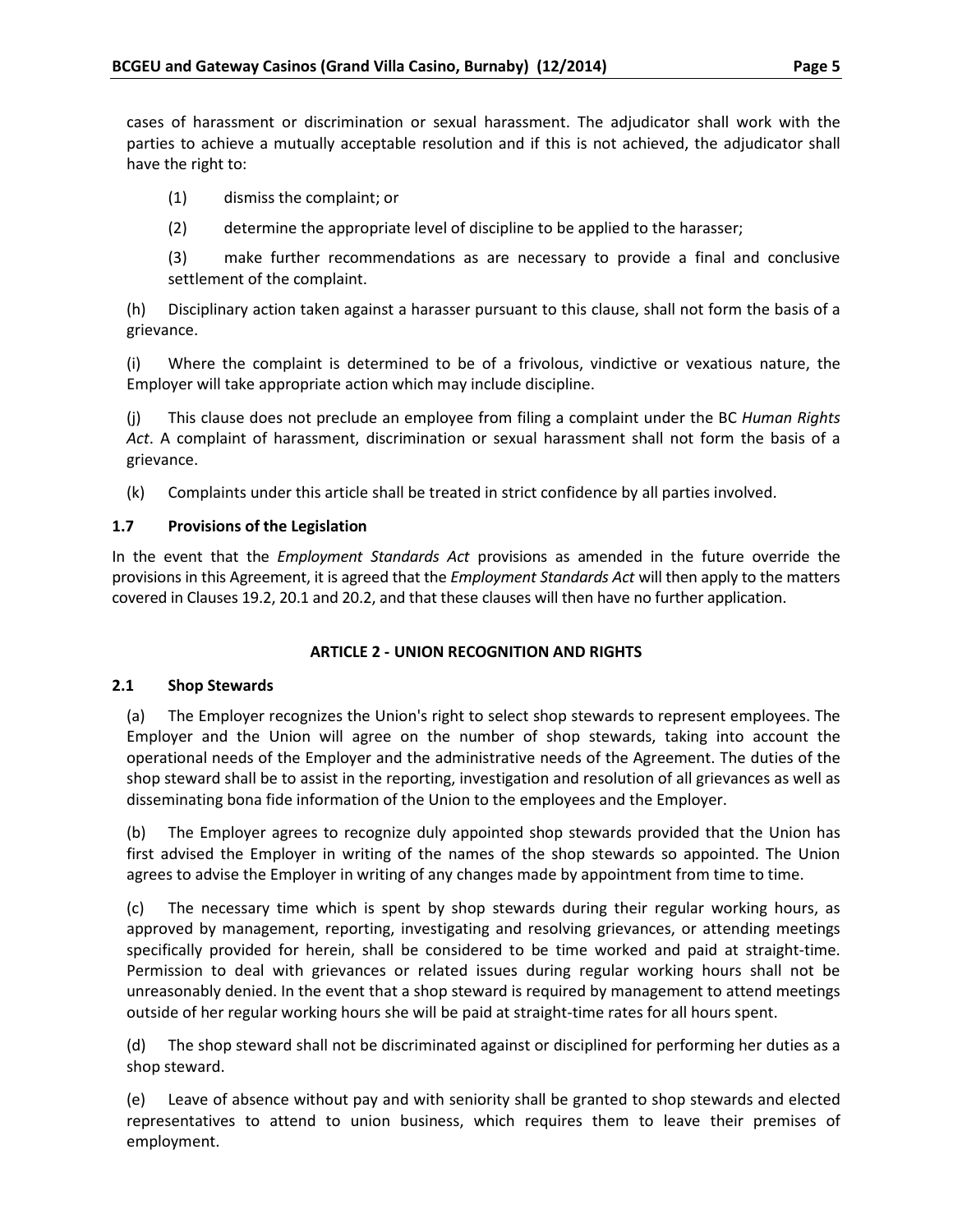cases of harassment or discrimination or sexual harassment. The adjudicator shall work with the parties to achieve a mutually acceptable resolution and if this is not achieved, the adjudicator shall have the right to:

(1) dismiss the complaint; or

(2) determine the appropriate level of discipline to be applied to the harasser;

(3) make further recommendations as are necessary to provide a final and conclusive settlement of the complaint.

(h) Disciplinary action taken against a harasser pursuant to this clause, shall not form the basis of a grievance.

(i) Where the complaint is determined to be of a frivolous, vindictive or vexatious nature, the Employer will take appropriate action which may include discipline.

(j) This clause does not preclude an employee from filing a complaint under the BC *Human Rights Act*. A complaint of harassment, discrimination or sexual harassment shall not form the basis of a grievance.

(k) Complaints under this article shall be treated in strict confidence by all parties involved.

### 1.7 Provisions of the Legislation

In the event that the *Employment Standards Act* provisions as amended in the future override the provisions in this Agreement, it is agreed that the *Employment Standards Act* will then apply to the matters covered in Clauses 19.2, 20.1 and 20.2, and that these clauses will then have no further application.

## ARTICLE 2 - UNION RECOGNITION AND RIGHTS

### 2.1 Shop Stewards

(a) The Employer recognizes the Union's right to select shop stewards to represent employees. The Employer and the Union will agree on the number of shop stewards, taking into account the operational needs of the Employer and the administrative needs of the Agreement. The duties of the shop steward shall be to assist in the reporting, investigation and resolution of all grievances as well as disseminating bona fide information of the Union to the employees and the Employer.

(b) The Employer agrees to recognize duly appointed shop stewards provided that the Union has first advised the Employer in writing of the names of the shop stewards so appointed. The Union agrees to advise the Employer in writing of any changes made by appointment from time to time.

(c) The necessary time which is spent by shop stewards during their regular working hours, as approved by management, reporting, investigating and resolving grievances, or attending meetings specifically provided for herein, shall be considered to be time worked and paid at straight-time. Permission to deal with grievances or related issues during regular working hours shall not be unreasonably denied. In the event that a shop steward is required by management to attend meetings outside of her regular working hours she will be paid at straight-time rates for all hours spent.

(d) The shop steward shall not be discriminated against or disciplined for performing her duties as a shop steward.

(e) Leave of absence without pay and with seniority shall be granted to shop stewards and elected representatives to attend to union business, which requires them to leave their premises of employment.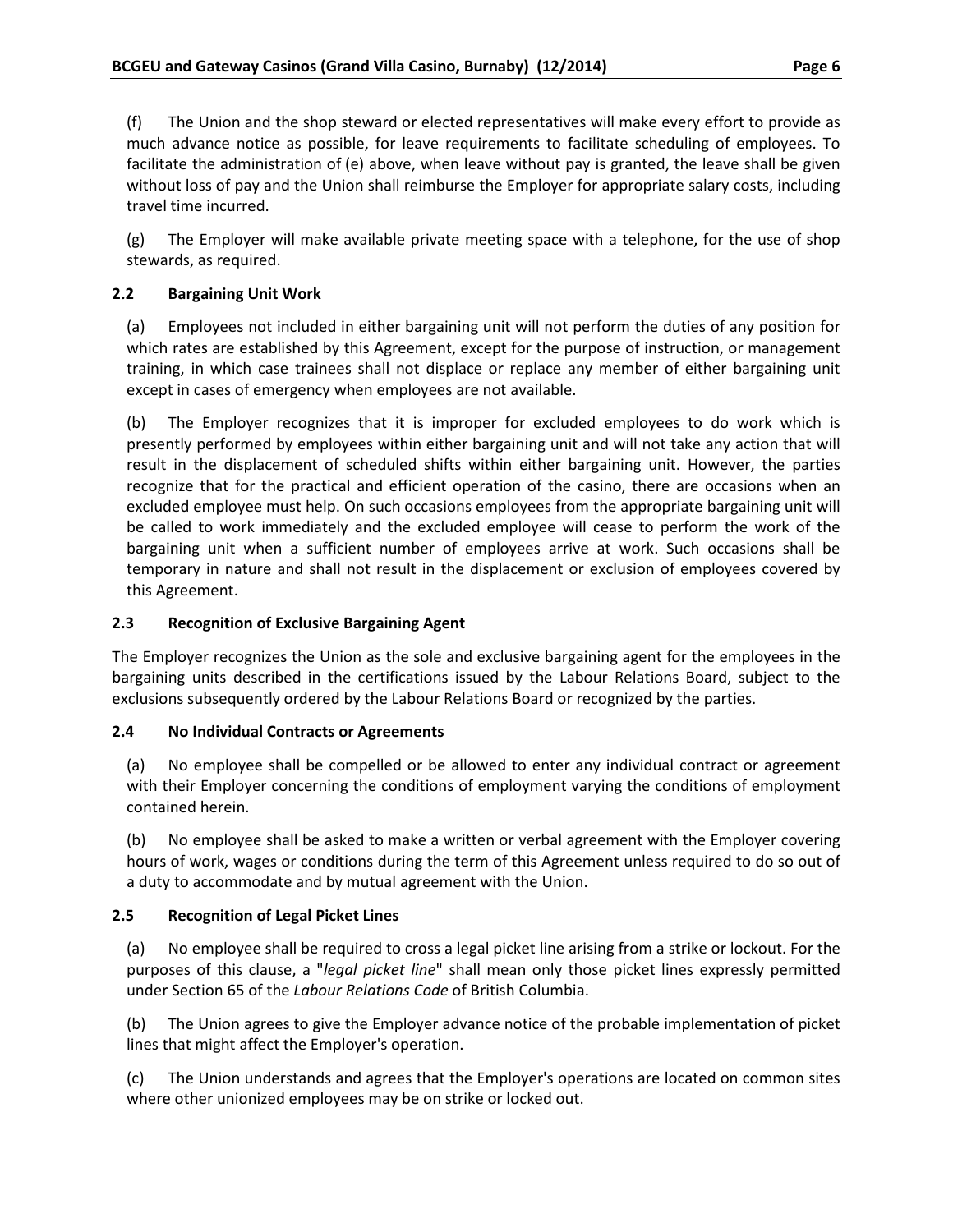(f) The Union and the shop steward or elected representatives will make every effort to provide as much advance notice as possible, for leave requirements to facilitate scheduling of employees. To facilitate the administration of (e) above, when leave without pay is granted, the leave shall be given without loss of pay and the Union shall reimburse the Employer for appropriate salary costs, including travel time incurred.

(g) The Employer will make available private meeting space with a telephone, for the use of shop stewards, as required.

### 2.2 Bargaining Unit Work

(a) Employees not included in either bargaining unit will not perform the duties of any position for which rates are established by this Agreement, except for the purpose of instruction, or management training, in which case trainees shall not displace or replace any member of either bargaining unit except in cases of emergency when employees are not available.

(b) The Employer recognizes that it is improper for excluded employees to do work which is presently performed by employees within either bargaining unit and will not take any action that will result in the displacement of scheduled shifts within either bargaining unit. However, the parties recognize that for the practical and efficient operation of the casino, there are occasions when an excluded employee must help. On such occasions employees from the appropriate bargaining unit will be called to work immediately and the excluded employee will cease to perform the work of the bargaining unit when a sufficient number of employees arrive at work. Such occasions shall be temporary in nature and shall not result in the displacement or exclusion of employees covered by this Agreement.

### 2.3 Recognition of Exclusive Bargaining Agent

The Employer recognizes the Union as the sole and exclusive bargaining agent for the employees in the bargaining units described in the certifications issued by the Labour Relations Board, subject to the exclusions subsequently ordered by the Labour Relations Board or recognized by the parties.

### 2.4 No Individual Contracts or Agreements

(a) No employee shall be compelled or be allowed to enter any individual contract or agreement with their Employer concerning the conditions of employment varying the conditions of employment contained herein.

(b) No employee shall be asked to make a written or verbal agreement with the Employer covering hours of work, wages or conditions during the term of this Agreement unless required to do so out of a duty to accommodate and by mutual agreement with the Union.

### 2.5 Recognition of Legal Picket Lines

(a) No employee shall be required to cross a legal picket line arising from a strike or lockout. For the purposes of this clause, a "*legal picket line*" shall mean only those picket lines expressly permitted under Section 65 of the *Labour Relations Code* of British Columbia.

(b) The Union agrees to give the Employer advance notice of the probable implementation of picket lines that might affect the Employer's operation.

(c) The Union understands and agrees that the Employer's operations are located on common sites where other unionized employees may be on strike or locked out.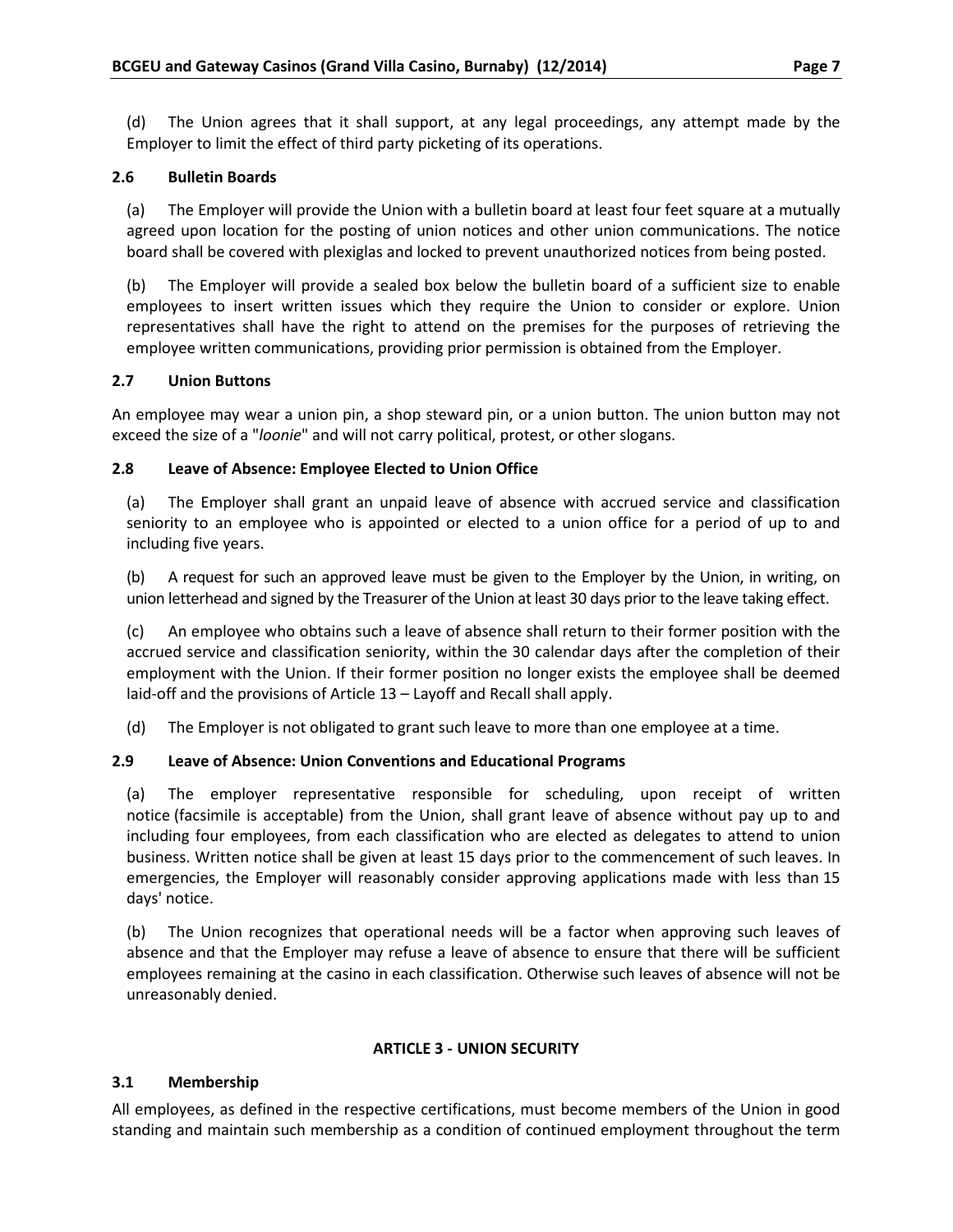(d) The Union agrees that it shall support, at any legal proceedings, any attempt made by the Employer to limit the effect of third party picketing of its operations.

### 2.6 Bulletin Boards

(a) The Employer will provide the Union with a bulletin board at least four feet square at a mutually agreed upon location for the posting of union notices and other union communications. The notice board shall be covered with plexiglas and locked to prevent unauthorized notices from being posted.

(b) The Employer will provide a sealed box below the bulletin board of a sufficient size to enable employees to insert written issues which they require the Union to consider or explore. Union representatives shall have the right to attend on the premises for the purposes of retrieving the employee written communications, providing prior permission is obtained from the Employer.

### 2.7 Union Buttons

An employee may wear a union pin, a shop steward pin, or a union button. The union button may not exceed the size of a "*loonie*" and will not carry political, protest, or other slogans.

### 2.8 Leave of Absence: Employee Elected to Union Office

(a) The Employer shall grant an unpaid leave of absence with accrued service and classification seniority to an employee who is appointed or elected to a union office for a period of up to and including five years.

(b) A request for such an approved leave must be given to the Employer by the Union, in writing, on union letterhead and signed by the Treasurer of the Union at least 30 days prior to the leave taking effect.

(c) An employee who obtains such a leave of absence shall return to their former position with the accrued service and classification seniority, within the 30 calendar days after the completion of their employment with the Union. If their former position no longer exists the employee shall be deemed laid-off and the provisions of Article 13 – Layoff and Recall shall apply.

(d) The Employer is not obligated to grant such leave to more than one employee at a time.

### 2.9 Leave of Absence: Union Conventions and Educational Programs

(a) The employer representative responsible for scheduling, upon receipt of written notice (facsimile is acceptable) from the Union, shall grant leave of absence without pay up to and including four employees, from each classification who are elected as delegates to attend to union business. Written notice shall be given at least 15 days prior to the commencement of such leaves. In emergencies, the Employer will reasonably consider approving applications made with less than 15 days' notice.

(b) The Union recognizes that operational needs will be a factor when approving such leaves of absence and that the Employer may refuse a leave of absence to ensure that there will be sufficient employees remaining at the casino in each classification. Otherwise such leaves of absence will not be unreasonably denied.

## ARTICLE 3 - UNION SECURITY

### 3.1 Membership

All employees, as defined in the respective certifications, must become members of the Union in good standing and maintain such membership as a condition of continued employment throughout the term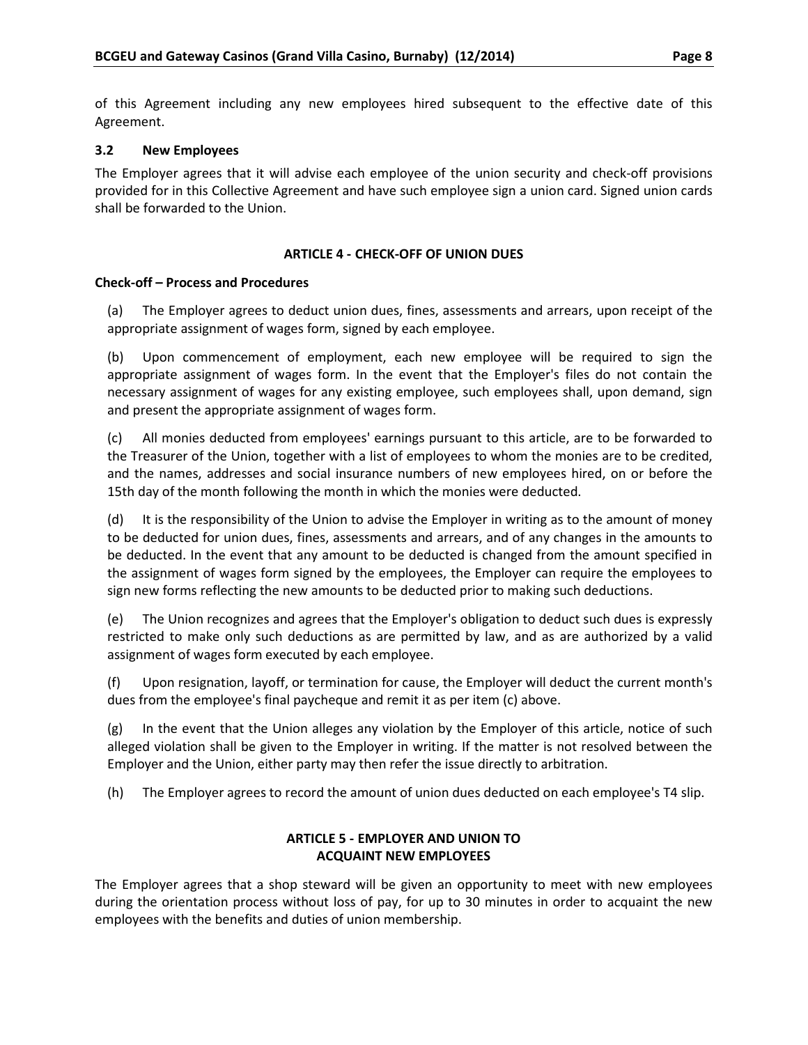of this Agreement including any new employees hired subsequent to the effective date of this Agreement.

### 3.2 New Employees

The Employer agrees that it will advise each employee of the union security and check-off provisions provided for in this Collective Agreement and have such employee sign a union card. Signed union cards shall be forwarded to the Union.

## ARTICLE 4 - CHECK-OFF OF UNION DUES

**Check-off – Process and Procedures**

(a) The Employer agrees to deduct union dues, fines, assessments and arrears, upon receipt of the appropriate assignment of wages form, signed by each employee.

(b) Upon commencement of employment, each new employee will be required to sign the appropriate assignment of wages form. In the event that the Employer's files do not contain the necessary assignment of wages for any existing employee, such employees shall, upon demand, sign and present the appropriate assignment of wages form.

(c) All monies deducted from employees' earnings pursuant to this article, are to be forwarded to the Treasurer of the Union, together with a list of employees to whom the monies are to be credited, and the names, addresses and social insurance numbers of new employees hired, on or before the 15th day of the month following the month in which the monies were deducted.

(d) It is the responsibility of the Union to advise the Employer in writing as to the amount of money to be deducted for union dues, fines, assessments and arrears, and of any changes in the amounts to be deducted. In the event that any amount to be deducted is changed from the amount specified in the assignment of wages form signed by the employees, the Employer can require the employees to sign new forms reflecting the new amounts to be deducted prior to making such deductions.

(e) The Union recognizes and agrees that the Employer's obligation to deduct such dues is expressly restricted to make only such deductions as are permitted by law, and as are authorized by a valid assignment of wages form executed by each employee.

(f) Upon resignation, layoff, or termination for cause, the Employer will deduct the current month's dues from the employee's final paycheque and remit it as per item (c) above.

(g) In the event that the Union alleges any violation by the Employer of this article, notice of such alleged violation shall be given to the Employer in writing. If the matter is not resolved between the Employer and the Union, either party may then refer the issue directly to arbitration.

(h) The Employer agrees to record the amount of union dues deducted on each employee's T4 slip.

## ARTICLE 5 - EMPLOYER AND UNION TO ACQUAINT NEW EMPLOYEES

The Employer agrees that a shop steward will be given an opportunity to meet with new employees during the orientation process without loss of pay, for up to 30 minutes in order to acquaint the new employees with the benefits and duties of union membership.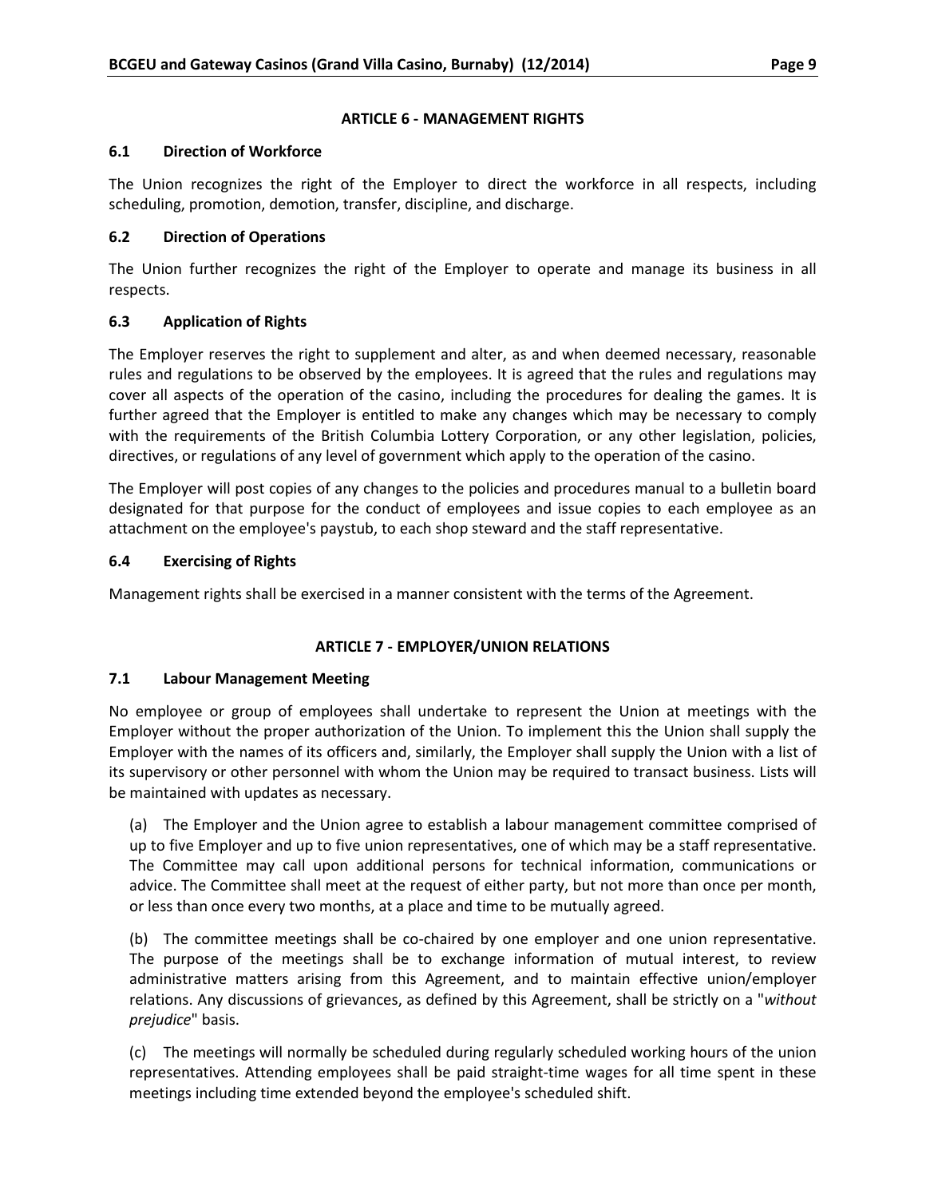## ARTICLE 6 - MANAGEMENT RIGHTS

### 6.1 Direction of Workforce

The Union recognizes the right of the Employer to direct the workforce in all respects, including scheduling, promotion, demotion, transfer, discipline, and discharge.

### 6.2 Direction of Operations

The Union further recognizes the right of the Employer to operate and manage its business in all respects.

### 6.3 Application of Rights

The Employer reserves the right to supplement and alter, as and when deemed necessary, reasonable rules and regulations to be observed by the employees. It is agreed that the rules and regulations may cover all aspects of the operation of the casino, including the procedures for dealing the games. It is further agreed that the Employer is entitled to make any changes which may be necessary to comply with the requirements of the British Columbia Lottery Corporation, or any other legislation, policies, directives, or regulations of any level of government which apply to the operation of the casino.

The Employer will post copies of any changes to the policies and procedures manual to a bulletin board designated for that purpose for the conduct of employees and issue copies to each employee as an attachment on the employee's paystub, to each shop steward and the staff representative.

### 6.4 Exercising of Rights

Management rights shall be exercised in a manner consistent with the terms of the Agreement.

## ARTICLE 7 - EMPLOYER/UNION RELATIONS

### 7.1 Labour Management Meeting

No employee or group of employees shall undertake to represent the Union at meetings with the Employer without the proper authorization of the Union. To implement this the Union shall supply the Employer with the names of its officers and, similarly, the Employer shall supply the Union with a list of its supervisory or other personnel with whom the Union may be required to transact business. Lists will be maintained with updates as necessary.

(a) The Employer and the Union agree to establish a labour management committee comprised of up to five Employer and up to five union representatives, one of which may be a staff representative. The Committee may call upon additional persons for technical information, communications or advice. The Committee shall meet at the request of either party, but not more than once per month, or less than once every two months, at a place and time to be mutually agreed.

(b) The committee meetings shall be co-chaired by one employer and one union representative. The purpose of the meetings shall be to exchange information of mutual interest, to review administrative matters arising from this Agreement, and to maintain effective union/employer relations. Any discussions of grievances, as defined by this Agreement, shall be strictly on a "*without prejudice*" basis.

(c) The meetings will normally be scheduled during regularly scheduled working hours of the union representatives. Attending employees shall be paid straight-time wages for all time spent in these meetings including time extended beyond the employee's scheduled shift.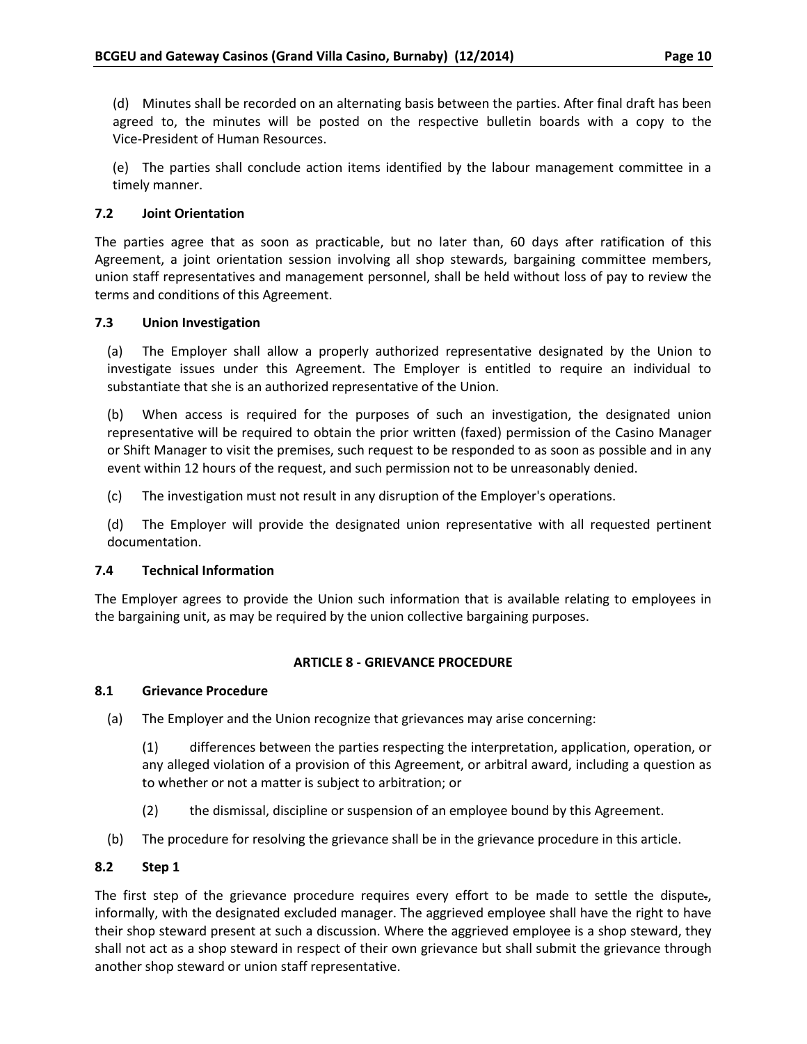(d) Minutes shall be recorded on an alternating basis between the parties. After final draft has been agreed to, the minutes will be posted on the respective bulletin boards with a copy to the Vice-President of Human Resources.

(e) The parties shall conclude action items identified by the labour management committee in a timely manner.

### 7.2 Joint Orientation

The parties agree that as soon as practicable, but no later than, 60 days after ratification of this Agreement, a joint orientation session involving all shop stewards, bargaining committee members, union staff representatives and management personnel, shall be held without loss of pay to review the terms and conditions of this Agreement.

### 7.3 Union Investigation

(a) The Employer shall allow a properly authorized representative designated by the Union to investigate issues under this Agreement. The Employer is entitled to require an individual to substantiate that she is an authorized representative of the Union.

(b) When access is required for the purposes of such an investigation, the designated union representative will be required to obtain the prior written (faxed) permission of the Casino Manager or Shift Manager to visit the premises, such request to be responded to as soon as possible and in any event within 12 hours of the request, and such permission not to be unreasonably denied.

(c) The investigation must not result in any disruption of the Employer's operations.

(d) The Employer will provide the designated union representative with all requested pertinent documentation.

### 7.4 Technical Information

The Employer agrees to provide the Union such information that is available relating to employees in the bargaining unit, as may be required by the union collective bargaining purposes.

## ARTICLE 8 - GRIEVANCE PROCEDURE

### 8.1 Grievance Procedure

(a) The Employer and the Union recognize that grievances may arise concerning:

(1) differences between the parties respecting the interpretation, application, operation, or any alleged violation of a provision of this Agreement, or arbitral award, including a question as to whether or not a matter is subject to arbitration; or

(2) the dismissal, discipline or suspension of an employee bound by this Agreement.

(b) The procedure for resolving the grievance shall be in the grievance procedure in this article.

### 8.2 Step 1

The first step of the grievance procedure requires every effort to be made to settle the dispute., informally, with the designated excluded manager. The aggrieved employee shall have the right to have their shop steward present at such a discussion. Where the aggrieved employee is a shop steward, they shall not act as a shop steward in respect of their own grievance but shall submit the grievance through another shop steward or union staff representative.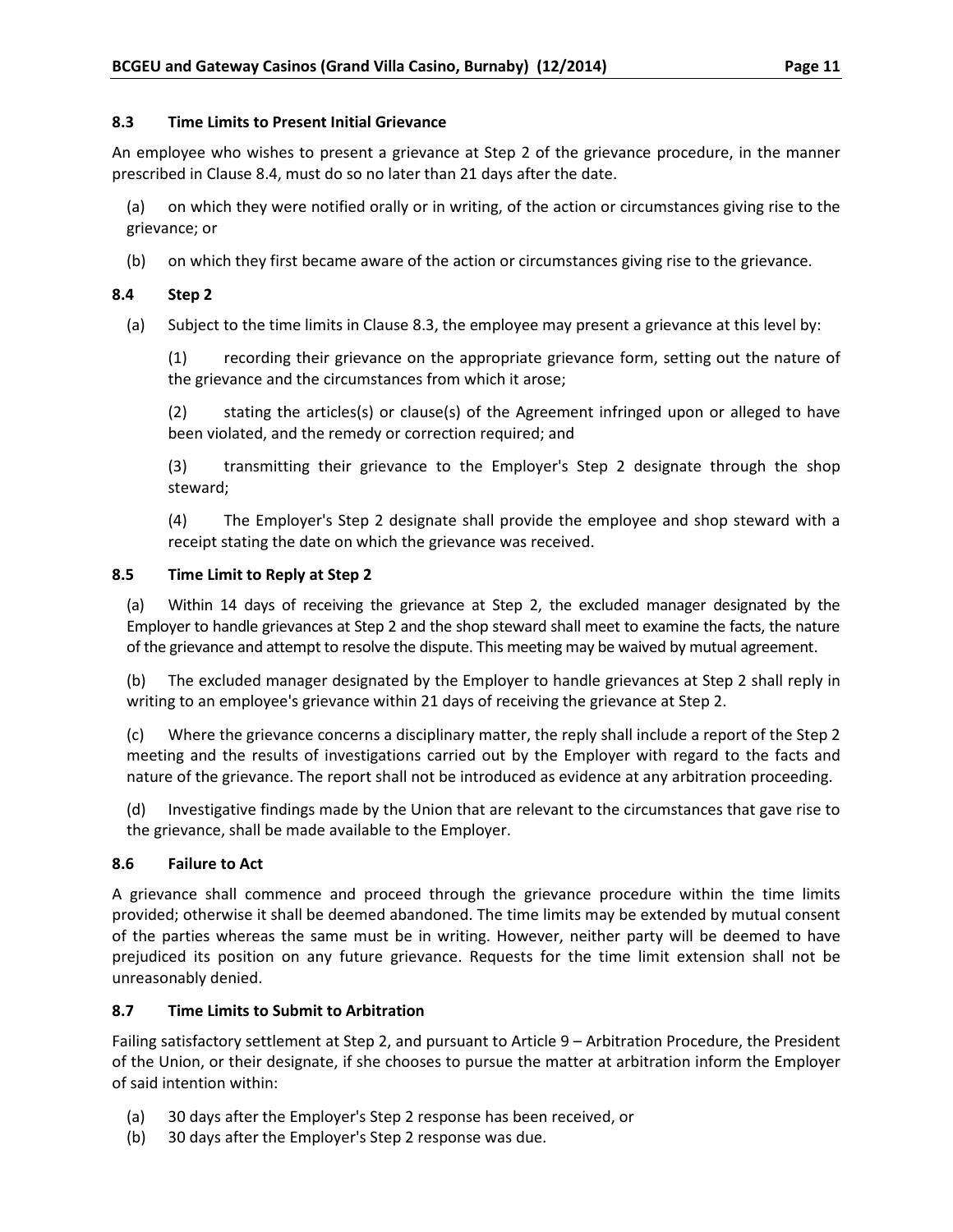**8.3 Time Limits to Present Initial Grievance**

An employee who wishes to present a grievance at Step 2 of the grievance procedure, in the manner prescribed in Clause 8.4, must do so no later than 21 days after the date.

(a) on which they were notified orally or in writing, of the action or circumstances giving rise to the grievance; or

(b) on which they first became aware of the action or circumstances giving rise to the grievance.

**8.4 Step 2**

(a) Subject to the time limits in Clause 8.3, the employee may present a grievance at this level by:

(1) recording their grievance on the appropriate grievance form, setting out the nature of the grievance and the circumstances from which it arose;

(2) stating the articles(s) or clause(s) of the Agreement infringed upon or alleged to have been violated, and the remedy or correction required; and

(3) transmitting their grievance to the Employer's Step 2 designate through the shop steward;

(4) The Employer's Step 2 designate shall provide the employee and shop steward with a receipt stating the date on which the grievance was received.

**8.5 Time Limit to Reply at Step 2**

(a) Within 14 days of receiving the grievance at Step 2, the excluded manager designated by the Employer to handle grievances at Step 2 and the shop steward shall meet to examine the facts, the nature of the grievance and attempt to resolve the dispute. This meeting may be waived by mutual agreement.

(b) The excluded manager designated by the Employer to handle grievances at Step 2 shall reply in writing to an employee's grievance within 21 days of receiving the grievance at Step 2.

(c) Where the grievance concerns a disciplinary matter, the reply shall include a report of the Step 2 meeting and the results of investigations carried out by the Employer with regard to the facts and nature of the grievance. The report shall not be introduced as evidence at any arbitration proceeding.

(d) Investigative findings made by the Union that are relevant to the circumstances that gave rise to the grievance, shall be made available to the Employer.

**8.6 Failure to Act**

A grievance shall commence and proceed through the grievance procedure within the time limits provided; otherwise it shall be deemed abandoned. The time limits may be extended by mutual consent of the parties whereas the same must be in writing. However, neither party will be deemed to have prejudiced its position on any future grievance. Requests for the time limit extension shall not be unreasonably denied.

**8.7 Time Limits to Submit to Arbitration**

Failing satisfactory settlement at Step 2, and pursuant to Article 9 – Arbitration Procedure, the President of the Union, or their designate, if she chooses to pursue the matter at arbitration inform the Employer of said intention within:

(a) 30 days after the Employer's Step 2 response has been received, or
(b) 30 days after the Employer's Step 2 response was due.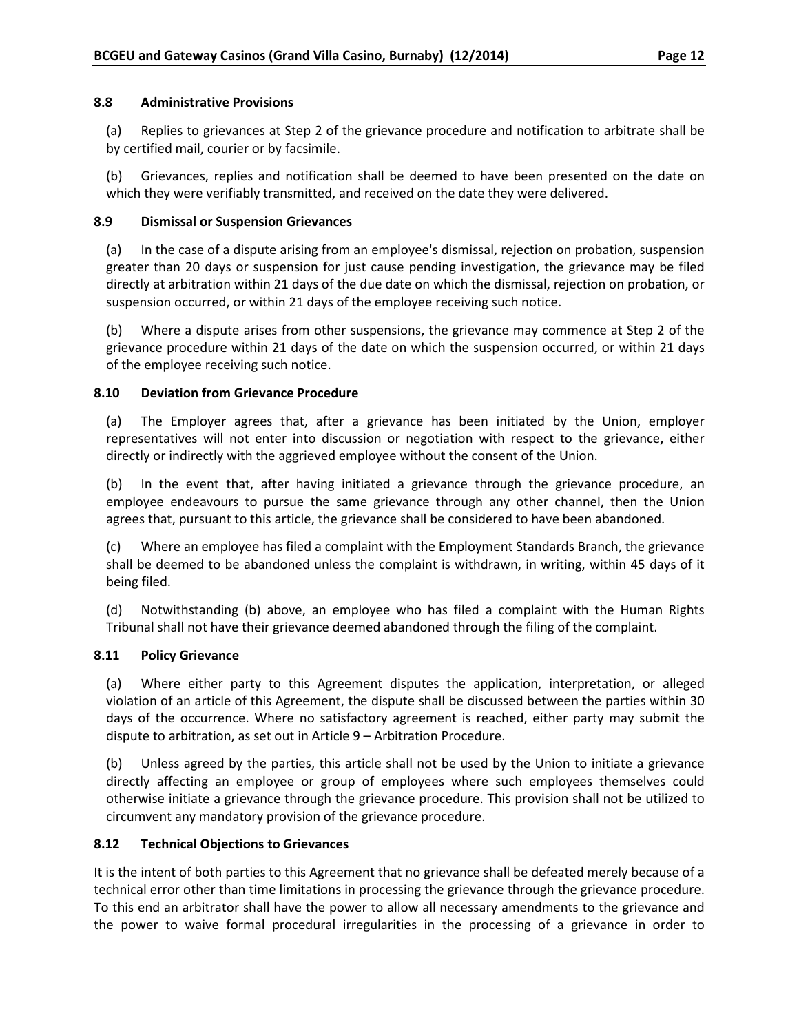### 8.8 Administrative Provisions

(a) Replies to grievances at Step 2 of the grievance procedure and notification to arbitrate shall be by certified mail, courier or by facsimile.

(b) Grievances, replies and notification shall be deemed to have been presented on the date on which they were verifiably transmitted, and received on the date they were delivered.

### 8.9 Dismissal or Suspension Grievances

(a) In the case of a dispute arising from an employee's dismissal, rejection on probation, suspension greater than 20 days or suspension for just cause pending investigation, the grievance may be filed directly at arbitration within 21 days of the due date on which the dismissal, rejection on probation, or suspension occurred, or within 21 days of the employee receiving such notice.

(b) Where a dispute arises from other suspensions, the grievance may commence at Step 2 of the grievance procedure within 21 days of the date on which the suspension occurred, or within 21 days of the employee receiving such notice.

### 8.10 Deviation from Grievance Procedure

(a) The Employer agrees that, after a grievance has been initiated by the Union, employer representatives will not enter into discussion or negotiation with respect to the grievance, either directly or indirectly with the aggrieved employee without the consent of the Union.

(b) In the event that, after having initiated a grievance through the grievance procedure, an employee endeavours to pursue the same grievance through any other channel, then the Union agrees that, pursuant to this article, the grievance shall be considered to have been abandoned.

(c) Where an employee has filed a complaint with the Employment Standards Branch, the grievance shall be deemed to be abandoned unless the complaint is withdrawn, in writing, within 45 days of it being filed.

(d) Notwithstanding (b) above, an employee who has filed a complaint with the Human Rights Tribunal shall not have their grievance deemed abandoned through the filing of the complaint.

### 8.11 Policy Grievance

(a) Where either party to this Agreement disputes the application, interpretation, or alleged violation of an article of this Agreement, the dispute shall be discussed between the parties within 30 days of the occurrence. Where no satisfactory agreement is reached, either party may submit the dispute to arbitration, as set out in Article 9 – Arbitration Procedure.

(b) Unless agreed by the parties, this article shall not be used by the Union to initiate a grievance directly affecting an employee or group of employees where such employees themselves could otherwise initiate a grievance through the grievance procedure. This provision shall not be utilized to circumvent any mandatory provision of the grievance procedure.

### 8.12 Technical Objections to Grievances

It is the intent of both parties to this Agreement that no grievance shall be defeated merely because of a technical error other than time limitations in processing the grievance through the grievance procedure. To this end an arbitrator shall have the power to allow all necessary amendments to the grievance and the power to waive formal procedural irregularities in the processing of a grievance in order to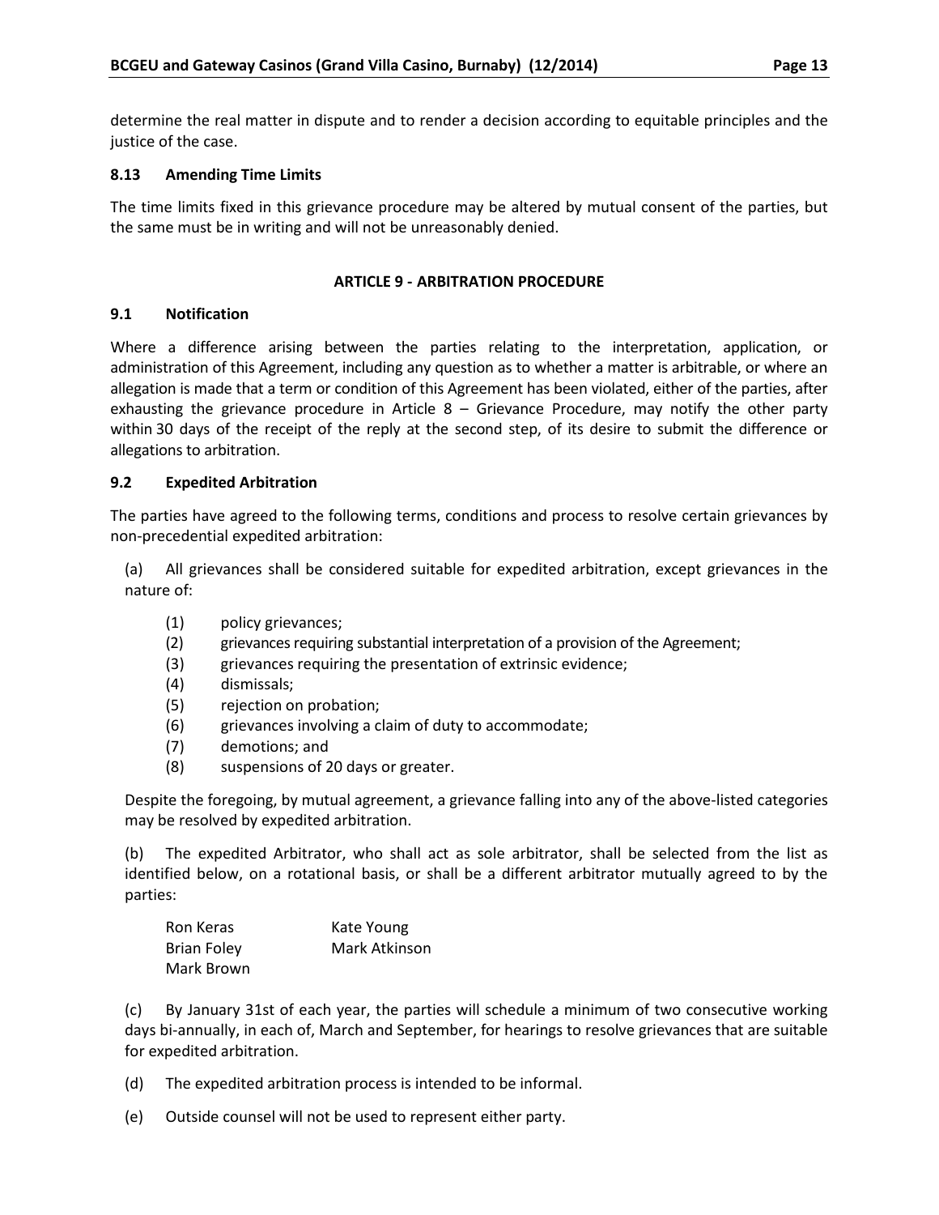determine the real matter in dispute and to render a decision according to equitable principles and the justice of the case.

### 8.13 Amending Time Limits

The time limits fixed in this grievance procedure may be altered by mutual consent of the parties, but the same must be in writing and will not be unreasonably denied.

## ARTICLE 9 - ARBITRATION PROCEDURE

### 9.1 Notification

Where a difference arising between the parties relating to the interpretation, application, or administration of this Agreement, including any question as to whether a matter is arbitrable, or where an allegation is made that a term or condition of this Agreement has been violated, either of the parties, after exhausting the grievance procedure in Article 8 – Grievance Procedure, may notify the other party within 30 days of the receipt of the reply at the second step, of its desire to submit the difference or allegations to arbitration.

### 9.2 Expedited Arbitration

The parties have agreed to the following terms, conditions and process to resolve certain grievances by non-precedential expedited arbitration:

(a) All grievances shall be considered suitable for expedited arbitration, except grievances in the nature of:

- (1) policy grievances;
- (2) grievances requiring substantial interpretation of a provision of the Agreement;
- (3) grievances requiring the presentation of extrinsic evidence;
- (4) dismissals;
- (5) rejection on probation;
- (6) grievances involving a claim of duty to accommodate;
- (7) demotions; and
- (8) suspensions of 20 days or greater.

Despite the foregoing, by mutual agreement, a grievance falling into any of the above-listed categories may be resolved by expedited arbitration.

(b) The expedited Arbitrator, who shall act as sole arbitrator, shall be selected from the list as identified below, on a rotational basis, or shall be a different arbitrator mutually agreed to by the parties:

Ron Keras
Brian Foley
Mark Brown
Kate Young
Mark Atkinson

(c) By January 31st of each year, the parties will schedule a minimum of two consecutive working days bi-annually, in each of, March and September, for hearings to resolve grievances that are suitable for expedited arbitration.

(d) The expedited arbitration process is intended to be informal.

(e) Outside counsel will not be used to represent either party.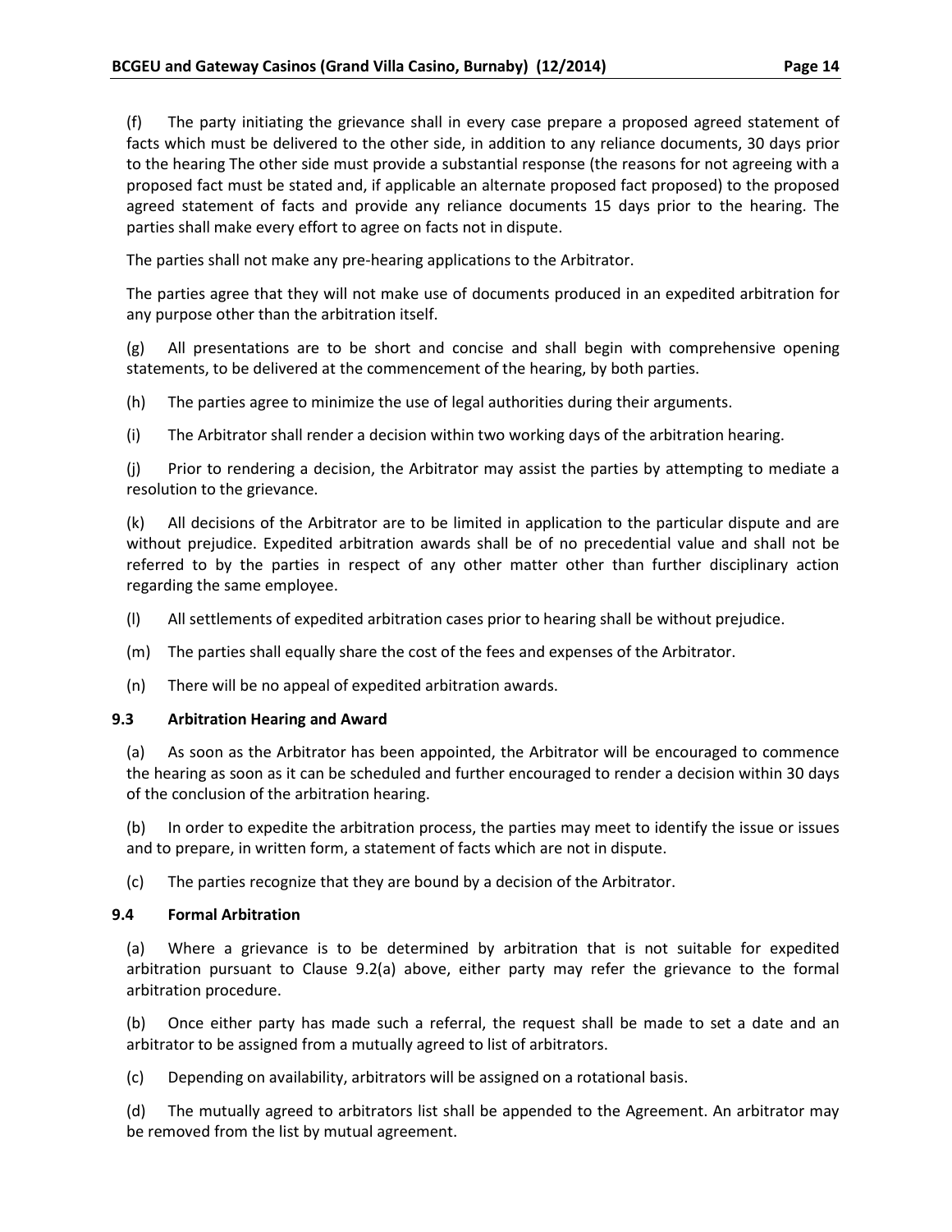(f) The party initiating the grievance shall in every case prepare a proposed agreed statement of facts which must be delivered to the other side, in addition to any reliance documents, 30 days prior to the hearing The other side must provide a substantial response (the reasons for not agreeing with a proposed fact must be stated and, if applicable an alternate proposed fact proposed) to the proposed agreed statement of facts and provide any reliance documents 15 days prior to the hearing. The parties shall make every effort to agree on facts not in dispute.

The parties shall not make any pre-hearing applications to the Arbitrator.

The parties agree that they will not make use of documents produced in an expedited arbitration for any purpose other than the arbitration itself.

(g) All presentations are to be short and concise and shall begin with comprehensive opening statements, to be delivered at the commencement of the hearing, by both parties.

(h) The parties agree to minimize the use of legal authorities during their arguments.

(i) The Arbitrator shall render a decision within two working days of the arbitration hearing.

(j) Prior to rendering a decision, the Arbitrator may assist the parties by attempting to mediate a resolution to the grievance.

(k) All decisions of the Arbitrator are to be limited in application to the particular dispute and are without prejudice. Expedited arbitration awards shall be of no precedential value and shall not be referred to by the parties in respect of any other matter other than further disciplinary action regarding the same employee.

(l) All settlements of expedited arbitration cases prior to hearing shall be without prejudice.

(m) The parties shall equally share the cost of the fees and expenses of the Arbitrator.

(n) There will be no appeal of expedited arbitration awards.

### 9.3 Arbitration Hearing and Award

(a) As soon as the Arbitrator has been appointed, the Arbitrator will be encouraged to commence the hearing as soon as it can be scheduled and further encouraged to render a decision within 30 days of the conclusion of the arbitration hearing.

(b) In order to expedite the arbitration process, the parties may meet to identify the issue or issues and to prepare, in written form, a statement of facts which are not in dispute.

(c) The parties recognize that they are bound by a decision of the Arbitrator.

### 9.4 Formal Arbitration

(a) Where a grievance is to be determined by arbitration that is not suitable for expedited arbitration pursuant to Clause 9.2(a) above, either party may refer the grievance to the formal arbitration procedure.

(b) Once either party has made such a referral, the request shall be made to set a date and an arbitrator to be assigned from a mutually agreed to list of arbitrators.

(c) Depending on availability, arbitrators will be assigned on a rotational basis.

(d) The mutually agreed to arbitrators list shall be appended to the Agreement. An arbitrator may be removed from the list by mutual agreement.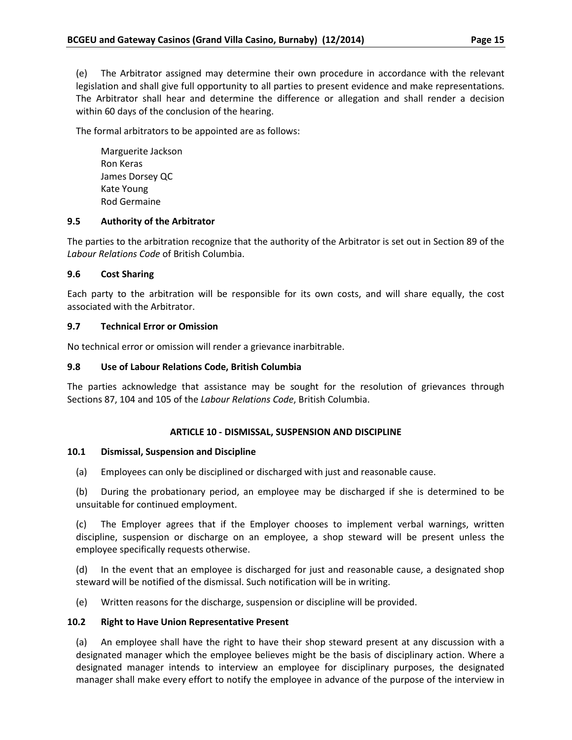(e) The Arbitrator assigned may determine their own procedure in accordance with the relevant legislation and shall give full opportunity to all parties to present evidence and make representations. The Arbitrator shall hear and determine the difference or allegation and shall render a decision within 60 days of the conclusion of the hearing.

The formal arbitrators to be appointed are as follows:

Marguerite Jackson
Ron Keras
James Dorsey QC
Kate Young
Rod Germaine

### 9.5 Authority of the Arbitrator

The parties to the arbitration recognize that the authority of the Arbitrator is set out in Section 89 of the *Labour Relations Code* of British Columbia.

### 9.6 Cost Sharing

Each party to the arbitration will be responsible for its own costs, and will share equally, the cost associated with the Arbitrator.

### 9.7 Technical Error or Omission

No technical error or omission will render a grievance inarbitrable.

### 9.8 Use of Labour Relations Code, British Columbia

The parties acknowledge that assistance may be sought for the resolution of grievances through Sections 87, 104 and 105 of the *Labour Relations Code*, British Columbia.

## ARTICLE 10 - DISMISSAL, SUSPENSION AND DISCIPLINE

### 10.1 Dismissal, Suspension and Discipline

(a) Employees can only be disciplined or discharged with just and reasonable cause.

(b) During the probationary period, an employee may be discharged if she is determined to be unsuitable for continued employment.

(c) The Employer agrees that if the Employer chooses to implement verbal warnings, written discipline, suspension or discharge on an employee, a shop steward will be present unless the employee specifically requests otherwise.

(d) In the event that an employee is discharged for just and reasonable cause, a designated shop steward will be notified of the dismissal. Such notification will be in writing.

(e) Written reasons for the discharge, suspension or discipline will be provided.

### 10.2 Right to Have Union Representative Present

(a) An employee shall have the right to have their shop steward present at any discussion with a designated manager which the employee believes might be the basis of disciplinary action. Where a designated manager intends to interview an employee for disciplinary purposes, the designated manager shall make every effort to notify the employee in advance of the purpose of the interview in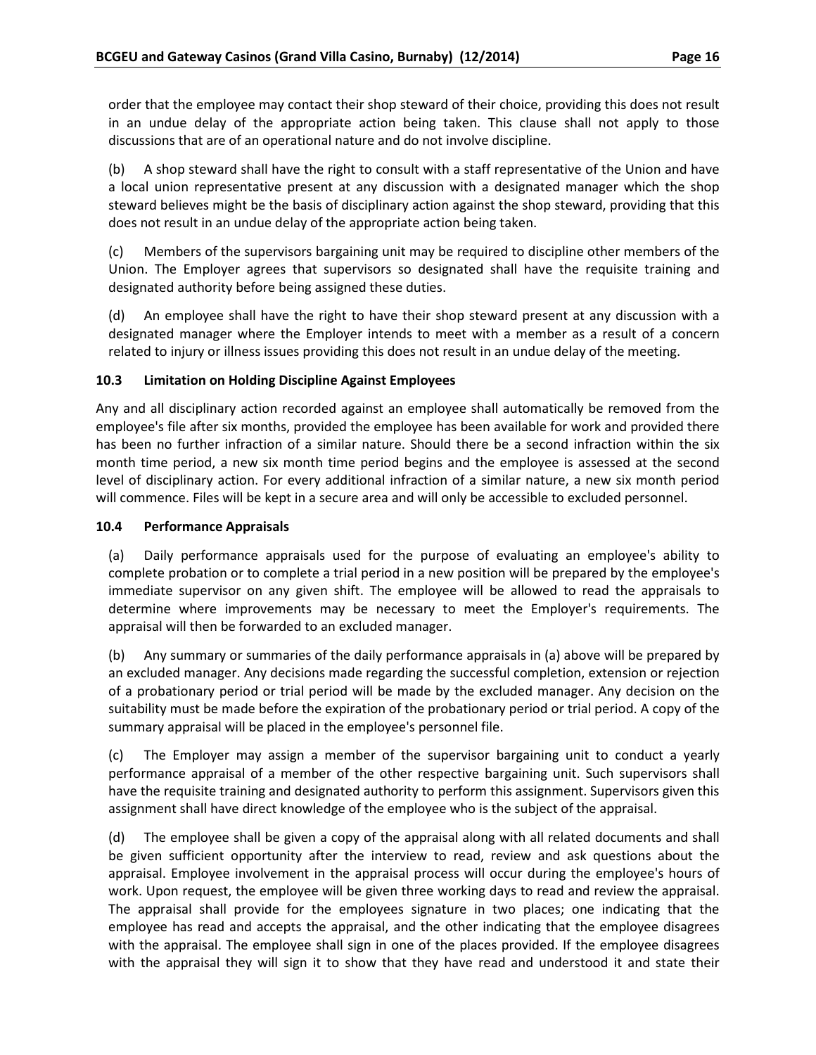order that the employee may contact their shop steward of their choice, providing this does not result in an undue delay of the appropriate action being taken. This clause shall not apply to those discussions that are of an operational nature and do not involve discipline.

(b) A shop steward shall have the right to consult with a staff representative of the Union and have a local union representative present at any discussion with a designated manager which the shop steward believes might be the basis of disciplinary action against the shop steward, providing that this does not result in an undue delay of the appropriate action being taken.

(c) Members of the supervisors bargaining unit may be required to discipline other members of the Union. The Employer agrees that supervisors so designated shall have the requisite training and designated authority before being assigned these duties.

(d) An employee shall have the right to have their shop steward present at any discussion with a designated manager where the Employer intends to meet with a member as a result of a concern related to injury or illness issues providing this does not result in an undue delay of the meeting.

### 10.3 Limitation on Holding Discipline Against Employees

Any and all disciplinary action recorded against an employee shall automatically be removed from the employee's file after six months, provided the employee has been available for work and provided there has been no further infraction of a similar nature. Should there be a second infraction within the six month time period, a new six month time period begins and the employee is assessed at the second level of disciplinary action. For every additional infraction of a similar nature, a new six month period will commence. Files will be kept in a secure area and will only be accessible to excluded personnel.

### 10.4 Performance Appraisals

(a) Daily performance appraisals used for the purpose of evaluating an employee's ability to complete probation or to complete a trial period in a new position will be prepared by the employee's immediate supervisor on any given shift. The employee will be allowed to read the appraisals to determine where improvements may be necessary to meet the Employer's requirements. The appraisal will then be forwarded to an excluded manager.

(b) Any summary or summaries of the daily performance appraisals in (a) above will be prepared by an excluded manager. Any decisions made regarding the successful completion, extension or rejection of a probationary period or trial period will be made by the excluded manager. Any decision on the suitability must be made before the expiration of the probationary period or trial period. A copy of the summary appraisal will be placed in the employee's personnel file.

(c) The Employer may assign a member of the supervisor bargaining unit to conduct a yearly performance appraisal of a member of the other respective bargaining unit. Such supervisors shall have the requisite training and designated authority to perform this assignment. Supervisors given this assignment shall have direct knowledge of the employee who is the subject of the appraisal.

(d) The employee shall be given a copy of the appraisal along with all related documents and shall be given sufficient opportunity after the interview to read, review and ask questions about the appraisal. Employee involvement in the appraisal process will occur during the employee's hours of work. Upon request, the employee will be given three working days to read and review the appraisal. The appraisal shall provide for the employees signature in two places; one indicating that the employee has read and accepts the appraisal, and the other indicating that the employee disagrees with the appraisal. The employee shall sign in one of the places provided. If the employee disagrees with the appraisal they will sign it to show that they have read and understood it and state their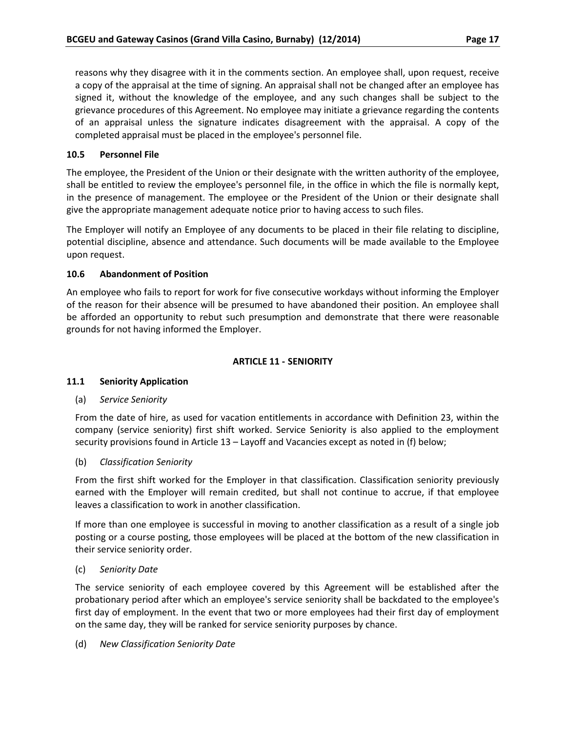reasons why they disagree with it in the comments section. An employee shall, upon request, receive a copy of the appraisal at the time of signing. An appraisal shall not be changed after an employee has signed it, without the knowledge of the employee, and any such changes shall be subject to the grievance procedures of this Agreement. No employee may initiate a grievance regarding the contents of an appraisal unless the signature indicates disagreement with the appraisal. A copy of the completed appraisal must be placed in the employee's personnel file.

### 10.5 Personnel File

The employee, the President of the Union or their designate with the written authority of the employee, shall be entitled to review the employee's personnel file, in the office in which the file is normally kept, in the presence of management. The employee or the President of the Union or their designate shall give the appropriate management adequate notice prior to having access to such files.

The Employer will notify an Employee of any documents to be placed in their file relating to discipline, potential discipline, absence and attendance. Such documents will be made available to the Employee upon request.

### 10.6 Abandonment of Position

An employee who fails to report for work for five consecutive workdays without informing the Employer of the reason for their absence will be presumed to have abandoned their position. An employee shall be afforded an opportunity to rebut such presumption and demonstrate that there were reasonable grounds for not having informed the Employer.

## ARTICLE 11 - SENIORITY

### 11.1 Seniority Application

(a) *Service Seniority*

From the date of hire, as used for vacation entitlements in accordance with Definition 23, within the company (service seniority) first shift worked. Service Seniority is also applied to the employment security provisions found in Article 13 – Layoff and Vacancies except as noted in (f) below;

(b) *Classification Seniority*

From the first shift worked for the Employer in that classification. Classification seniority previously earned with the Employer will remain credited, but shall not continue to accrue, if that employee leaves a classification to work in another classification.

If more than one employee is successful in moving to another classification as a result of a single job posting or a course posting, those employees will be placed at the bottom of the new classification in their service seniority order.

(c) *Seniority Date*

The service seniority of each employee covered by this Agreement will be established after the probationary period after which an employee's service seniority shall be backdated to the employee's first day of employment. In the event that two or more employees had their first day of employment on the same day, they will be ranked for service seniority purposes by chance.

(d) *New Classification Seniority Date*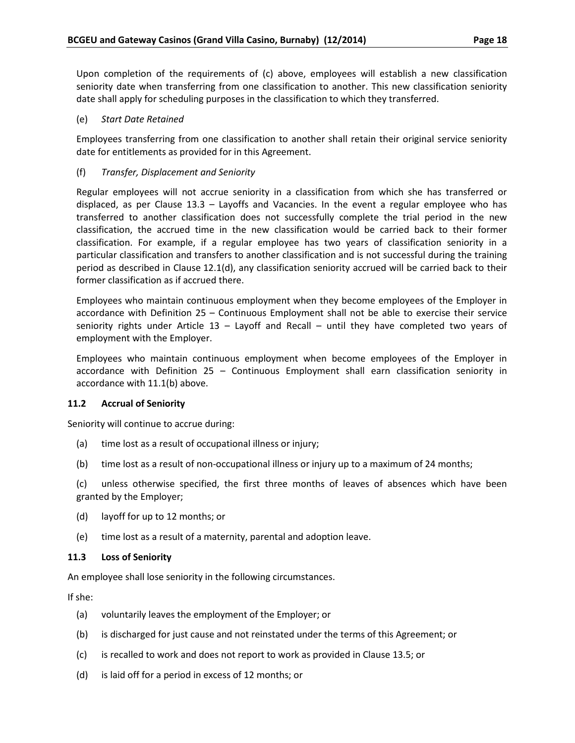Upon completion of the requirements of (c) above, employees will establish a new classification seniority date when transferring from one classification to another. This new classification seniority date shall apply for scheduling purposes in the classification to which they transferred.

(e) *Start Date Retained*

Employees transferring from one classification to another shall retain their original service seniority date for entitlements as provided for in this Agreement.

(f) *Transfer, Displacement and Seniority*

Regular employees will not accrue seniority in a classification from which she has transferred or displaced, as per Clause 13.3 – Layoffs and Vacancies. In the event a regular employee who has transferred to another classification does not successfully complete the trial period in the new classification, the accrued time in the new classification would be carried back to their former classification. For example, if a regular employee has two years of classification seniority in a particular classification and transfers to another classification and is not successful during the training period as described in Clause 12.1(d), any classification seniority accrued will be carried back to their former classification as if accrued there.

Employees who maintain continuous employment when they become employees of the Employer in accordance with Definition 25 – Continuous Employment shall not be able to exercise their service seniority rights under Article 13 – Layoff and Recall – until they have completed two years of employment with the Employer.

Employees who maintain continuous employment when become employees of the Employer in accordance with Definition 25 – Continuous Employment shall earn classification seniority in accordance with 11.1(b) above.

### 11.2 Accrual of Seniority

Seniority will continue to accrue during:

(a) time lost as a result of occupational illness or injury;

(b) time lost as a result of non-occupational illness or injury up to a maximum of 24 months;

(c) unless otherwise specified, the first three months of leaves of absences which have been granted by the Employer;

(d) layoff for up to 12 months; or

(e) time lost as a result of a maternity, parental and adoption leave.

### 11.3 Loss of Seniority

An employee shall lose seniority in the following circumstances.

If she:

(a) voluntarily leaves the employment of the Employer; or

(b) is discharged for just cause and not reinstated under the terms of this Agreement; or

(c) is recalled to work and does not report to work as provided in Clause 13.5; or

(d) is laid off for a period in excess of 12 months; or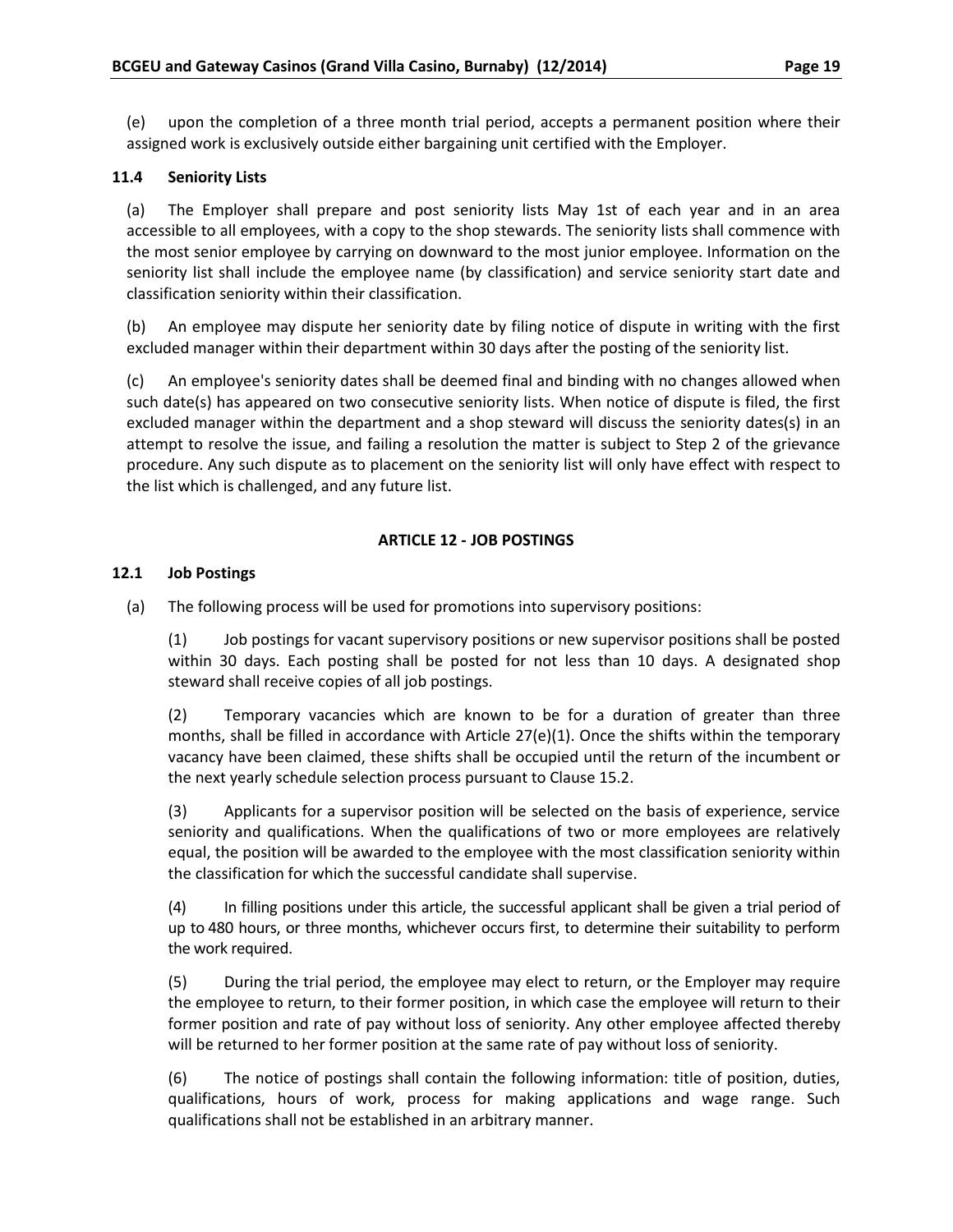(e) upon the completion of a three month trial period, accepts a permanent position where their assigned work is exclusively outside either bargaining unit certified with the Employer.

### 11.4 Seniority Lists

(a) The Employer shall prepare and post seniority lists May 1st of each year and in an area accessible to all employees, with a copy to the shop stewards. The seniority lists shall commence with the most senior employee by carrying on downward to the most junior employee. Information on the seniority list shall include the employee name (by classification) and service seniority start date and classification seniority within their classification.

(b) An employee may dispute her seniority date by filing notice of dispute in writing with the first excluded manager within their department within 30 days after the posting of the seniority list.

(c) An employee's seniority dates shall be deemed final and binding with no changes allowed when such date(s) has appeared on two consecutive seniority lists. When notice of dispute is filed, the first excluded manager within the department and a shop steward will discuss the seniority dates(s) in an attempt to resolve the issue, and failing a resolution the matter is subject to Step 2 of the grievance procedure. Any such dispute as to placement on the seniority list will only have effect with respect to the list which is challenged, and any future list.

## ARTICLE 12 - JOB POSTINGS

### 12.1 Job Postings

(a) The following process will be used for promotions into supervisory positions:

(1) Job postings for vacant supervisory positions or new supervisor positions shall be posted within 30 days. Each posting shall be posted for not less than 10 days. A designated shop steward shall receive copies of all job postings.

(2) Temporary vacancies which are known to be for a duration of greater than three months, shall be filled in accordance with Article 27(e)(1). Once the shifts within the temporary vacancy have been claimed, these shifts shall be occupied until the return of the incumbent or the next yearly schedule selection process pursuant to Clause 15.2.

(3) Applicants for a supervisor position will be selected on the basis of experience, service seniority and qualifications. When the qualifications of two or more employees are relatively equal, the position will be awarded to the employee with the most classification seniority within the classification for which the successful candidate shall supervise.

(4) In filling positions under this article, the successful applicant shall be given a trial period of up to 480 hours, or three months, whichever occurs first, to determine their suitability to perform the work required.

(5) During the trial period, the employee may elect to return, or the Employer may require the employee to return, to their former position, in which case the employee will return to their former position and rate of pay without loss of seniority. Any other employee affected thereby will be returned to her former position at the same rate of pay without loss of seniority.

(6) The notice of postings shall contain the following information: title of position, duties, qualifications, hours of work, process for making applications and wage range. Such qualifications shall not be established in an arbitrary manner.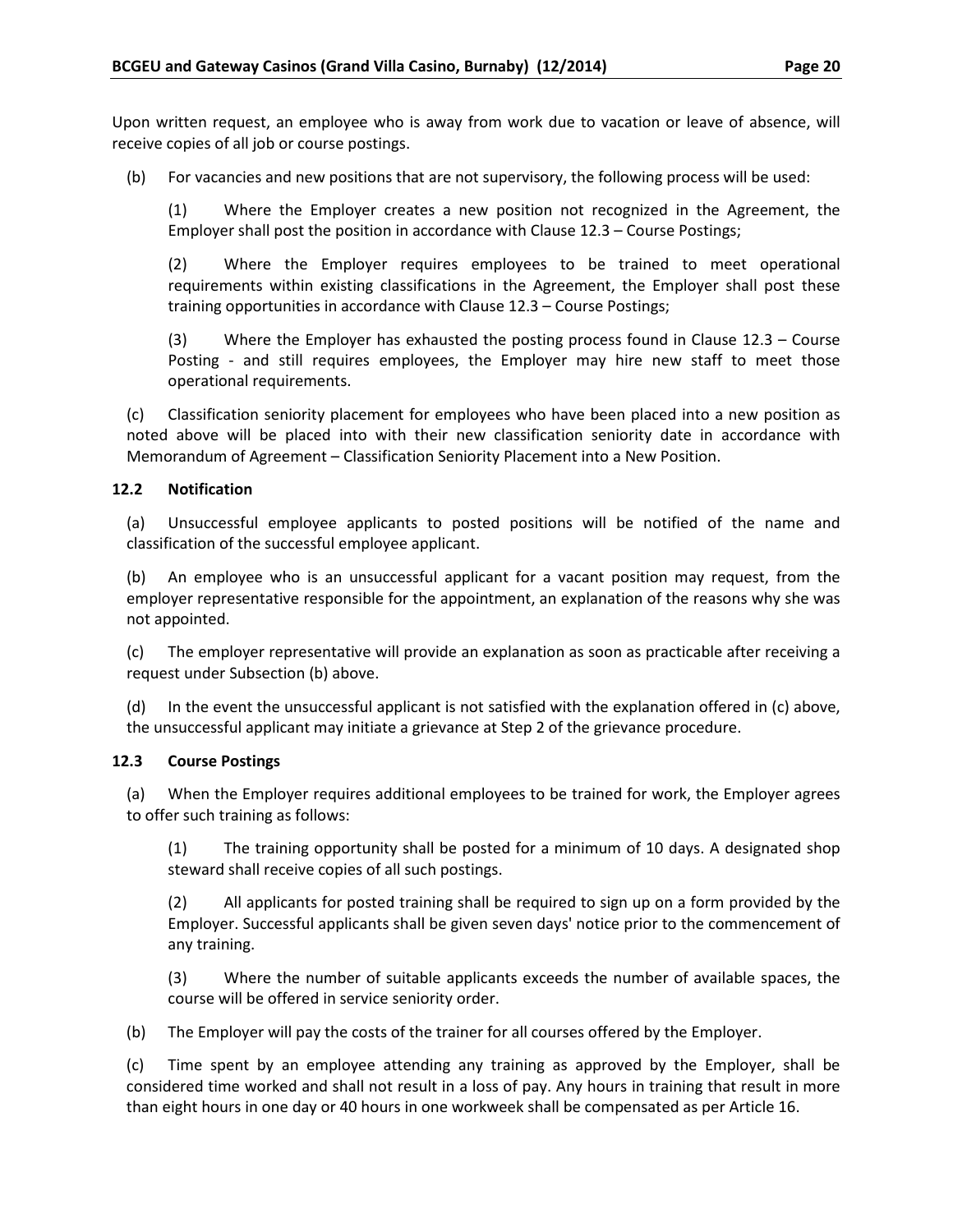Upon written request, an employee who is away from work due to vacation or leave of absence, will receive copies of all job or course postings.

(b) For vacancies and new positions that are not supervisory, the following process will be used:

(1) Where the Employer creates a new position not recognized in the Agreement, the Employer shall post the position in accordance with Clause 12.3 – Course Postings;

(2) Where the Employer requires employees to be trained to meet operational requirements within existing classifications in the Agreement, the Employer shall post these training opportunities in accordance with Clause 12.3 – Course Postings;

(3) Where the Employer has exhausted the posting process found in Clause 12.3 – Course Posting - and still requires employees, the Employer may hire new staff to meet those operational requirements.

(c) Classification seniority placement for employees who have been placed into a new position as noted above will be placed into with their new classification seniority date in accordance with Memorandum of Agreement – Classification Seniority Placement into a New Position.

### 12.2 Notification

(a) Unsuccessful employee applicants to posted positions will be notified of the name and classification of the successful employee applicant.

(b) An employee who is an unsuccessful applicant for a vacant position may request, from the employer representative responsible for the appointment, an explanation of the reasons why she was not appointed.

(c) The employer representative will provide an explanation as soon as practicable after receiving a request under Subsection (b) above.

(d) In the event the unsuccessful applicant is not satisfied with the explanation offered in (c) above, the unsuccessful applicant may initiate a grievance at Step 2 of the grievance procedure.

### 12.3 Course Postings

(a) When the Employer requires additional employees to be trained for work, the Employer agrees to offer such training as follows:

(1) The training opportunity shall be posted for a minimum of 10 days. A designated shop steward shall receive copies of all such postings.

(2) All applicants for posted training shall be required to sign up on a form provided by the Employer. Successful applicants shall be given seven days' notice prior to the commencement of any training.

(3) Where the number of suitable applicants exceeds the number of available spaces, the course will be offered in service seniority order.

(b) The Employer will pay the costs of the trainer for all courses offered by the Employer.

(c) Time spent by an employee attending any training as approved by the Employer, shall be considered time worked and shall not result in a loss of pay. Any hours in training that result in more than eight hours in one day or 40 hours in one workweek shall be compensated as per Article 16.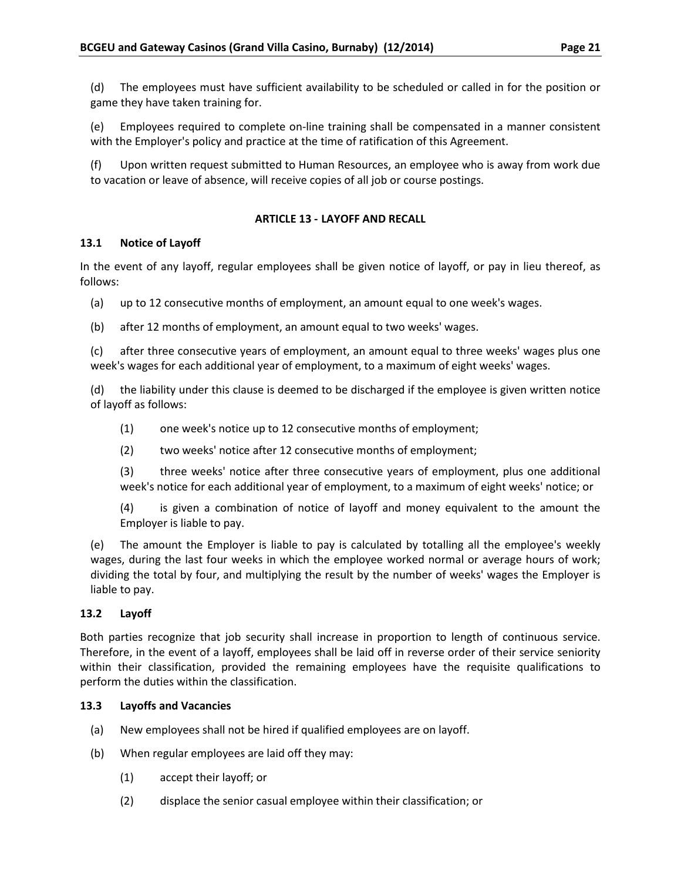(d) The employees must have sufficient availability to be scheduled or called in for the position or game they have taken training for.

(e) Employees required to complete on-line training shall be compensated in a manner consistent with the Employer's policy and practice at the time of ratification of this Agreement.

(f) Upon written request submitted to Human Resources, an employee who is away from work due to vacation or leave of absence, will receive copies of all job or course postings.

## ARTICLE 13 - LAYOFF AND RECALL

### 13.1 Notice of Layoff

In the event of any layoff, regular employees shall be given notice of layoff, or pay in lieu thereof, as follows:

(a) up to 12 consecutive months of employment, an amount equal to one week's wages.

(b) after 12 months of employment, an amount equal to two weeks' wages.

(c) after three consecutive years of employment, an amount equal to three weeks' wages plus one week's wages for each additional year of employment, to a maximum of eight weeks' wages.

(d) the liability under this clause is deemed to be discharged if the employee is given written notice of layoff as follows:

(1) one week's notice up to 12 consecutive months of employment;

(2) two weeks' notice after 12 consecutive months of employment;

(3) three weeks' notice after three consecutive years of employment, plus one additional week's notice for each additional year of employment, to a maximum of eight weeks' notice; or

(4) is given a combination of notice of layoff and money equivalent to the amount the Employer is liable to pay.

(e) The amount the Employer is liable to pay is calculated by totalling all the employee's weekly wages, during the last four weeks in which the employee worked normal or average hours of work; dividing the total by four, and multiplying the result by the number of weeks' wages the Employer is liable to pay.

### 13.2 Layoff

Both parties recognize that job security shall increase in proportion to length of continuous service. Therefore, in the event of a layoff, employees shall be laid off in reverse order of their service seniority within their classification, provided the remaining employees have the requisite qualifications to perform the duties within the classification.

### 13.3 Layoffs and Vacancies

(a) New employees shall not be hired if qualified employees are on layoff.

(b) When regular employees are laid off they may:

(1) accept their layoff; or

(2) displace the senior casual employee within their classification; or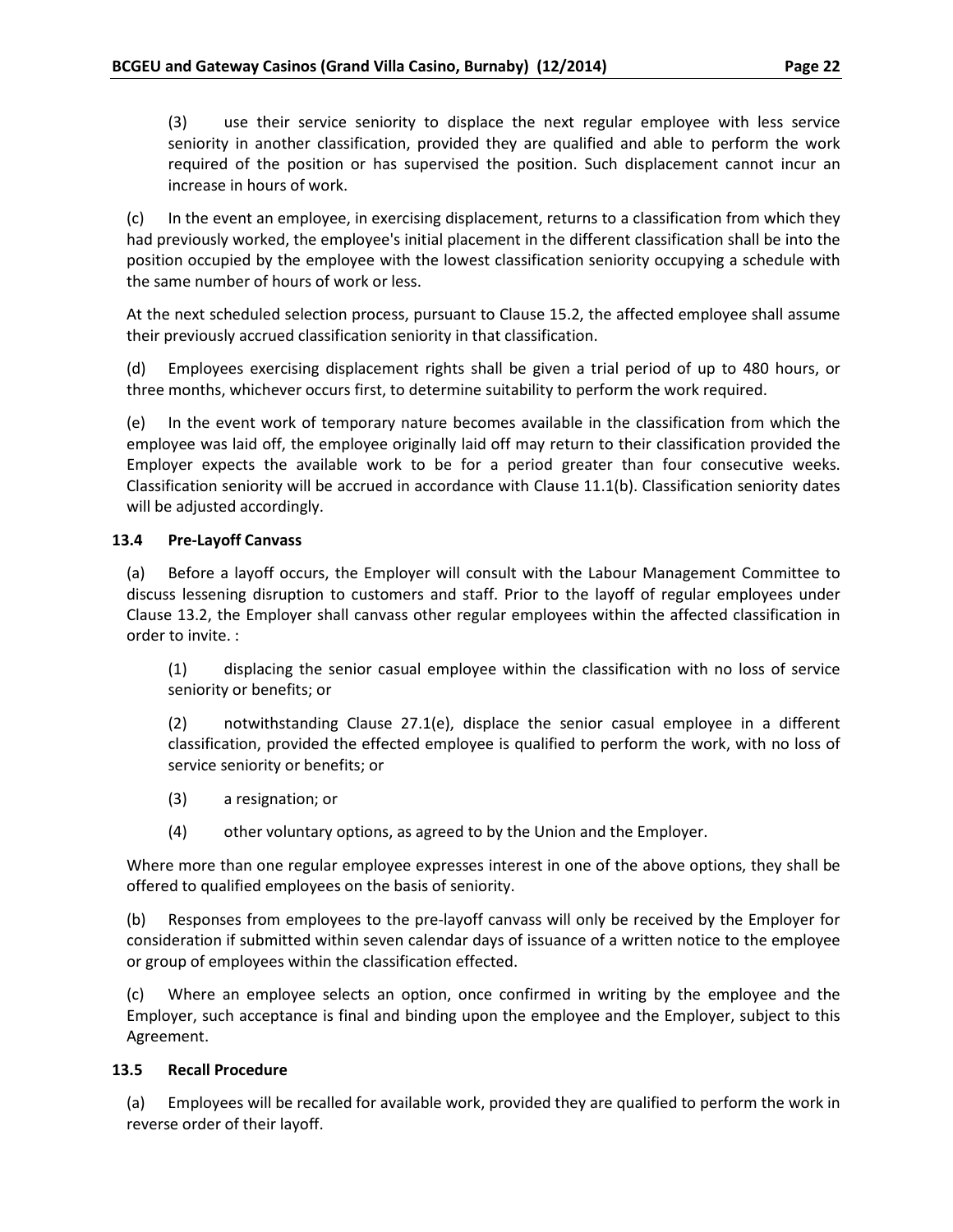(3) use their service seniority to displace the next regular employee with less service seniority in another classification, provided they are qualified and able to perform the work required of the position or has supervised the position. Such displacement cannot incur an increase in hours of work.

(c) In the event an employee, in exercising displacement, returns to a classification from which they had previously worked, the employee's initial placement in the different classification shall be into the position occupied by the employee with the lowest classification seniority occupying a schedule with the same number of hours of work or less.

At the next scheduled selection process, pursuant to Clause 15.2, the affected employee shall assume their previously accrued classification seniority in that classification.

(d) Employees exercising displacement rights shall be given a trial period of up to 480 hours, or three months, whichever occurs first, to determine suitability to perform the work required.

(e) In the event work of temporary nature becomes available in the classification from which the employee was laid off, the employee originally laid off may return to their classification provided the Employer expects the available work to be for a period greater than four consecutive weeks. Classification seniority will be accrued in accordance with Clause 11.1(b). Classification seniority dates will be adjusted accordingly.

### 13.4 Pre-Layoff Canvass

(a) Before a layoff occurs, the Employer will consult with the Labour Management Committee to discuss lessening disruption to customers and staff. Prior to the layoff of regular employees under Clause 13.2, the Employer shall canvass other regular employees within the affected classification in order to invite. :

(1) displacing the senior casual employee within the classification with no loss of service seniority or benefits; or

(2) notwithstanding Clause 27.1(e), displace the senior casual employee in a different classification, provided the effected employee is qualified to perform the work, with no loss of service seniority or benefits; or

(3) a resignation; or

(4) other voluntary options, as agreed to by the Union and the Employer.

Where more than one regular employee expresses interest in one of the above options, they shall be offered to qualified employees on the basis of seniority.

(b) Responses from employees to the pre-layoff canvass will only be received by the Employer for consideration if submitted within seven calendar days of issuance of a written notice to the employee or group of employees within the classification effected.

(c) Where an employee selects an option, once confirmed in writing by the employee and the Employer, such acceptance is final and binding upon the employee and the Employer, subject to this Agreement.

### 13.5 Recall Procedure

(a) Employees will be recalled for available work, provided they are qualified to perform the work in reverse order of their layoff.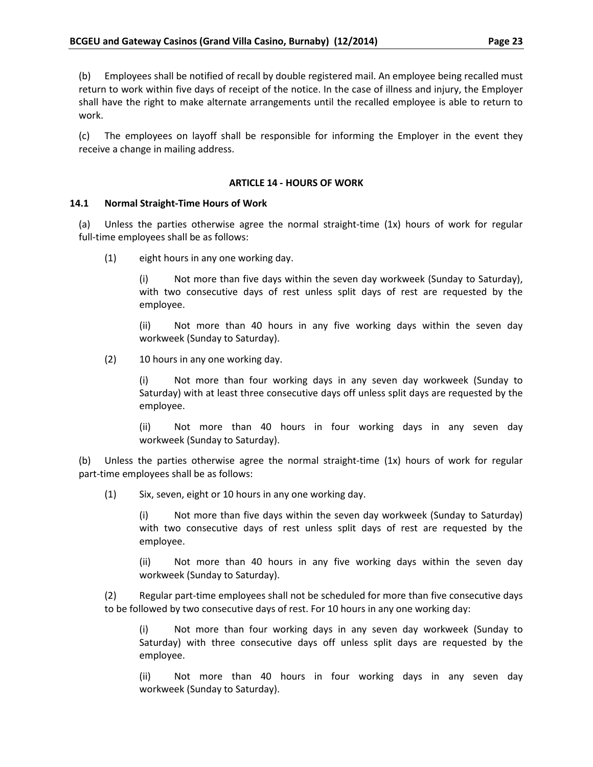(b) Employees shall be notified of recall by double registered mail. An employee being recalled must return to work within five days of receipt of the notice. In the case of illness and injury, the Employer shall have the right to make alternate arrangements until the recalled employee is able to return to work.

(c) The employees on layoff shall be responsible for informing the Employer in the event they receive a change in mailing address.

## ARTICLE 14 - HOURS OF WORK

### 14.1 Normal Straight-Time Hours of Work

(a) Unless the parties otherwise agree the normal straight-time (1x) hours of work for regular full-time employees shall be as follows:

(1) eight hours in any one working day.

(i) Not more than five days within the seven day workweek (Sunday to Saturday), with two consecutive days of rest unless split days of rest are requested by the employee.

(ii) Not more than 40 hours in any five working days within the seven day workweek (Sunday to Saturday).

(2) 10 hours in any one working day.

(i) Not more than four working days in any seven day workweek (Sunday to Saturday) with at least three consecutive days off unless split days are requested by the employee.

(ii) Not more than 40 hours in four working days in any seven day workweek (Sunday to Saturday).

(b) Unless the parties otherwise agree the normal straight-time (1x) hours of work for regular part-time employees shall be as follows:

(1) Six, seven, eight or 10 hours in any one working day.

(i) Not more than five days within the seven day workweek (Sunday to Saturday) with two consecutive days of rest unless split days of rest are requested by the employee.

(ii) Not more than 40 hours in any five working days within the seven day workweek (Sunday to Saturday).

(2) Regular part-time employees shall not be scheduled for more than five consecutive days to be followed by two consecutive days of rest. For 10 hours in any one working day:

(i) Not more than four working days in any seven day workweek (Sunday to Saturday) with three consecutive days off unless split days are requested by the employee.

(ii) Not more than 40 hours in four working days in any seven day workweek (Sunday to Saturday).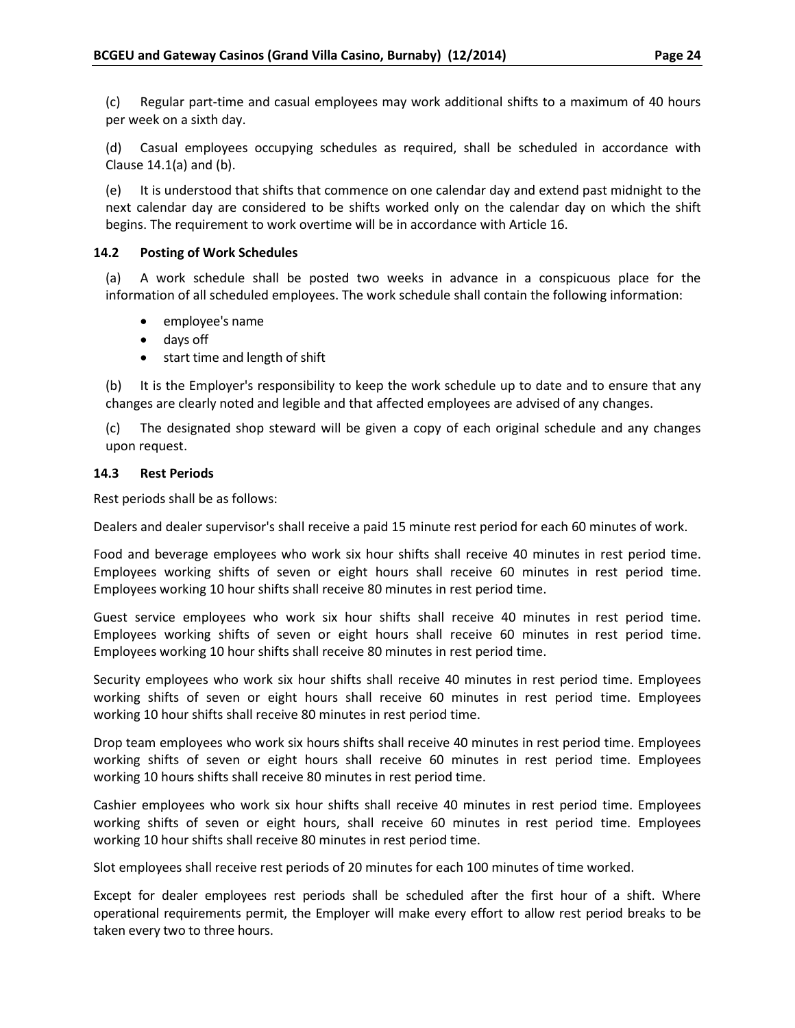(c) Regular part-time and casual employees may work additional shifts to a maximum of 40 hours per week on a sixth day.

(d) Casual employees occupying schedules as required, shall be scheduled in accordance with Clause 14.1(a) and (b).

(e) It is understood that shifts that commence on one calendar day and extend past midnight to the next calendar day are considered to be shifts worked only on the calendar day on which the shift begins. The requirement to work overtime will be in accordance with Article 16.

### 14.2 Posting of Work Schedules

(a) A work schedule shall be posted two weeks in advance in a conspicuous place for the information of all scheduled employees. The work schedule shall contain the following information:

- employee's name
- days off
- start time and length of shift

(b) It is the Employer's responsibility to keep the work schedule up to date and to ensure that any changes are clearly noted and legible and that affected employees are advised of any changes.

(c) The designated shop steward will be given a copy of each original schedule and any changes upon request.

### 14.3 Rest Periods

Rest periods shall be as follows:

Dealers and dealer supervisor's shall receive a paid 15 minute rest period for each 60 minutes of work.

Food and beverage employees who work six hour shifts shall receive 40 minutes in rest period time. Employees working shifts of seven or eight hours shall receive 60 minutes in rest period time. Employees working 10 hour shifts shall receive 80 minutes in rest period time.

Guest service employees who work six hour shifts shall receive 40 minutes in rest period time. Employees working shifts of seven or eight hours shall receive 60 minutes in rest period time. Employees working 10 hour shifts shall receive 80 minutes in rest period time.

Security employees who work six hour shifts shall receive 40 minutes in rest period time. Employees working shifts of seven or eight hours shall receive 60 minutes in rest period time. Employees working 10 hour shifts shall receive 80 minutes in rest period time.

Drop team employees who work six hours shifts shall receive 40 minutes in rest period time. Employees working shifts of seven or eight hours shall receive 60 minutes in rest period time. Employees working 10 hours shifts shall receive 80 minutes in rest period time.

Cashier employees who work six hour shifts shall receive 40 minutes in rest period time. Employees working shifts of seven or eight hours, shall receive 60 minutes in rest period time. Employees working 10 hour shifts shall receive 80 minutes in rest period time.

Slot employees shall receive rest periods of 20 minutes for each 100 minutes of time worked.

Except for dealer employees rest periods shall be scheduled after the first hour of a shift. Where operational requirements permit, the Employer will make every effort to allow rest period breaks to be taken every two to three hours.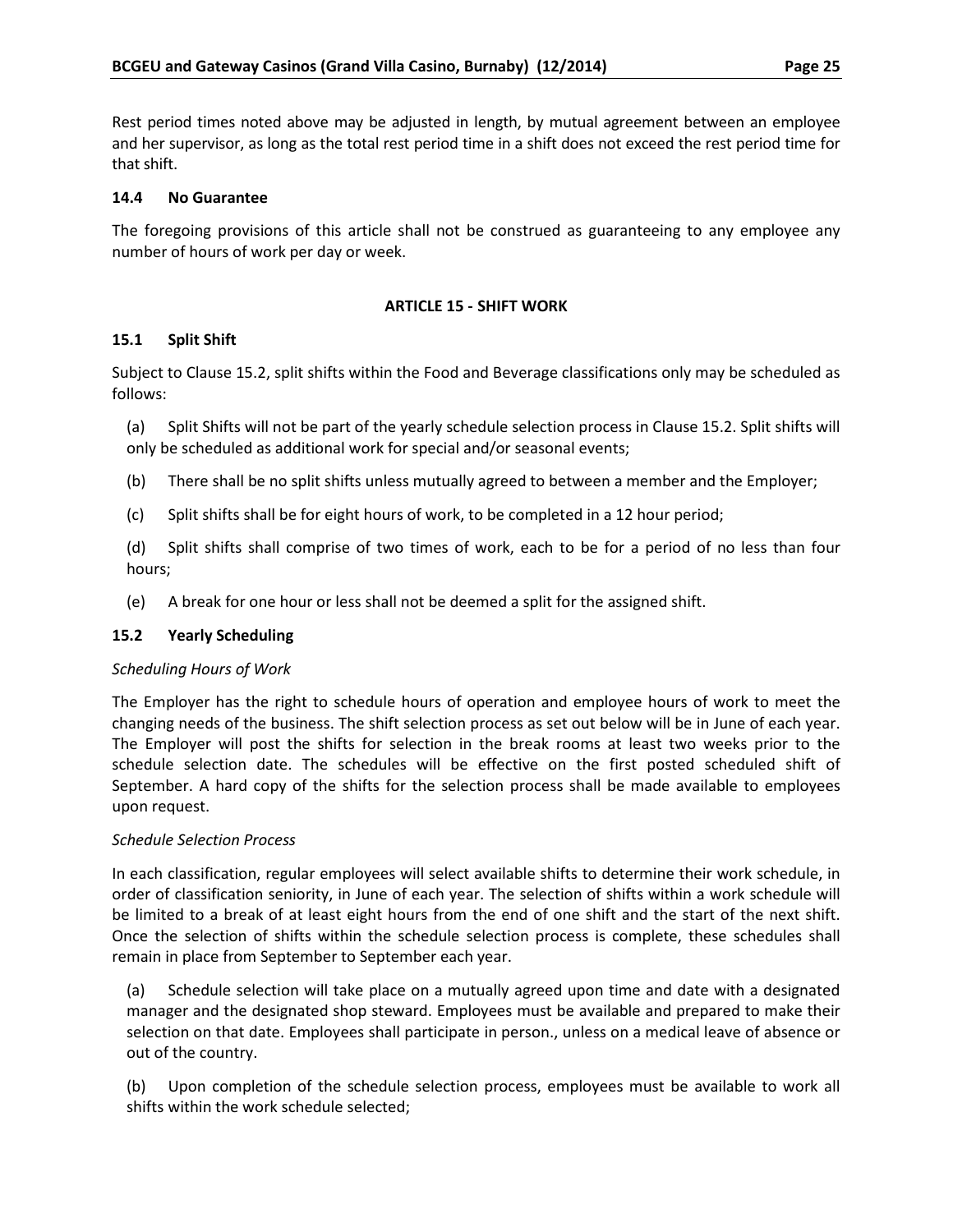Rest period times noted above may be adjusted in length, by mutual agreement between an employee and her supervisor, as long as the total rest period time in a shift does not exceed the rest period time for that shift.

### 14.4 No Guarantee

The foregoing provisions of this article shall not be construed as guaranteeing to any employee any number of hours of work per day or week.

## ARTICLE 15 - SHIFT WORK

### 15.1 Split Shift

Subject to Clause 15.2, split shifts within the Food and Beverage classifications only may be scheduled as follows:

(a) Split Shifts will not be part of the yearly schedule selection process in Clause 15.2. Split shifts will only be scheduled as additional work for special and/or seasonal events;

(b) There shall be no split shifts unless mutually agreed to between a member and the Employer;

(c) Split shifts shall be for eight hours of work, to be completed in a 12 hour period;

(d) Split shifts shall comprise of two times of work, each to be for a period of no less than four hours;

(e) A break for one hour or less shall not be deemed a split for the assigned shift.

### 15.2 Yearly Scheduling

*Scheduling Hours of Work*

The Employer has the right to schedule hours of operation and employee hours of work to meet the changing needs of the business. The shift selection process as set out below will be in June of each year. The Employer will post the shifts for selection in the break rooms at least two weeks prior to the schedule selection date. The schedules will be effective on the first posted scheduled shift of September. A hard copy of the shifts for the selection process shall be made available to employees upon request.

*Schedule Selection Process*

In each classification, regular employees will select available shifts to determine their work schedule, in order of classification seniority, in June of each year. The selection of shifts within a work schedule will be limited to a break of at least eight hours from the end of one shift and the start of the next shift. Once the selection of shifts within the schedule selection process is complete, these schedules shall remain in place from September to September each year.

(a) Schedule selection will take place on a mutually agreed upon time and date with a designated manager and the designated shop steward. Employees must be available and prepared to make their selection on that date. Employees shall participate in person., unless on a medical leave of absence or out of the country.

(b) Upon completion of the schedule selection process, employees must be available to work all shifts within the work schedule selected;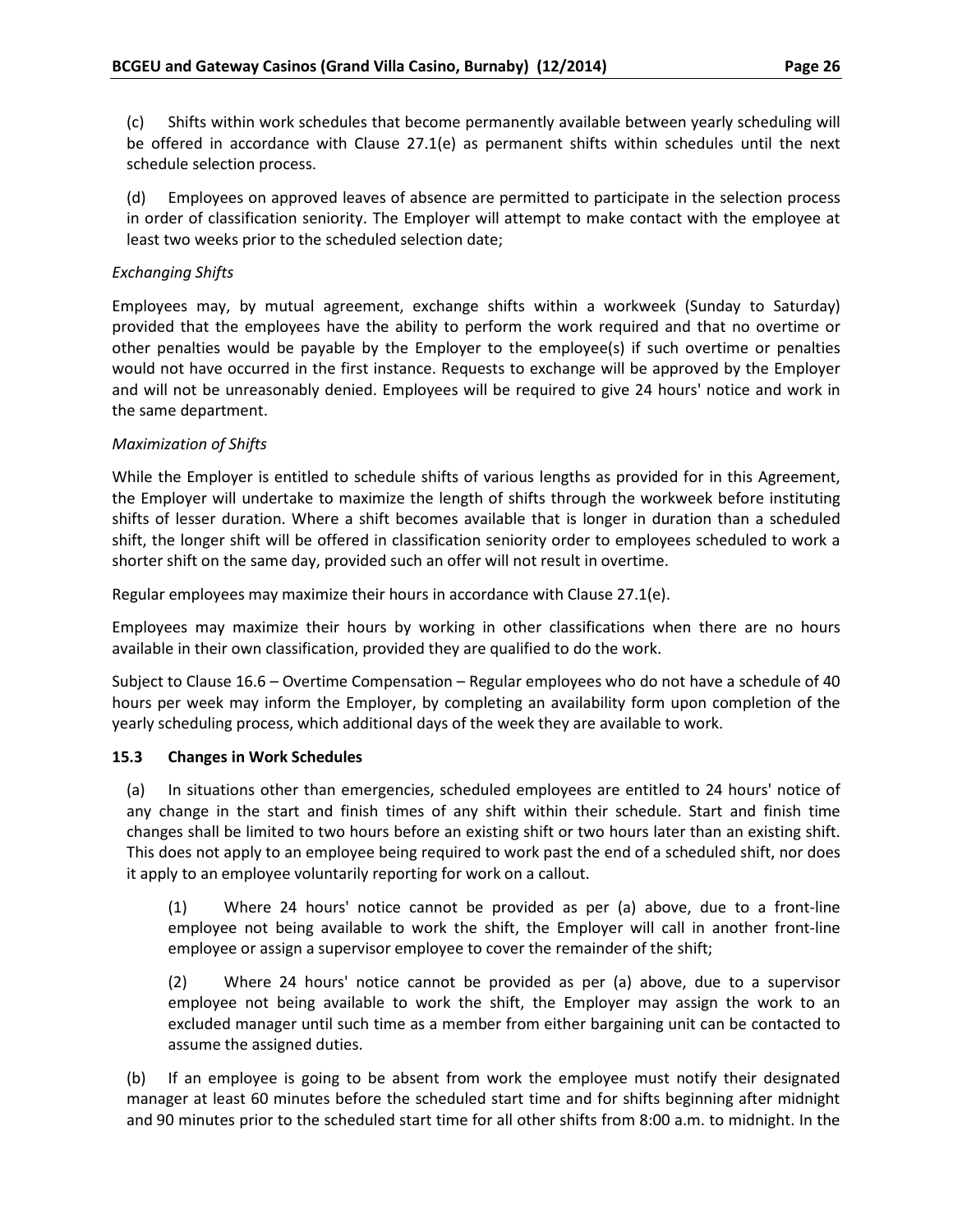(c) Shifts within work schedules that become permanently available between yearly scheduling will be offered in accordance with Clause 27.1(e) as permanent shifts within schedules until the next schedule selection process.

(d) Employees on approved leaves of absence are permitted to participate in the selection process in order of classification seniority. The Employer will attempt to make contact with the employee at least two weeks prior to the scheduled selection date;

*Exchanging Shifts*

Employees may, by mutual agreement, exchange shifts within a workweek (Sunday to Saturday) provided that the employees have the ability to perform the work required and that no overtime or other penalties would be payable by the Employer to the employee(s) if such overtime or penalties would not have occurred in the first instance. Requests to exchange will be approved by the Employer and will not be unreasonably denied. Employees will be required to give 24 hours' notice and work in the same department.

*Maximization of Shifts*

While the Employer is entitled to schedule shifts of various lengths as provided for in this Agreement, the Employer will undertake to maximize the length of shifts through the workweek before instituting shifts of lesser duration. Where a shift becomes available that is longer in duration than a scheduled shift, the longer shift will be offered in classification seniority order to employees scheduled to work a shorter shift on the same day, provided such an offer will not result in overtime.

Regular employees may maximize their hours in accordance with Clause 27.1(e).

Employees may maximize their hours by working in other classifications when there are no hours available in their own classification, provided they are qualified to do the work.

Subject to Clause 16.6 – Overtime Compensation – Regular employees who do not have a schedule of 40 hours per week may inform the Employer, by completing an availability form upon completion of the yearly scheduling process, which additional days of the week they are available to work.

**15.3 Changes in Work Schedules**

(a) In situations other than emergencies, scheduled employees are entitled to 24 hours' notice of any change in the start and finish times of any shift within their schedule. Start and finish time changes shall be limited to two hours before an existing shift or two hours later than an existing shift. This does not apply to an employee being required to work past the end of a scheduled shift, nor does it apply to an employee voluntarily reporting for work on a callout.

(1) Where 24 hours' notice cannot be provided as per (a) above, due to a front-line employee not being available to work the shift, the Employer will call in another front-line employee or assign a supervisor employee to cover the remainder of the shift;

(2) Where 24 hours' notice cannot be provided as per (a) above, due to a supervisor employee not being available to work the shift, the Employer may assign the work to an excluded manager until such time as a member from either bargaining unit can be contacted to assume the assigned duties.

(b) If an employee is going to be absent from work the employee must notify their designated manager at least 60 minutes before the scheduled start time and for shifts beginning after midnight and 90 minutes prior to the scheduled start time for all other shifts from 8:00 a.m. to midnight. In the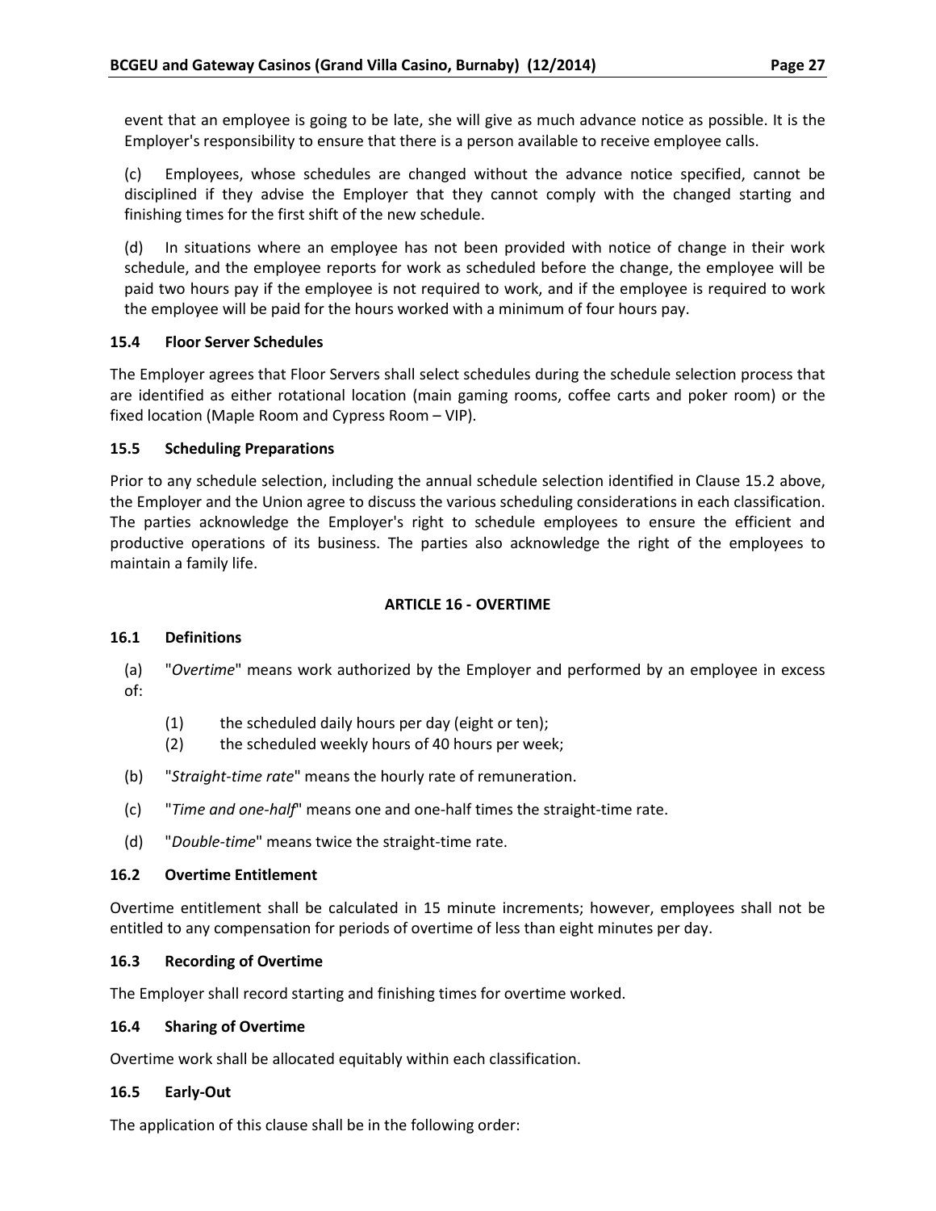event that an employee is going to be late, she will give as much advance notice as possible. It is the Employer's responsibility to ensure that there is a person available to receive employee calls.

(c) Employees, whose schedules are changed without the advance notice specified, cannot be disciplined if they advise the Employer that they cannot comply with the changed starting and finishing times for the first shift of the new schedule.

(d) In situations where an employee has not been provided with notice of change in their work schedule, and the employee reports for work as scheduled before the change, the employee will be paid two hours pay if the employee is not required to work, and if the employee is required to work the employee will be paid for the hours worked with a minimum of four hours pay.

**15.4 Floor Server Schedules**

The Employer agrees that Floor Servers shall select schedules during the schedule selection process that are identified as either rotational location (main gaming rooms, coffee carts and poker room) or the fixed location (Maple Room and Cypress Room – VIP).

**15.5 Scheduling Preparations**

Prior to any schedule selection, including the annual schedule selection identified in Clause 15.2 above, the Employer and the Union agree to discuss the various scheduling considerations in each classification. The parties acknowledge the Employer's right to schedule employees to ensure the efficient and productive operations of its business. The parties also acknowledge the right of the employees to maintain a family life.

## ARTICLE 16 - OVERTIME

**16.1 Definitions**

(a) "*Overtime*" means work authorized by the Employer and performed by an employee in excess of:

(1) the scheduled daily hours per day (eight or ten);
(2) the scheduled weekly hours of 40 hours per week;

(b) "*Straight-time rate*" means the hourly rate of remuneration.

(c) "*Time and one-half*" means one and one-half times the straight-time rate.

(d) "*Double-time*" means twice the straight-time rate.

**16.2 Overtime Entitlement**

Overtime entitlement shall be calculated in 15 minute increments; however, employees shall not be entitled to any compensation for periods of overtime of less than eight minutes per day.

**16.3 Recording of Overtime**

The Employer shall record starting and finishing times for overtime worked.

**16.4 Sharing of Overtime**

Overtime work shall be allocated equitably within each classification.

**16.5 Early-Out**

The application of this clause shall be in the following order: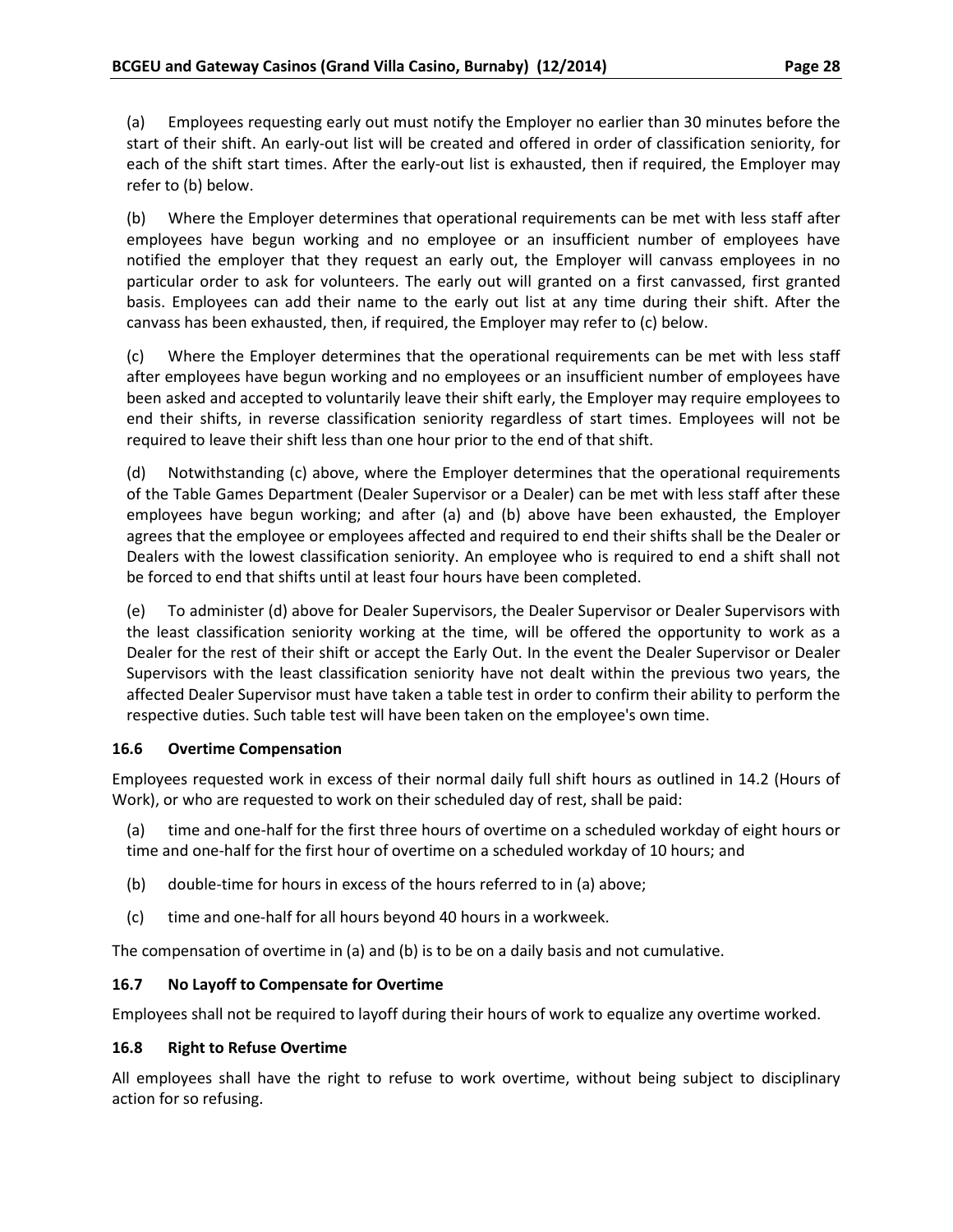(a) Employees requesting early out must notify the Employer no earlier than 30 minutes before the start of their shift. An early-out list will be created and offered in order of classification seniority, for each of the shift start times. After the early-out list is exhausted, then if required, the Employer may refer to (b) below.

(b) Where the Employer determines that operational requirements can be met with less staff after employees have begun working and no employee or an insufficient number of employees have notified the employer that they request an early out, the Employer will canvass employees in no particular order to ask for volunteers. The early out will granted on a first canvassed, first granted basis. Employees can add their name to the early out list at any time during their shift. After the canvass has been exhausted, then, if required, the Employer may refer to (c) below.

(c) Where the Employer determines that the operational requirements can be met with less staff after employees have begun working and no employees or an insufficient number of employees have been asked and accepted to voluntarily leave their shift early, the Employer may require employees to end their shifts, in reverse classification seniority regardless of start times. Employees will not be required to leave their shift less than one hour prior to the end of that shift.

(d) Notwithstanding (c) above, where the Employer determines that the operational requirements of the Table Games Department (Dealer Supervisor or a Dealer) can be met with less staff after these employees have begun working; and after (a) and (b) above have been exhausted, the Employer agrees that the employee or employees affected and required to end their shifts shall be the Dealer or Dealers with the lowest classification seniority. An employee who is required to end a shift shall not be forced to end that shifts until at least four hours have been completed.

(e) To administer (d) above for Dealer Supervisors, the Dealer Supervisor or Dealer Supervisors with the least classification seniority working at the time, will be offered the opportunity to work as a Dealer for the rest of their shift or accept the Early Out. In the event the Dealer Supervisor or Dealer Supervisors with the least classification seniority have not dealt within the previous two years, the affected Dealer Supervisor must have taken a table test in order to confirm their ability to perform the respective duties. Such table test will have been taken on the employee's own time.

### 16.6 Overtime Compensation

Employees requested work in excess of their normal daily full shift hours as outlined in 14.2 (Hours of Work), or who are requested to work on their scheduled day of rest, shall be paid:

(a) time and one-half for the first three hours of overtime on a scheduled workday of eight hours or time and one-half for the first hour of overtime on a scheduled workday of 10 hours; and

(b) double-time for hours in excess of the hours referred to in (a) above;

(c) time and one-half for all hours beyond 40 hours in a workweek.

The compensation of overtime in (a) and (b) is to be on a daily basis and not cumulative.

### 16.7 No Layoff to Compensate for Overtime

Employees shall not be required to layoff during their hours of work to equalize any overtime worked.

### 16.8 Right to Refuse Overtime

All employees shall have the right to refuse to work overtime, without being subject to disciplinary action for so refusing.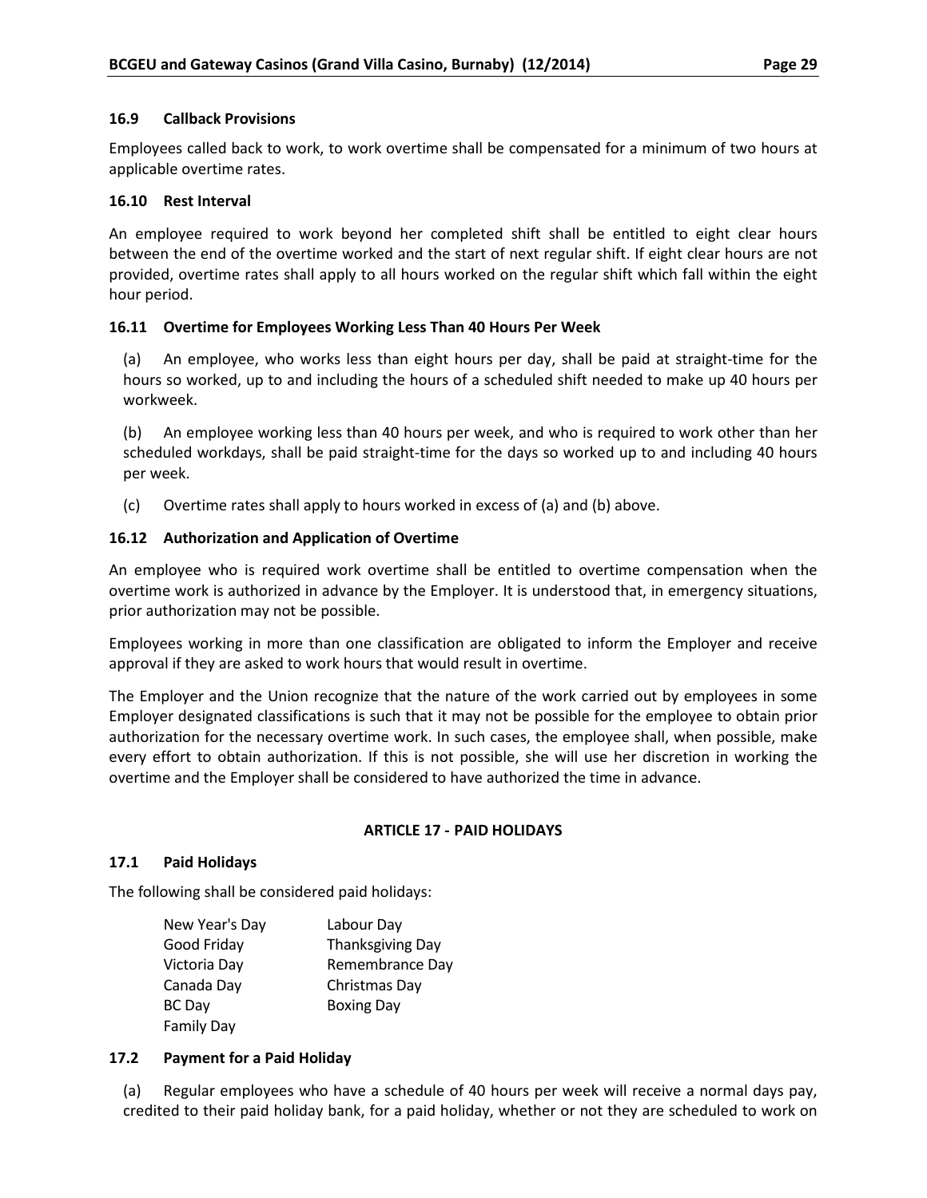### 16.9 Callback Provisions

Employees called back to work, to work overtime shall be compensated for a minimum of two hours at applicable overtime rates.

### 16.10 Rest Interval

An employee required to work beyond her completed shift shall be entitled to eight clear hours between the end of the overtime worked and the start of next regular shift. If eight clear hours are not provided, overtime rates shall apply to all hours worked on the regular shift which fall within the eight hour period.

### 16.11 Overtime for Employees Working Less Than 40 Hours Per Week

(a) An employee, who works less than eight hours per day, shall be paid at straight-time for the hours so worked, up to and including the hours of a scheduled shift needed to make up 40 hours per workweek.

(b) An employee working less than 40 hours per week, and who is required to work other than her scheduled workdays, shall be paid straight-time for the days so worked up to and including 40 hours per week.

(c) Overtime rates shall apply to hours worked in excess of (a) and (b) above.

### 16.12 Authorization and Application of Overtime

An employee who is required work overtime shall be entitled to overtime compensation when the overtime work is authorized in advance by the Employer. It is understood that, in emergency situations, prior authorization may not be possible.

Employees working in more than one classification are obligated to inform the Employer and receive approval if they are asked to work hours that would result in overtime.

The Employer and the Union recognize that the nature of the work carried out by employees in some Employer designated classifications is such that it may not be possible for the employee to obtain prior authorization for the necessary overtime work. In such cases, the employee shall, when possible, make every effort to obtain authorization. If this is not possible, she will use her discretion in working the overtime and the Employer shall be considered to have authorized the time in advance.

## ARTICLE 17 - PAID HOLIDAYS

### 17.1 Paid Holidays

The following shall be considered paid holidays:

- New Year's Day
- Good Friday
- Victoria Day
- Canada Day
- BC Day
- Family Day
- Labour Day
- Thanksgiving Day
- Remembrance Day
- Christmas Day
- Boxing Day

### 17.2 Payment for a Paid Holiday

(a) Regular employees who have a schedule of 40 hours per week will receive a normal days pay, credited to their paid holiday bank, for a paid holiday, whether or not they are scheduled to work on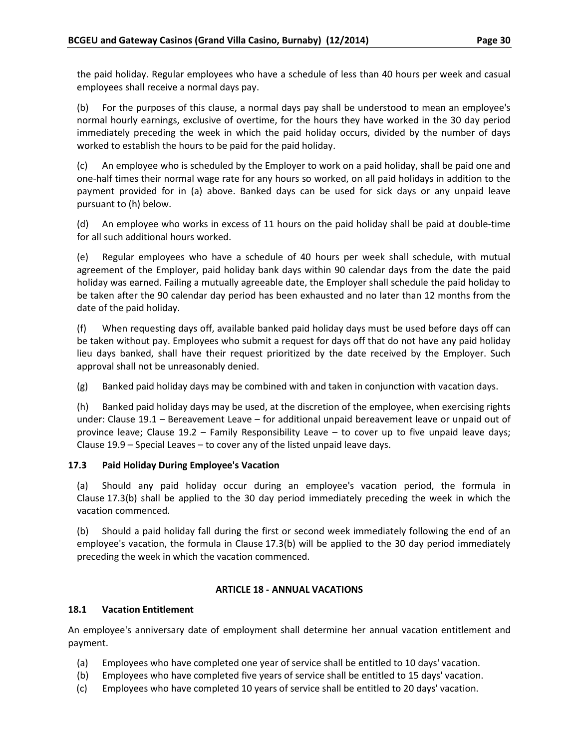the paid holiday. Regular employees who have a schedule of less than 40 hours per week and casual employees shall receive a normal days pay.

(b) For the purposes of this clause, a normal days pay shall be understood to mean an employee's normal hourly earnings, exclusive of overtime, for the hours they have worked in the 30 day period immediately preceding the week in which the paid holiday occurs, divided by the number of days worked to establish the hours to be paid for the paid holiday.

(c) An employee who is scheduled by the Employer to work on a paid holiday, shall be paid one and one-half times their normal wage rate for any hours so worked, on all paid holidays in addition to the payment provided for in (a) above. Banked days can be used for sick days or any unpaid leave pursuant to (h) below.

(d) An employee who works in excess of 11 hours on the paid holiday shall be paid at double-time for all such additional hours worked.

(e) Regular employees who have a schedule of 40 hours per week shall schedule, with mutual agreement of the Employer, paid holiday bank days within 90 calendar days from the date the paid holiday was earned. Failing a mutually agreeable date, the Employer shall schedule the paid holiday to be taken after the 90 calendar day period has been exhausted and no later than 12 months from the date of the paid holiday.

(f) When requesting days off, available banked paid holiday days must be used before days off can be taken without pay. Employees who submit a request for days off that do not have any paid holiday lieu days banked, shall have their request prioritized by the date received by the Employer. Such approval shall not be unreasonably denied.

(g) Banked paid holiday days may be combined with and taken in conjunction with vacation days.

(h) Banked paid holiday days may be used, at the discretion of the employee, when exercising rights under: Clause 19.1 – Bereavement Leave – for additional unpaid bereavement leave or unpaid out of province leave; Clause 19.2 – Family Responsibility Leave – to cover up to five unpaid leave days; Clause 19.9 – Special Leaves – to cover any of the listed unpaid leave days.

### 17.3 Paid Holiday During Employee's Vacation

(a) Should any paid holiday occur during an employee's vacation period, the formula in Clause 17.3(b) shall be applied to the 30 day period immediately preceding the week in which the vacation commenced.

(b) Should a paid holiday fall during the first or second week immediately following the end of an employee's vacation, the formula in Clause 17.3(b) will be applied to the 30 day period immediately preceding the week in which the vacation commenced.

## ARTICLE 18 - ANNUAL VACATIONS

### 18.1 Vacation Entitlement

An employee's anniversary date of employment shall determine her annual vacation entitlement and payment.

(a) Employees who have completed one year of service shall be entitled to 10 days' vacation.
(b) Employees who have completed five years of service shall be entitled to 15 days' vacation.
(c) Employees who have completed 10 years of service shall be entitled to 20 days' vacation.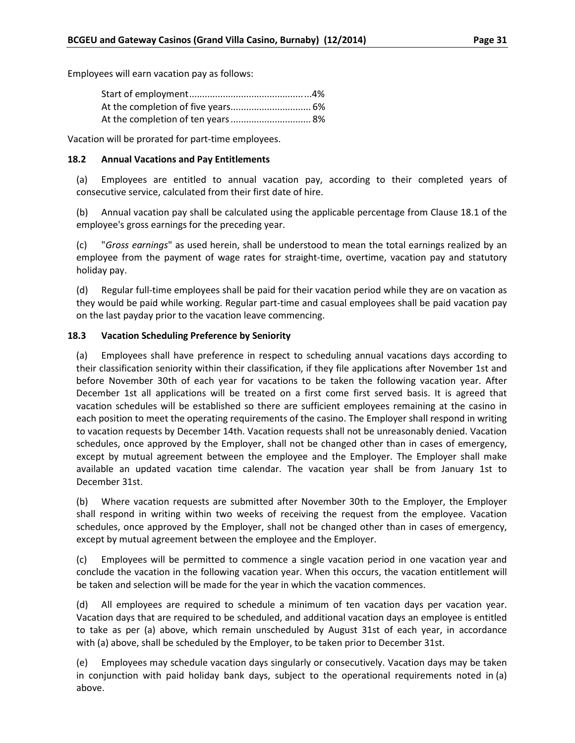Employees will earn vacation pay as follows:

Start of employment................................................4%
At the completion of five years............................... 6%
At the completion of ten years............................... 8%

Vacation will be prorated for part-time employees.

### 18.2 Annual Vacations and Pay Entitlements

(a) Employees are entitled to annual vacation pay, according to their completed years of consecutive service, calculated from their first date of hire.

(b) Annual vacation pay shall be calculated using the applicable percentage from Clause 18.1 of the employee's gross earnings for the preceding year.

(c) "*Gross earnings*" as used herein, shall be understood to mean the total earnings realized by an employee from the payment of wage rates for straight-time, overtime, vacation pay and statutory holiday pay.

(d) Regular full-time employees shall be paid for their vacation period while they are on vacation as they would be paid while working. Regular part-time and casual employees shall be paid vacation pay on the last payday prior to the vacation leave commencing.

### 18.3 Vacation Scheduling Preference by Seniority

(a) Employees shall have preference in respect to scheduling annual vacations days according to their classification seniority within their classification, if they file applications after November 1st and before November 30th of each year for vacations to be taken the following vacation year. After December 1st all applications will be treated on a first come first served basis. It is agreed that vacation schedules will be established so there are sufficient employees remaining at the casino in each position to meet the operating requirements of the casino. The Employer shall respond in writing to vacation requests by December 14th. Vacation requests shall not be unreasonably denied. Vacation schedules, once approved by the Employer, shall not be changed other than in cases of emergency, except by mutual agreement between the employee and the Employer. The Employer shall make available an updated vacation time calendar. The vacation year shall be from January 1st to December 31st.

(b) Where vacation requests are submitted after November 30th to the Employer, the Employer shall respond in writing within two weeks of receiving the request from the employee. Vacation schedules, once approved by the Employer, shall not be changed other than in cases of emergency, except by mutual agreement between the employee and the Employer.

(c) Employees will be permitted to commence a single vacation period in one vacation year and conclude the vacation in the following vacation year. When this occurs, the vacation entitlement will be taken and selection will be made for the year in which the vacation commences.

(d) All employees are required to schedule a minimum of ten vacation days per vacation year. Vacation days that are required to be scheduled, and additional vacation days an employee is entitled to take as per (a) above, which remain unscheduled by August 31st of each year, in accordance with (a) above, shall be scheduled by the Employer, to be taken prior to December 31st.

(e) Employees may schedule vacation days singularly or consecutively. Vacation days may be taken in conjunction with paid holiday bank days, subject to the operational requirements noted in (a) above.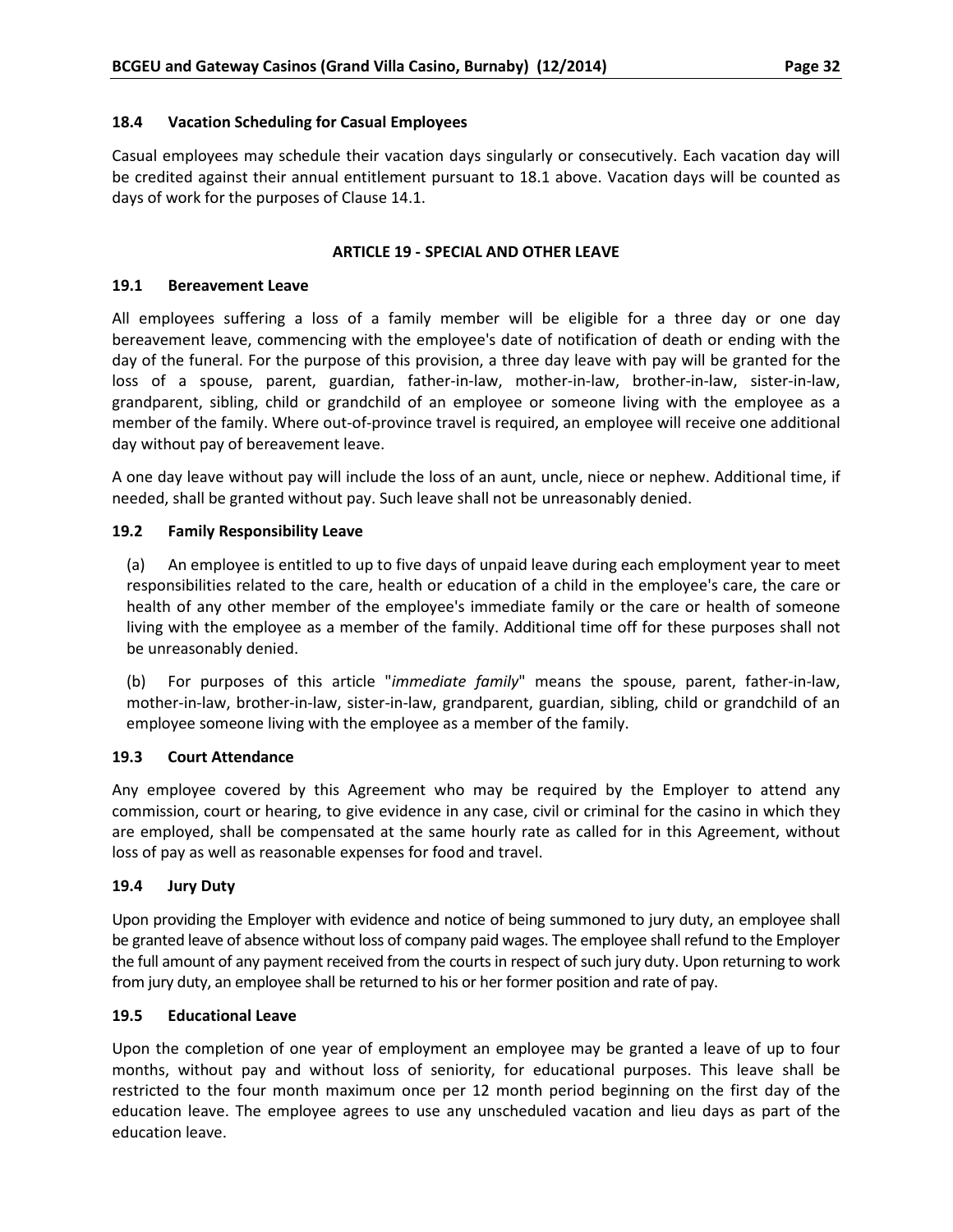### 18.4 Vacation Scheduling for Casual Employees

Casual employees may schedule their vacation days singularly or consecutively. Each vacation day will be credited against their annual entitlement pursuant to 18.1 above. Vacation days will be counted as days of work for the purposes of Clause 14.1.

## ARTICLE 19 - SPECIAL AND OTHER LEAVE

### 19.1 Bereavement Leave

All employees suffering a loss of a family member will be eligible for a three day or one day bereavement leave, commencing with the employee's date of notification of death or ending with the day of the funeral. For the purpose of this provision, a three day leave with pay will be granted for the loss of a spouse, parent, guardian, father-in-law, mother-in-law, brother-in-law, sister-in-law, grandparent, sibling, child or grandchild of an employee or someone living with the employee as a member of the family. Where out-of-province travel is required, an employee will receive one additional day without pay of bereavement leave.

A one day leave without pay will include the loss of an aunt, uncle, niece or nephew. Additional time, if needed, shall be granted without pay. Such leave shall not be unreasonably denied.

### 19.2 Family Responsibility Leave

(a) An employee is entitled to up to five days of unpaid leave during each employment year to meet responsibilities related to the care, health or education of a child in the employee's care, the care or health of any other member of the employee's immediate family or the care or health of someone living with the employee as a member of the family. Additional time off for these purposes shall not be unreasonably denied.

(b) For purposes of this article "*immediate family*" means the spouse, parent, father-in-law, mother-in-law, brother-in-law, sister-in-law, grandparent, guardian, sibling, child or grandchild of an employee someone living with the employee as a member of the family.

### 19.3 Court Attendance

Any employee covered by this Agreement who may be required by the Employer to attend any commission, court or hearing, to give evidence in any case, civil or criminal for the casino in which they are employed, shall be compensated at the same hourly rate as called for in this Agreement, without loss of pay as well as reasonable expenses for food and travel.

### 19.4 Jury Duty

Upon providing the Employer with evidence and notice of being summoned to jury duty, an employee shall be granted leave of absence without loss of company paid wages. The employee shall refund to the Employer the full amount of any payment received from the courts in respect of such jury duty. Upon returning to work from jury duty, an employee shall be returned to his or her former position and rate of pay.

### 19.5 Educational Leave

Upon the completion of one year of employment an employee may be granted a leave of up to four months, without pay and without loss of seniority, for educational purposes. This leave shall be restricted to the four month maximum once per 12 month period beginning on the first day of the education leave. The employee agrees to use any unscheduled vacation and lieu days as part of the education leave.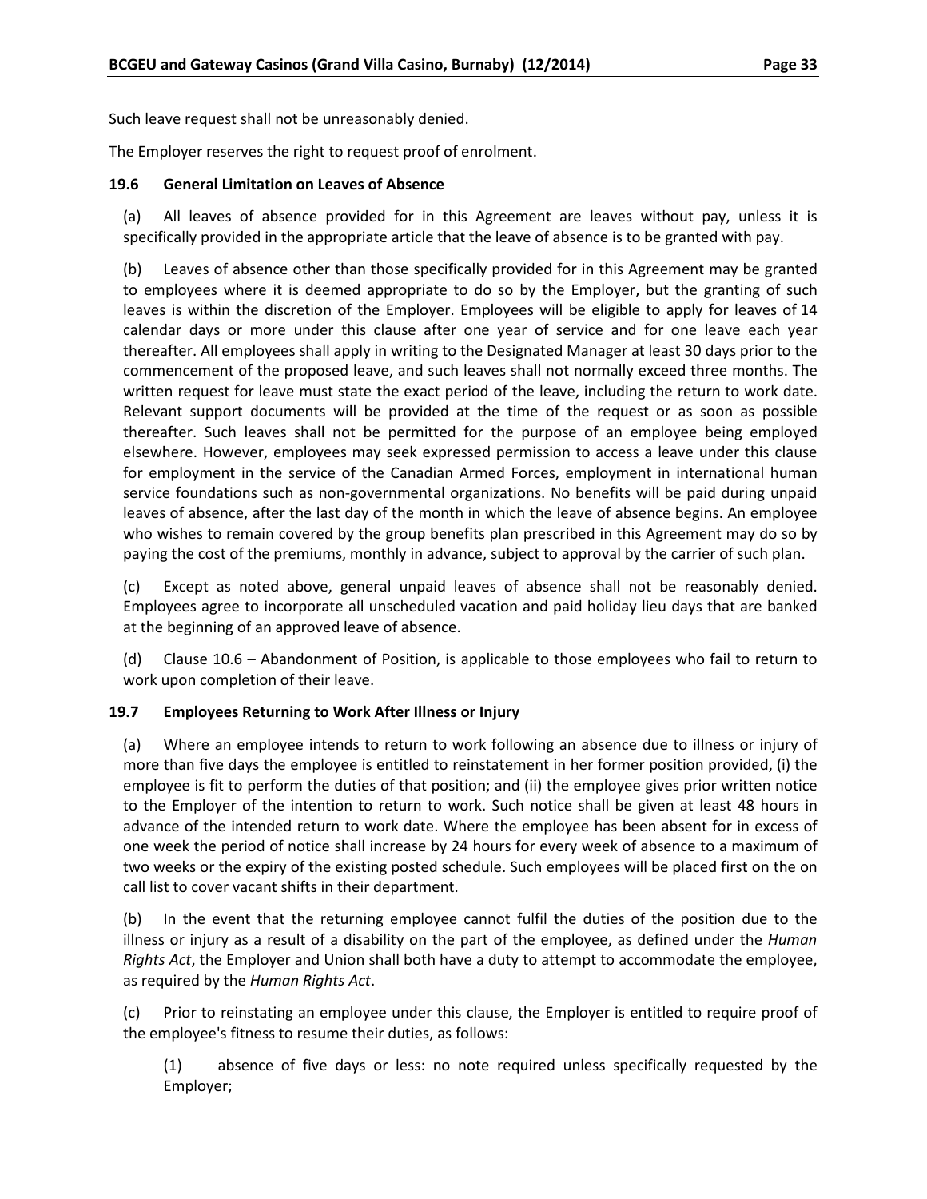Such leave request shall not be unreasonably denied.

The Employer reserves the right to request proof of enrolment.

### 19.6 General Limitation on Leaves of Absence

(a) All leaves of absence provided for in this Agreement are leaves without pay, unless it is specifically provided in the appropriate article that the leave of absence is to be granted with pay.

(b) Leaves of absence other than those specifically provided for in this Agreement may be granted to employees where it is deemed appropriate to do so by the Employer, but the granting of such leaves is within the discretion of the Employer. Employees will be eligible to apply for leaves of 14 calendar days or more under this clause after one year of service and for one leave each year thereafter. All employees shall apply in writing to the Designated Manager at least 30 days prior to the commencement of the proposed leave, and such leaves shall not normally exceed three months. The written request for leave must state the exact period of the leave, including the return to work date. Relevant support documents will be provided at the time of the request or as soon as possible thereafter. Such leaves shall not be permitted for the purpose of an employee being employed elsewhere. However, employees may seek expressed permission to access a leave under this clause for employment in the service of the Canadian Armed Forces, employment in international human service foundations such as non-governmental organizations. No benefits will be paid during unpaid leaves of absence, after the last day of the month in which the leave of absence begins. An employee who wishes to remain covered by the group benefits plan prescribed in this Agreement may do so by paying the cost of the premiums, monthly in advance, subject to approval by the carrier of such plan.

(c) Except as noted above, general unpaid leaves of absence shall not be reasonably denied. Employees agree to incorporate all unscheduled vacation and paid holiday lieu days that are banked at the beginning of an approved leave of absence.

(d) Clause 10.6 – Abandonment of Position, is applicable to those employees who fail to return to work upon completion of their leave.

### 19.7 Employees Returning to Work After Illness or Injury

(a) Where an employee intends to return to work following an absence due to illness or injury of more than five days the employee is entitled to reinstatement in her former position provided, (i) the employee is fit to perform the duties of that position; and (ii) the employee gives prior written notice to the Employer of the intention to return to work. Such notice shall be given at least 48 hours in advance of the intended return to work date. Where the employee has been absent for in excess of one week the period of notice shall increase by 24 hours for every week of absence to a maximum of two weeks or the expiry of the existing posted schedule. Such employees will be placed first on the on call list to cover vacant shifts in their department.

(b) In the event that the returning employee cannot fulfil the duties of the position due to the illness or injury as a result of a disability on the part of the employee, as defined under the *Human Rights Act*, the Employer and Union shall both have a duty to attempt to accommodate the employee, as required by the *Human Rights Act*.

(c) Prior to reinstating an employee under this clause, the Employer is entitled to require proof of the employee's fitness to resume their duties, as follows:

(1) absence of five days or less: no note required unless specifically requested by the Employer;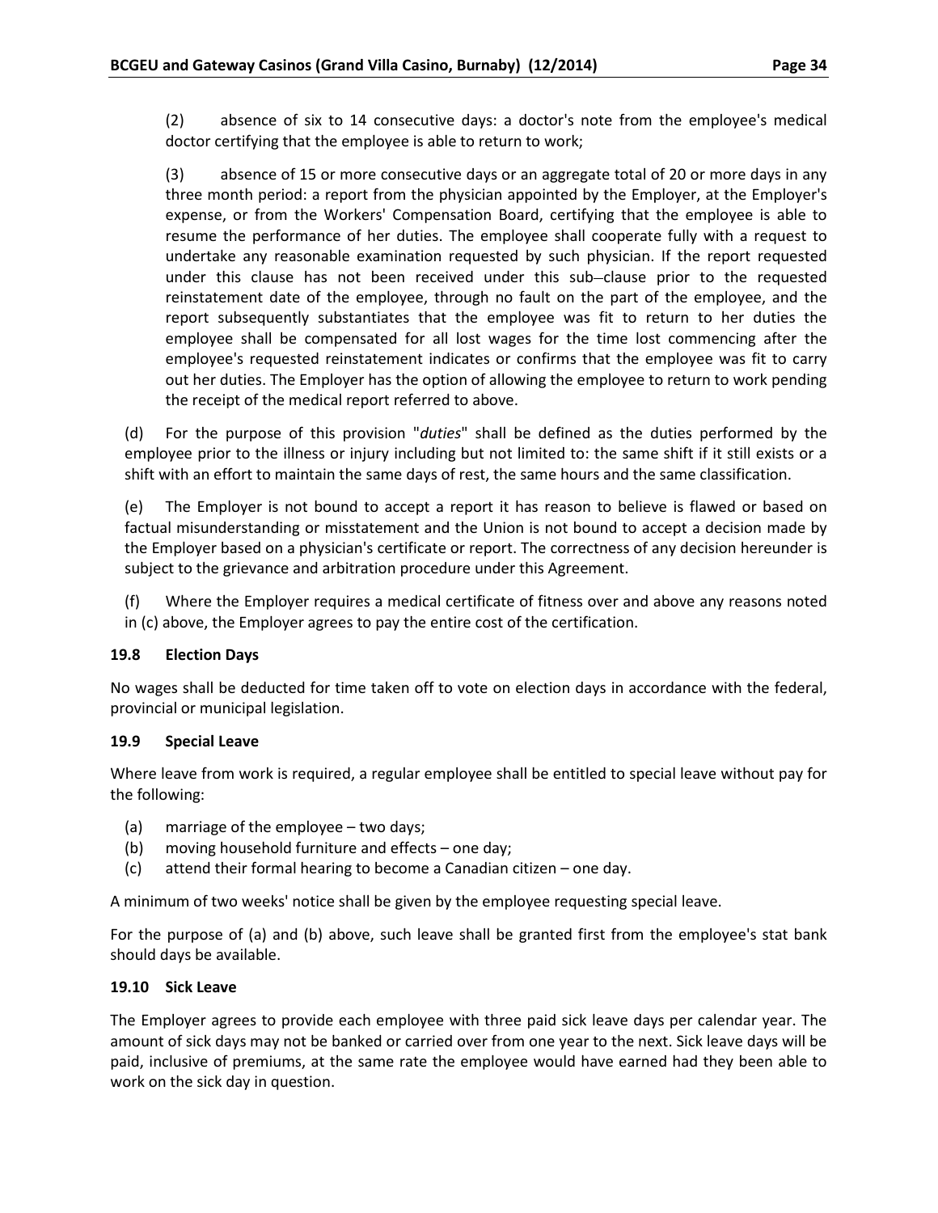(2) absence of six to 14 consecutive days: a doctor's note from the employee's medical doctor certifying that the employee is able to return to work;

(3) absence of 15 or more consecutive days or an aggregate total of 20 or more days in any three month period: a report from the physician appointed by the Employer, at the Employer's expense, or from the Workers' Compensation Board, certifying that the employee is able to resume the performance of her duties. The employee shall cooperate fully with a request to undertake any reasonable examination requested by such physician. If the report requested under this clause has not been received under this sub-clause prior to the requested reinstatement date of the employee, through no fault on the part of the employee, and the report subsequently substantiates that the employee was fit to return to her duties the employee shall be compensated for all lost wages for the time lost commencing after the employee's requested reinstatement indicates or confirms that the employee was fit to carry out her duties. The Employer has the option of allowing the employee to return to work pending the receipt of the medical report referred to above.

(d) For the purpose of this provision "*duties*" shall be defined as the duties performed by the employee prior to the illness or injury including but not limited to: the same shift if it still exists or a shift with an effort to maintain the same days of rest, the same hours and the same classification.

(e) The Employer is not bound to accept a report it has reason to believe is flawed or based on factual misunderstanding or misstatement and the Union is not bound to accept a decision made by the Employer based on a physician's certificate or report. The correctness of any decision hereunder is subject to the grievance and arbitration procedure under this Agreement.

(f) Where the Employer requires a medical certificate of fitness over and above any reasons noted in (c) above, the Employer agrees to pay the entire cost of the certification.

**19.8 Election Days**

No wages shall be deducted for time taken off to vote on election days in accordance with the federal, provincial or municipal legislation.

**19.9 Special Leave**

Where leave from work is required, a regular employee shall be entitled to special leave without pay for the following:

(a) marriage of the employee – two days;
(b) moving household furniture and effects – one day;
(c) attend their formal hearing to become a Canadian citizen – one day.

A minimum of two weeks' notice shall be given by the employee requesting special leave.

For the purpose of (a) and (b) above, such leave shall be granted first from the employee's stat bank should days be available.

**19.10 Sick Leave**

The Employer agrees to provide each employee with three paid sick leave days per calendar year. The amount of sick days may not be banked or carried over from one year to the next. Sick leave days will be paid, inclusive of premiums, at the same rate the employee would have earned had they been able to work on the sick day in question.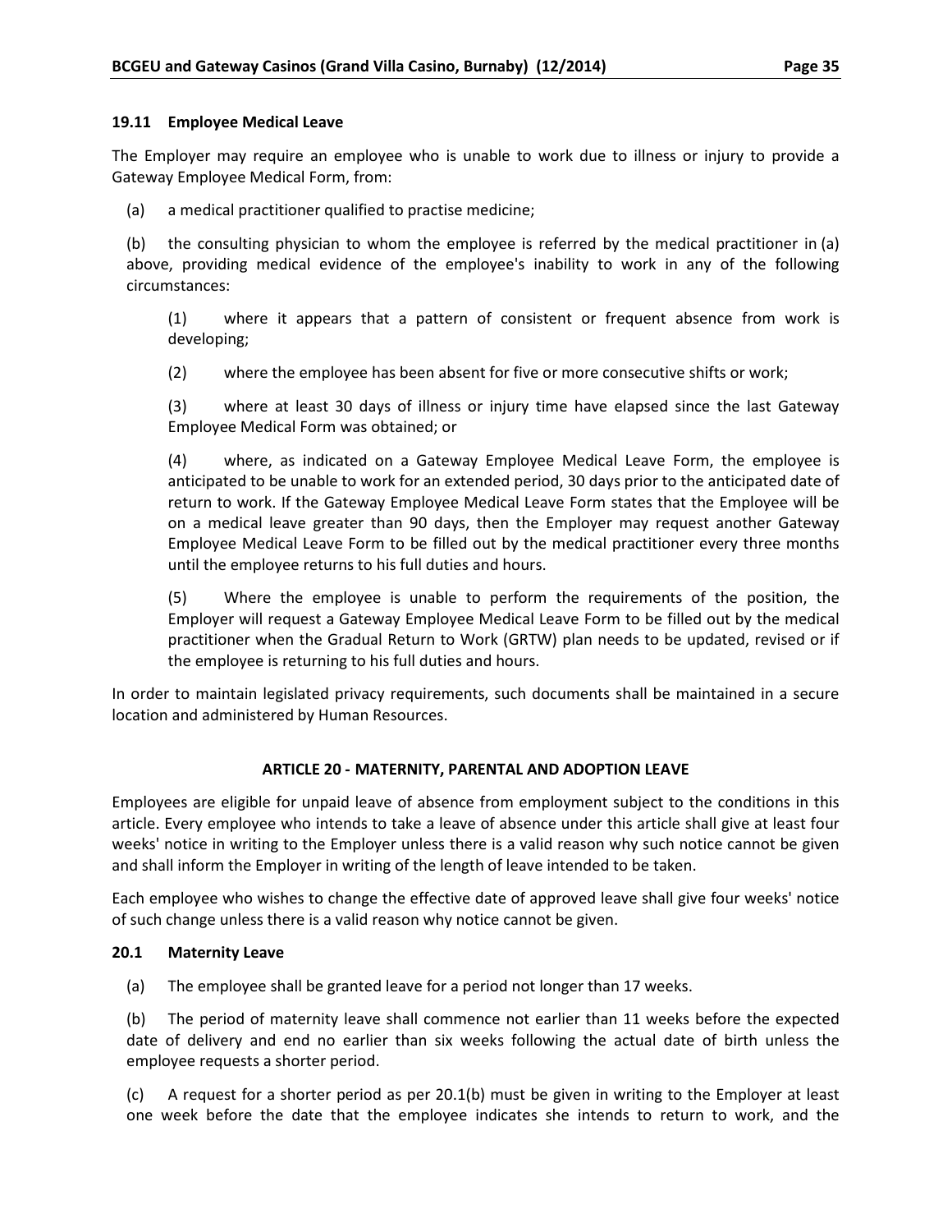### 19.11 Employee Medical Leave

The Employer may require an employee who is unable to work due to illness or injury to provide a Gateway Employee Medical Form, from:

(a) a medical practitioner qualified to practise medicine;

(b) the consulting physician to whom the employee is referred by the medical practitioner in (a) above, providing medical evidence of the employee's inability to work in any of the following circumstances:

> (1) where it appears that a pattern of consistent or frequent absence from work is developing;
>
> (2) where the employee has been absent for five or more consecutive shifts or work;
>
> (3) where at least 30 days of illness or injury time have elapsed since the last Gateway Employee Medical Form was obtained; or
>
> (4) where, as indicated on a Gateway Employee Medical Leave Form, the employee is anticipated to be unable to work for an extended period, 30 days prior to the anticipated date of return to work. If the Gateway Employee Medical Leave Form states that the Employee will be on a medical leave greater than 90 days, then the Employer may request another Gateway Employee Medical Leave Form to be filled out by the medical practitioner every three months until the employee returns to his full duties and hours.
>
> (5) Where the employee is unable to perform the requirements of the position, the Employer will request a Gateway Employee Medical Leave Form to be filled out by the medical practitioner when the Gradual Return to Work (GRTW) plan needs to be updated, revised or if the employee is returning to his full duties and hours.

In order to maintain legislated privacy requirements, such documents shall be maintained in a secure location and administered by Human Resources.

## ARTICLE 20 - MATERNITY, PARENTAL AND ADOPTION LEAVE

Employees are eligible for unpaid leave of absence from employment subject to the conditions in this article. Every employee who intends to take a leave of absence under this article shall give at least four weeks' notice in writing to the Employer unless there is a valid reason why such notice cannot be given and shall inform the Employer in writing of the length of leave intended to be taken.

Each employee who wishes to change the effective date of approved leave shall give four weeks' notice of such change unless there is a valid reason why notice cannot be given.

### 20.1 Maternity Leave

(a) The employee shall be granted leave for a period not longer than 17 weeks.

(b) The period of maternity leave shall commence not earlier than 11 weeks before the expected date of delivery and end no earlier than six weeks following the actual date of birth unless the employee requests a shorter period.

(c) A request for a shorter period as per 20.1(b) must be given in writing to the Employer at least one week before the date that the employee indicates she intends to return to work, and the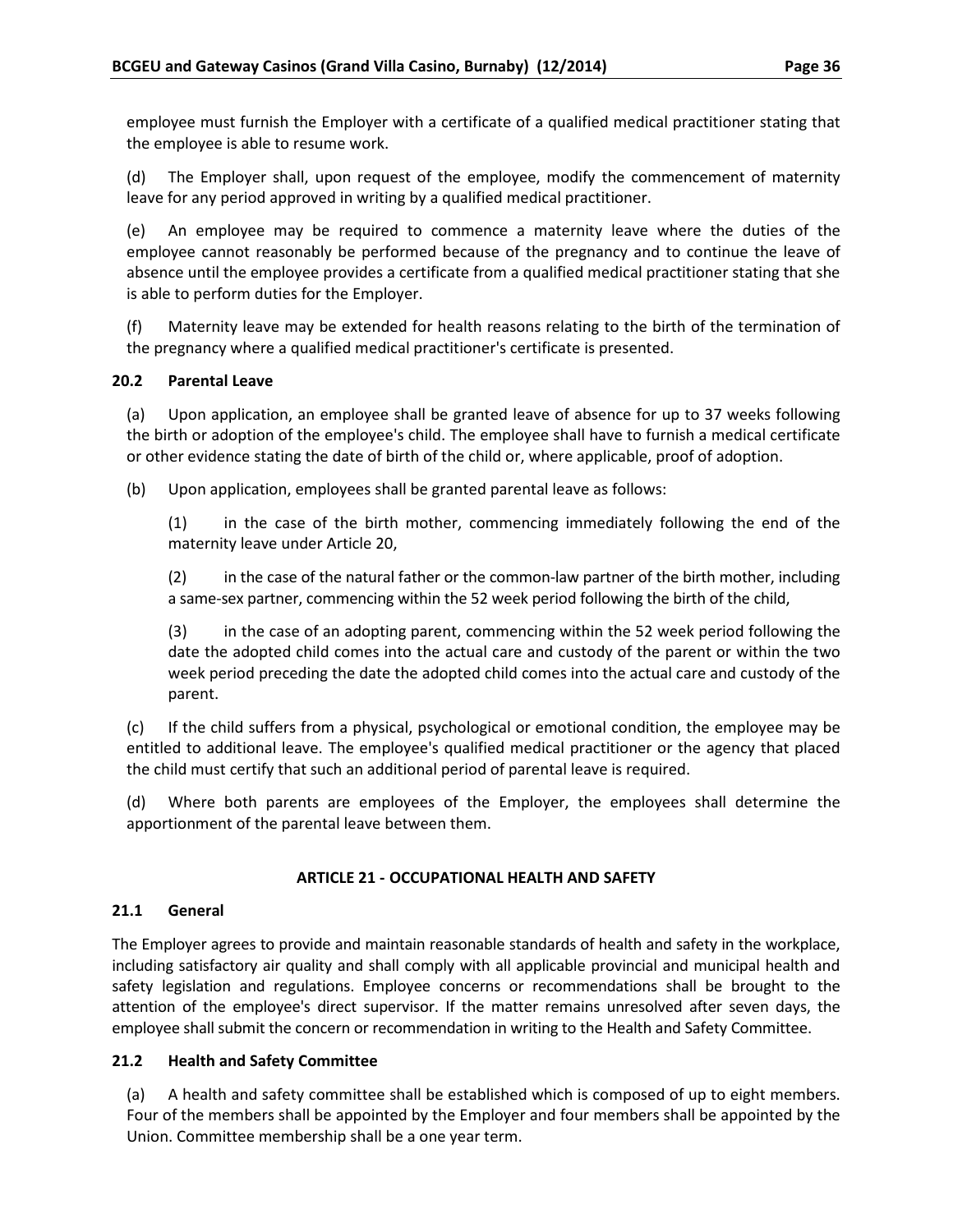employee must furnish the Employer with a certificate of a qualified medical practitioner stating that the employee is able to resume work.

(d) The Employer shall, upon request of the employee, modify the commencement of maternity leave for any period approved in writing by a qualified medical practitioner.

(e) An employee may be required to commence a maternity leave where the duties of the employee cannot reasonably be performed because of the pregnancy and to continue the leave of absence until the employee provides a certificate from a qualified medical practitioner stating that she is able to perform duties for the Employer.

(f) Maternity leave may be extended for health reasons relating to the birth of the termination of the pregnancy where a qualified medical practitioner's certificate is presented.

### 20.2 Parental Leave

(a) Upon application, an employee shall be granted leave of absence for up to 37 weeks following the birth or adoption of the employee's child. The employee shall have to furnish a medical certificate or other evidence stating the date of birth of the child or, where applicable, proof of adoption.

(b) Upon application, employees shall be granted parental leave as follows:

(1) in the case of the birth mother, commencing immediately following the end of the maternity leave under Article 20,

(2) in the case of the natural father or the common-law partner of the birth mother, including a same-sex partner, commencing within the 52 week period following the birth of the child,

(3) in the case of an adopting parent, commencing within the 52 week period following the date the adopted child comes into the actual care and custody of the parent or within the two week period preceding the date the adopted child comes into the actual care and custody of the parent.

(c) If the child suffers from a physical, psychological or emotional condition, the employee may be entitled to additional leave. The employee's qualified medical practitioner or the agency that placed the child must certify that such an additional period of parental leave is required.

(d) Where both parents are employees of the Employer, the employees shall determine the apportionment of the parental leave between them.

## ARTICLE 21 - OCCUPATIONAL HEALTH AND SAFETY

### 21.1 General

The Employer agrees to provide and maintain reasonable standards of health and safety in the workplace, including satisfactory air quality and shall comply with all applicable provincial and municipal health and safety legislation and regulations. Employee concerns or recommendations shall be brought to the attention of the employee's direct supervisor. If the matter remains unresolved after seven days, the employee shall submit the concern or recommendation in writing to the Health and Safety Committee.

### 21.2 Health and Safety Committee

(a) A health and safety committee shall be established which is composed of up to eight members. Four of the members shall be appointed by the Employer and four members shall be appointed by the Union. Committee membership shall be a one year term.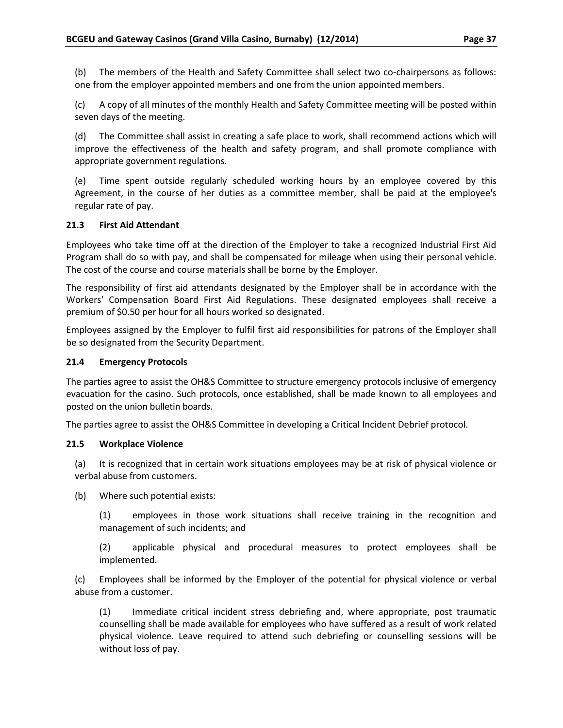(b) The members of the Health and Safety Committee shall select two co-chairpersons as follows: one from the employer appointed members and one from the union appointed members.

(c) A copy of all minutes of the monthly Health and Safety Committee meeting will be posted within seven days of the meeting.

(d) The Committee shall assist in creating a safe place to work, shall recommend actions which will improve the effectiveness of the health and safety program, and shall promote compliance with appropriate government regulations.

(e) Time spent outside regularly scheduled working hours by an employee covered by this Agreement, in the course of her duties as a committee member, shall be paid at the employee's regular rate of pay.

### 21.3 First Aid Attendant

Employees who take time off at the direction of the Employer to take a recognized Industrial First Aid Program shall do so with pay, and shall be compensated for mileage when using their personal vehicle. The cost of the course and course materials shall be borne by the Employer.

The responsibility of first aid attendants designated by the Employer shall be in accordance with the Workers' Compensation Board First Aid Regulations. These designated employees shall receive a premium of $0.50 per hour for all hours worked so designated.

Employees assigned by the Employer to fulfil first aid responsibilities for patrons of the Employer shall be so designated from the Security Department.

### 21.4 Emergency Protocols

The parties agree to assist the OH&S Committee to structure emergency protocols inclusive of emergency evacuation for the casino. Such protocols, once established, shall be made known to all employees and posted on the union bulletin boards.

The parties agree to assist the OH&S Committee in developing a Critical Incident Debrief protocol.

### 21.5 Workplace Violence

(a) It is recognized that in certain work situations employees may be at risk of physical violence or verbal abuse from customers.

(b) Where such potential exists:

(1) employees in those work situations shall receive training in the recognition and management of such incidents; and

(2) applicable physical and procedural measures to protect employees shall be implemented.

(c) Employees shall be informed by the Employer of the potential for physical violence or verbal abuse from a customer.

(1) Immediate critical incident stress debriefing and, where appropriate, post traumatic counselling shall be made available for employees who have suffered as a result of work related physical violence. Leave required to attend such debriefing or counselling sessions will be without loss of pay.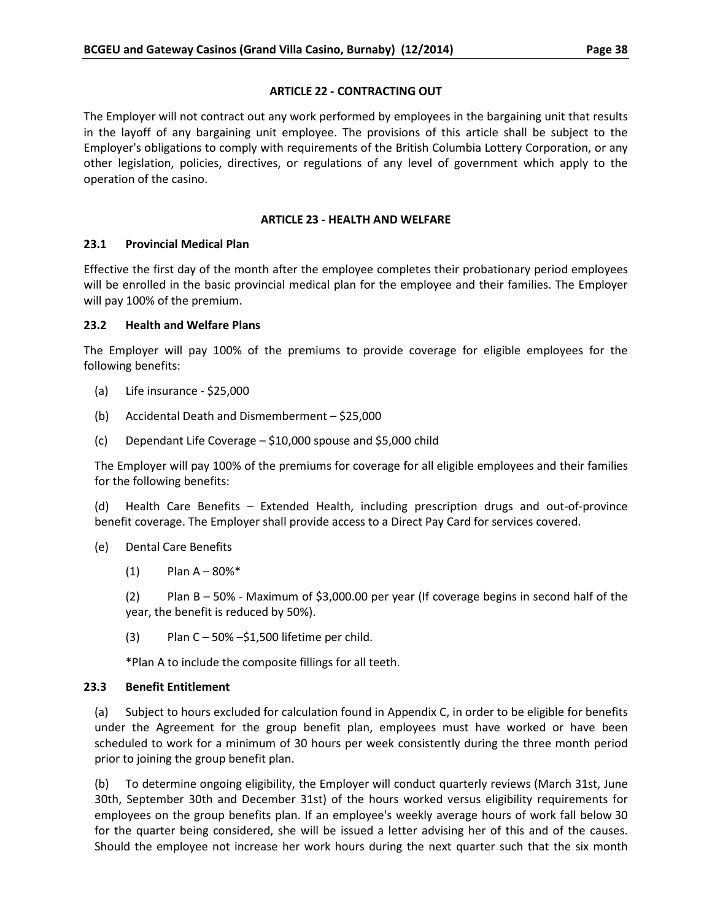## ARTICLE 22 - CONTRACTING OUT

The Employer will not contract out any work performed by employees in the bargaining unit that results in the layoff of any bargaining unit employee. The provisions of this article shall be subject to the Employer's obligations to comply with requirements of the British Columbia Lottery Corporation, or any other legislation, policies, directives, or regulations of any level of government which apply to the operation of the casino.

## ARTICLE 23 - HEALTH AND WELFARE

### 23.1 Provincial Medical Plan

Effective the first day of the month after the employee completes their probationary period employees will be enrolled in the basic provincial medical plan for the employee and their families. The Employer will pay 100% of the premium.

### 23.2 Health and Welfare Plans

The Employer will pay 100% of the premiums to provide coverage for eligible employees for the following benefits:

(a) Life insurance - $25,000

(b) Accidental Death and Dismemberment – $25,000

(c) Dependant Life Coverage – $10,000 spouse and $5,000 child

The Employer will pay 100% of the premiums for coverage for all eligible employees and their families for the following benefits:

(d) Health Care Benefits – Extended Health, including prescription drugs and out-of-province benefit coverage. The Employer shall provide access to a Direct Pay Card for services covered.

(e) Dental Care Benefits

(1) Plan A – 80%*

(2) Plan B – 50% - Maximum of $3,000.00 per year (If coverage begins in second half of the year, the benefit is reduced by 50%).

(3) Plan C – 50% –$1,500 lifetime per child.

*Plan A to include the composite fillings for all teeth.

### 23.3 Benefit Entitlement

(a) Subject to hours excluded for calculation found in Appendix C, in order to be eligible for benefits under the Agreement for the group benefit plan, employees must have worked or have been scheduled to work for a minimum of 30 hours per week consistently during the three month period prior to joining the group benefit plan.

(b) To determine ongoing eligibility, the Employer will conduct quarterly reviews (March 31st, June 30th, September 30th and December 31st) of the hours worked versus eligibility requirements for employees on the group benefits plan. If an employee's weekly average hours of work fall below 30 for the quarter being considered, she will be issued a letter advising her of this and of the causes. Should the employee not increase her work hours during the next quarter such that the six month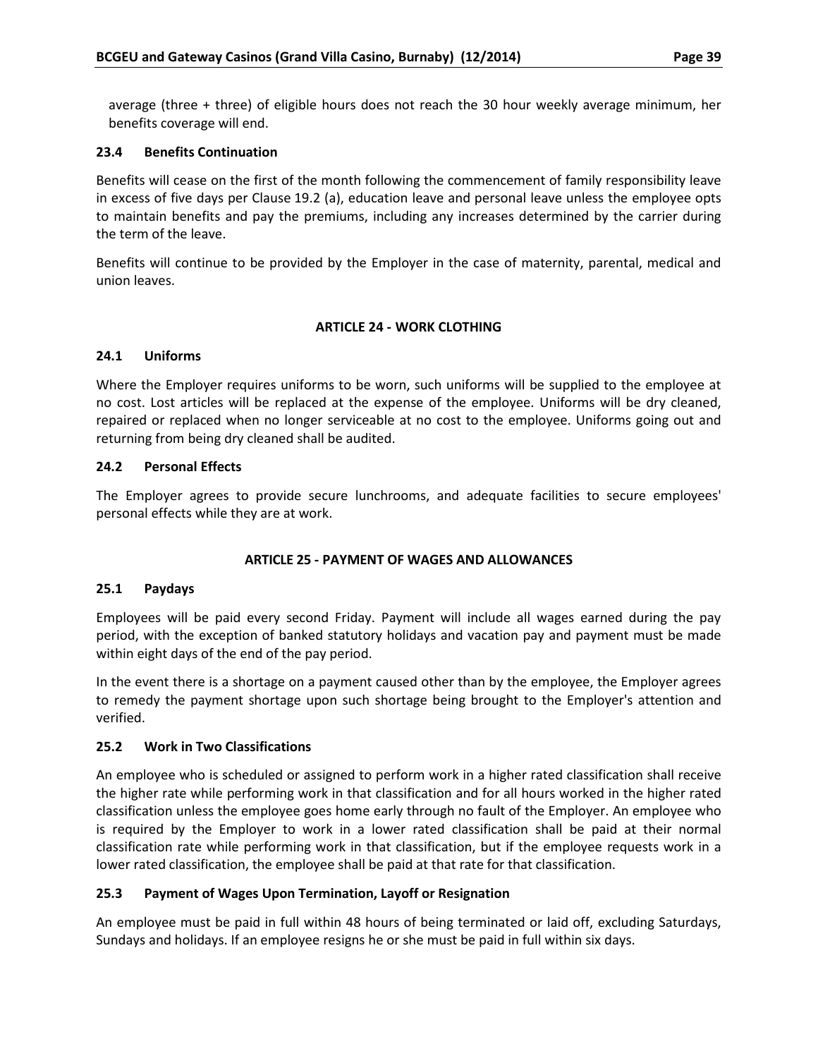average (three + three) of eligible hours does not reach the 30 hour weekly average minimum, her benefits coverage will end.

### 23.4 Benefits Continuation

Benefits will cease on the first of the month following the commencement of family responsibility leave in excess of five days per Clause 19.2 (a), education leave and personal leave unless the employee opts to maintain benefits and pay the premiums, including any increases determined by the carrier during the term of the leave.

Benefits will continue to be provided by the Employer in the case of maternity, parental, medical and union leaves.

## ARTICLE 24 - WORK CLOTHING

### 24.1 Uniforms

Where the Employer requires uniforms to be worn, such uniforms will be supplied to the employee at no cost. Lost articles will be replaced at the expense of the employee. Uniforms will be dry cleaned, repaired or replaced when no longer serviceable at no cost to the employee. Uniforms going out and returning from being dry cleaned shall be audited.

### 24.2 Personal Effects

The Employer agrees to provide secure lunchrooms, and adequate facilities to secure employees' personal effects while they are at work.

## ARTICLE 25 - PAYMENT OF WAGES AND ALLOWANCES

### 25.1 Paydays

Employees will be paid every second Friday. Payment will include all wages earned during the pay period, with the exception of banked statutory holidays and vacation pay and payment must be made within eight days of the end of the pay period.

In the event there is a shortage on a payment caused other than by the employee, the Employer agrees to remedy the payment shortage upon such shortage being brought to the Employer's attention and verified.

### 25.2 Work in Two Classifications

An employee who is scheduled or assigned to perform work in a higher rated classification shall receive the higher rate while performing work in that classification and for all hours worked in the higher rated classification unless the employee goes home early through no fault of the Employer. An employee who is required by the Employer to work in a lower rated classification shall be paid at their normal classification rate while performing work in that classification, but if the employee requests work in a lower rated classification, the employee shall be paid at that rate for that classification.

### 25.3 Payment of Wages Upon Termination, Layoff or Resignation

An employee must be paid in full within 48 hours of being terminated or laid off, excluding Saturdays, Sundays and holidays. If an employee resigns he or she must be paid in full within six days.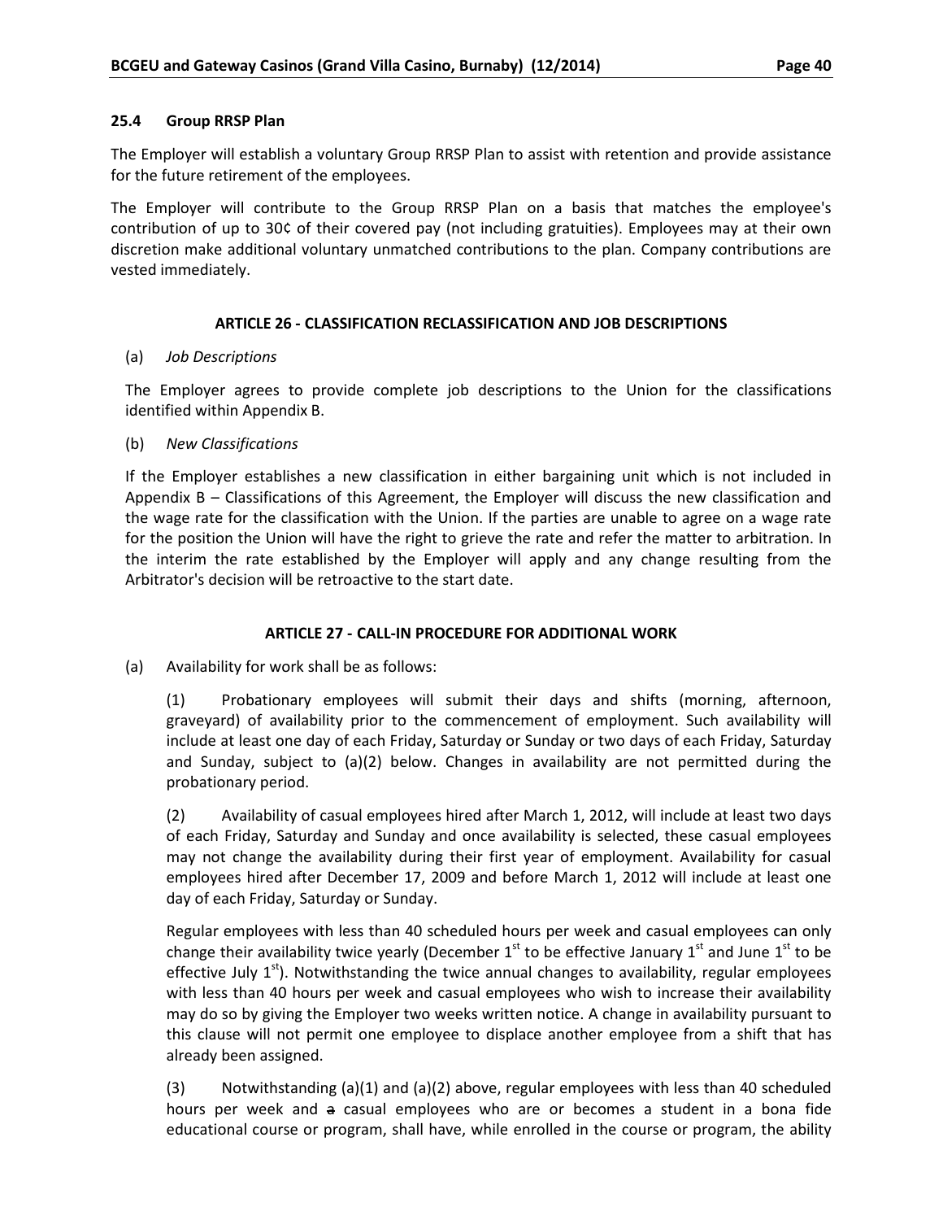#### 25.4 Group RRSP Plan

The Employer will establish a voluntary Group RRSP Plan to assist with retention and provide assistance for the future retirement of the employees.

The Employer will contribute to the Group RRSP Plan on a basis that matches the employee's contribution of up to 30¢ of their covered pay (not including gratuities). Employees may at their own discretion make additional voluntary unmatched contributions to the plan. Company contributions are vested immediately.

### ARTICLE 26 - CLASSIFICATION RECLASSIFICATION AND JOB DESCRIPTIONS

(a) *Job Descriptions*

The Employer agrees to provide complete job descriptions to the Union for the classifications identified within Appendix B.

(b) *New Classifications*

If the Employer establishes a new classification in either bargaining unit which is not included in Appendix B – Classifications of this Agreement, the Employer will discuss the new classification and the wage rate for the classification with the Union. If the parties are unable to agree on a wage rate for the position the Union will have the right to grieve the rate and refer the matter to arbitration. In the interim the rate established by the Employer will apply and any change resulting from the Arbitrator's decision will be retroactive to the start date.

### ARTICLE 27 - CALL-IN PROCEDURE FOR ADDITIONAL WORK

(a) Availability for work shall be as follows:

(1) Probationary employees will submit their days and shifts (morning, afternoon, graveyard) of availability prior to the commencement of employment. Such availability will include at least one day of each Friday, Saturday or Sunday or two days of each Friday, Saturday and Sunday, subject to (a)(2) below. Changes in availability are not permitted during the probationary period.

(2) Availability of casual employees hired after March 1, 2012, will include at least two days of each Friday, Saturday and Sunday and once availability is selected, these casual employees may not change the availability during their first year of employment. Availability for casual employees hired after December 17, 2009 and before March 1, 2012 will include at least one day of each Friday, Saturday or Sunday.

Regular employees with less than 40 scheduled hours per week and casual employees can only change their availability twice yearly (December 1st to be effective January 1st and June 1st to be effective July 1st). Notwithstanding the twice annual changes to availability, regular employees with less than 40 hours per week and casual employees who wish to increase their availability may do so by giving the Employer two weeks written notice. A change in availability pursuant to this clause will not permit one employee to displace another employee from a shift that has already been assigned.

(3) Notwithstanding (a)(1) and (a)(2) above, regular employees with less than 40 scheduled hours per week and ~~a~~ casual employees who are or becomes a student in a bona fide educational course or program, shall have, while enrolled in the course or program, the ability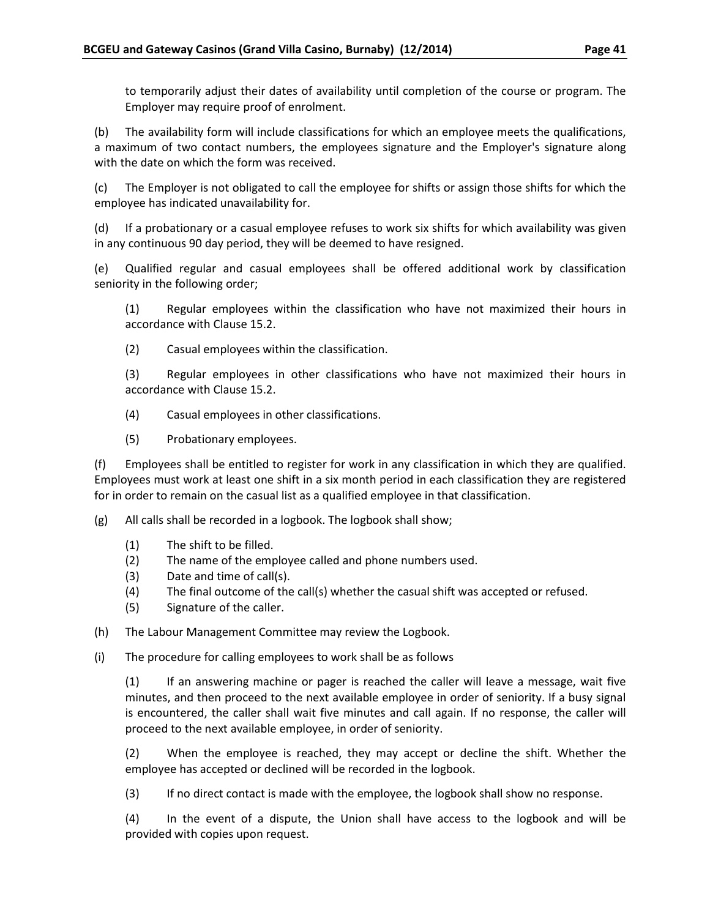to temporarily adjust their dates of availability until completion of the course or program. The Employer may require proof of enrolment.

(b) The availability form will include classifications for which an employee meets the qualifications, a maximum of two contact numbers, the employees signature and the Employer's signature along with the date on which the form was received.

(c) The Employer is not obligated to call the employee for shifts or assign those shifts for which the employee has indicated unavailability for.

(d) If a probationary or a casual employee refuses to work six shifts for which availability was given in any continuous 90 day period, they will be deemed to have resigned.

(e) Qualified regular and casual employees shall be offered additional work by classification seniority in the following order;

> (1) Regular employees within the classification who have not maximized their hours in accordance with Clause 15.2.
>
> (2) Casual employees within the classification.
>
> (3) Regular employees in other classifications who have not maximized their hours in accordance with Clause 15.2.
>
> (4) Casual employees in other classifications.
>
> (5) Probationary employees.

(f) Employees shall be entitled to register for work in any classification in which they are qualified. Employees must work at least one shift in a six month period in each classification they are registered for in order to remain on the casual list as a qualified employee in that classification.

(g) All calls shall be recorded in a logbook. The logbook shall show;

> (1) The shift to be filled.
> (2) The name of the employee called and phone numbers used.
> (3) Date and time of call(s).
> (4) The final outcome of the call(s) whether the casual shift was accepted or refused.
> (5) Signature of the caller.

(h) The Labour Management Committee may review the Logbook.

(i) The procedure for calling employees to work shall be as follows

> (1) If an answering machine or pager is reached the caller will leave a message, wait five minutes, and then proceed to the next available employee in order of seniority. If a busy signal is encountered, the caller shall wait five minutes and call again. If no response, the caller will proceed to the next available employee, in order of seniority.
>
> (2) When the employee is reached, they may accept or decline the shift. Whether the employee has accepted or declined will be recorded in the logbook.
>
> (3) If no direct contact is made with the employee, the logbook shall show no response.
>
> (4) In the event of a dispute, the Union shall have access to the logbook and will be provided with copies upon request.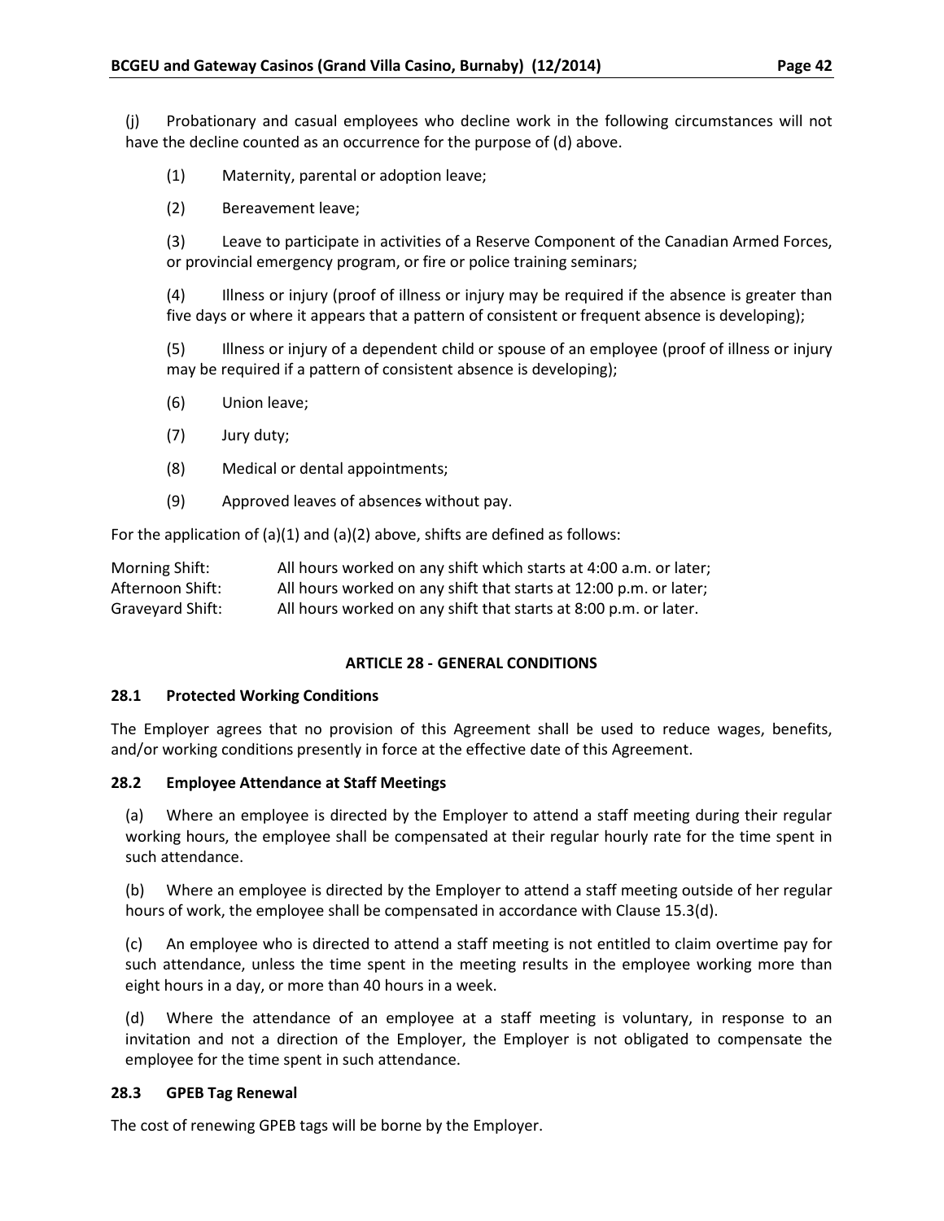(j) Probationary and casual employees who decline work in the following circumstances will not have the decline counted as an occurrence for the purpose of (d) above.

(1) Maternity, parental or adoption leave;

(2) Bereavement leave;

(3) Leave to participate in activities of a Reserve Component of the Canadian Armed Forces, or provincial emergency program, or fire or police training seminars;

(4) Illness or injury (proof of illness or injury may be required if the absence is greater than five days or where it appears that a pattern of consistent or frequent absence is developing);

(5) Illness or injury of a dependent child or spouse of an employee (proof of illness or injury may be required if a pattern of consistent absence is developing);

(6) Union leave;

(7) Jury duty;

(8) Medical or dental appointments;

(9) Approved leaves of absences without pay.

For the application of (a)(1) and (a)(2) above, shifts are defined as follows:

| | |
|---|---|
| Morning Shift: | All hours worked on any shift which starts at 4:00 a.m. or later; |
| Afternoon Shift: | All hours worked on any shift that starts at 12:00 p.m. or later; |
| Graveyard Shift: | All hours worked on any shift that starts at 8:00 p.m. or later. |

## ARTICLE 28 - GENERAL CONDITIONS

### 28.1 Protected Working Conditions

The Employer agrees that no provision of this Agreement shall be used to reduce wages, benefits, and/or working conditions presently in force at the effective date of this Agreement.

### 28.2 Employee Attendance at Staff Meetings

(a) Where an employee is directed by the Employer to attend a staff meeting during their regular working hours, the employee shall be compensated at their regular hourly rate for the time spent in such attendance.

(b) Where an employee is directed by the Employer to attend a staff meeting outside of her regular hours of work, the employee shall be compensated in accordance with Clause 15.3(d).

(c) An employee who is directed to attend a staff meeting is not entitled to claim overtime pay for such attendance, unless the time spent in the meeting results in the employee working more than eight hours in a day, or more than 40 hours in a week.

(d) Where the attendance of an employee at a staff meeting is voluntary, in response to an invitation and not a direction of the Employer, the Employer is not obligated to compensate the employee for the time spent in such attendance.

### 28.3 GPEB Tag Renewal

The cost of renewing GPEB tags will be borne by the Employer.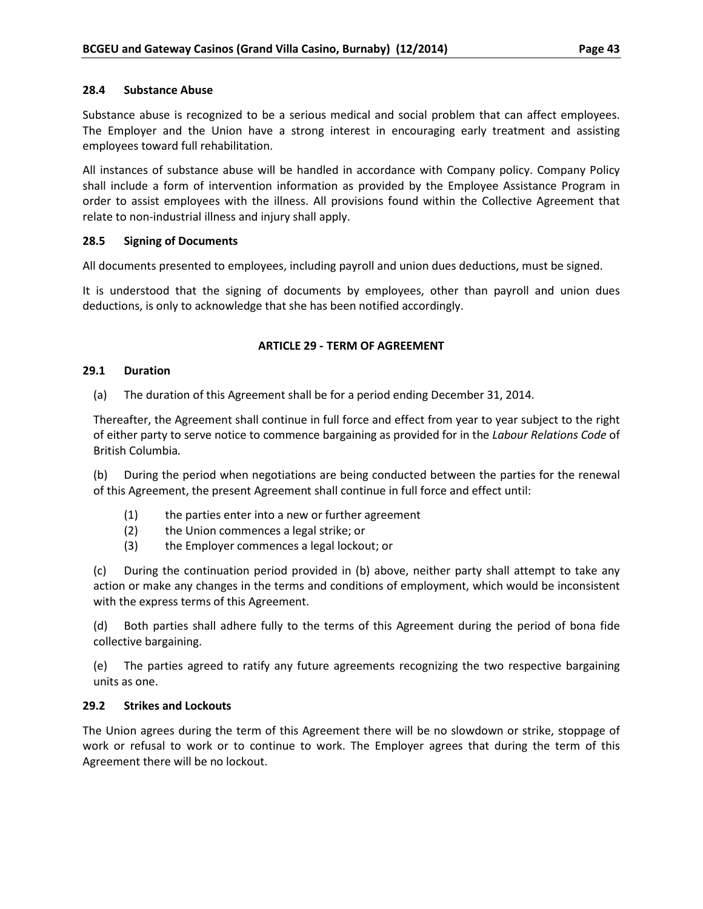### 28.4 Substance Abuse

Substance abuse is recognized to be a serious medical and social problem that can affect employees. The Employer and the Union have a strong interest in encouraging early treatment and assisting employees toward full rehabilitation.

All instances of substance abuse will be handled in accordance with Company policy. Company Policy shall include a form of intervention information as provided by the Employee Assistance Program in order to assist employees with the illness. All provisions found within the Collective Agreement that relate to non-industrial illness and injury shall apply.

### 28.5 Signing of Documents

All documents presented to employees, including payroll and union dues deductions, must be signed.

It is understood that the signing of documents by employees, other than payroll and union dues deductions, is only to acknowledge that she has been notified accordingly.

## ARTICLE 29 - TERM OF AGREEMENT

### 29.1 Duration

(a) The duration of this Agreement shall be for a period ending December 31, 2014.

Thereafter, the Agreement shall continue in full force and effect from year to year subject to the right of either party to serve notice to commence bargaining as provided for in the *Labour Relations Code* of British Columbia.

(b) During the period when negotiations are being conducted between the parties for the renewal of this Agreement, the present Agreement shall continue in full force and effect until:

(1) the parties enter into a new or further agreement
(2) the Union commences a legal strike; or
(3) the Employer commences a legal lockout; or

(c) During the continuation period provided in (b) above, neither party shall attempt to take any action or make any changes in the terms and conditions of employment, which would be inconsistent with the express terms of this Agreement.

(d) Both parties shall adhere fully to the terms of this Agreement during the period of bona fide collective bargaining.

(e) The parties agreed to ratify any future agreements recognizing the two respective bargaining units as one.

### 29.2 Strikes and Lockouts

The Union agrees during the term of this Agreement there will be no slowdown or strike, stoppage of work or refusal to work or to continue to work. The Employer agrees that during the term of this Agreement there will be no lockout.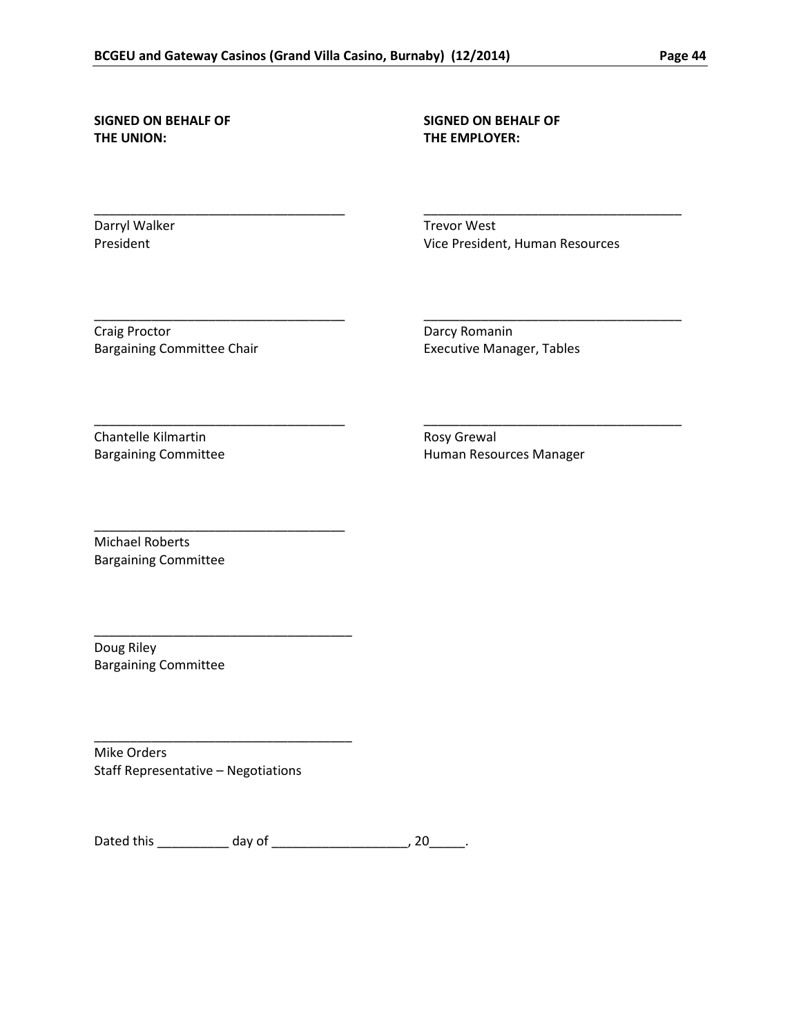**SIGNED ON BEHALF OF THE UNION:**

\_\_\_\_\_\_\_\_\_\_\_\_\_\_\_\_\_\_\_\_\_\_\_\_\_\_\_\_\_\_\_\_\_\_\_
Darryl Walker
President

\_\_\_\_\_\_\_\_\_\_\_\_\_\_\_\_\_\_\_\_\_\_\_\_\_\_\_\_\_\_\_\_\_\_\_
Craig Proctor
Bargaining Committee Chair

\_\_\_\_\_\_\_\_\_\_\_\_\_\_\_\_\_\_\_\_\_\_\_\_\_\_\_\_\_\_\_\_\_\_\_
Chantelle Kilmartin
Bargaining Committee

\_\_\_\_\_\_\_\_\_\_\_\_\_\_\_\_\_\_\_\_\_\_\_\_\_\_\_\_\_\_\_\_\_\_\_
Michael Roberts
Bargaining Committee

\_\_\_\_\_\_\_\_\_\_\_\_\_\_\_\_\_\_\_\_\_\_\_\_\_\_\_\_\_\_\_\_\_\_\_
Doug Riley
Bargaining Committee

\_\_\_\_\_\_\_\_\_\_\_\_\_\_\_\_\_\_\_\_\_\_\_\_\_\_\_\_\_\_\_\_\_\_\_
Mike Orders
Staff Representative – Negotiations

**SIGNED ON BEHALF OF THE EMPLOYER:**

\_\_\_\_\_\_\_\_\_\_\_\_\_\_\_\_\_\_\_\_\_\_\_\_\_\_\_\_\_\_\_\_\_\_\_
Trevor West
Vice President, Human Resources

\_\_\_\_\_\_\_\_\_\_\_\_\_\_\_\_\_\_\_\_\_\_\_\_\_\_\_\_\_\_\_\_\_\_\_
Darcy Romanin
Executive Manager, Tables

\_\_\_\_\_\_\_\_\_\_\_\_\_\_\_\_\_\_\_\_\_\_\_\_\_\_\_\_\_\_\_\_\_\_\_
Rosy Grewal
Human Resources Manager

Dated this \_\_\_\_\_\_\_\_\_\_ day of \_\_\_\_\_\_\_\_\_\_\_\_\_\_\_\_\_\_\_, 20\_\_\_\_\_.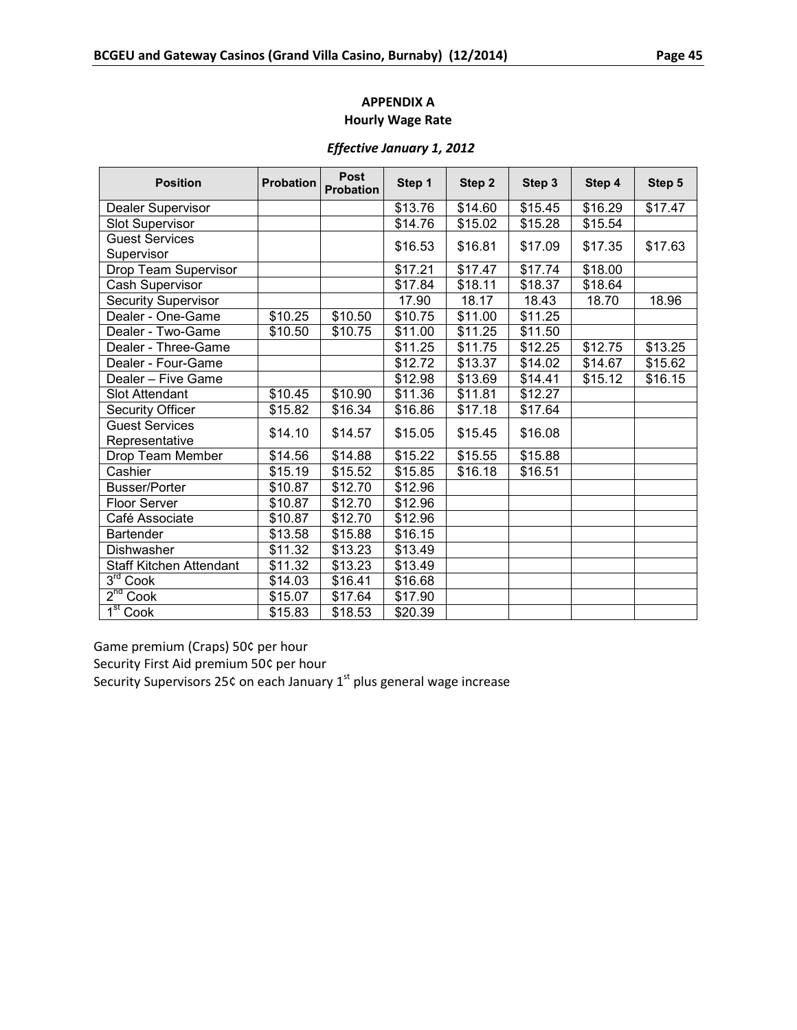## APPENDIX A
### Hourly Wage Rate

***Effective January 1, 2012***

| Position | Probation | Post Probation | Step 1 | Step 2 | Step 3 | Step 4 | Step 5 |
|---|---|---|---|---|---|---|---|
| Dealer Supervisor | | | $13.76 | $14.60 | $15.45 | $16.29 | $17.47 |
| Slot Supervisor | | | $14.76 | $15.02 | $15.28 | $15.54 | |
| Guest Services Supervisor | | | $16.53 | $16.81 | $17.09 | $17.35 | $17.63 |
| Drop Team Supervisor | | | $17.21 | $17.47 | $17.74 | $18.00 | |
| Cash Supervisor | | | $17.84 | $18.11 | $18.37 | $18.64 | |
| Security Supervisor | | | 17.90 | 18.17 | 18.43 | 18.70 | 18.96 |
| Dealer - One-Game | $10.25 | $10.50 | $10.75 | $11.00 | $11.25 | | |
| Dealer - Two-Game | $10.50 | $10.75 | $11.00 | $11.25 | $11.50 | | |
| Dealer - Three-Game | | | $11.25 | $11.75 | $12.25 | $12.75 | $13.25 |
| Dealer - Four-Game | | | $12.72 | $13.37 | $14.02 | $14.67 | $15.62 |
| Dealer – Five Game | | | $12.98 | $13.69 | $14.41 | $15.12 | $16.15 |
| Slot Attendant | $10.45 | $10.90 | $11.36 | $11.81 | $12.27 | | |
| Security Officer | $15.82 | $16.34 | $16.86 | $17.18 | $17.64 | | |
| Guest Services Representative | $14.10 | $14.57 | $15.05 | $15.45 | $16.08 | | |
| Drop Team Member | $14.56 | $14.88 | $15.22 | $15.55 | $15.88 | | |
| Cashier | $15.19 | $15.52 | $15.85 | $16.18 | $16.51 | | |
| Busser/Porter | $10.87 | $12.70 | $12.96 | | | | |
| Floor Server | $10.87 | $12.70 | $12.96 | | | | |
| Café Associate | $10.87 | $12.70 | $12.96 | | | | |
| Bartender | $13.58 | $15.88 | $16.15 | | | | |
| Dishwasher | $11.32 | $13.23 | $13.49 | | | | |
| Staff Kitchen Attendant | $11.32 | $13.23 | $13.49 | | | | |
| 3rd Cook | $14.03 | $16.41 | $16.68 | | | | |
| 2nd Cook | $15.07 | $17.64 | $17.90 | | | | |
| 1st Cook | $15.83 | $18.53 | $20.39 | | | | |

Game premium (Craps) 50¢ per hour
Security First Aid premium 50¢ per hour
Security Supervisors 25¢ on each January 1st plus general wage increase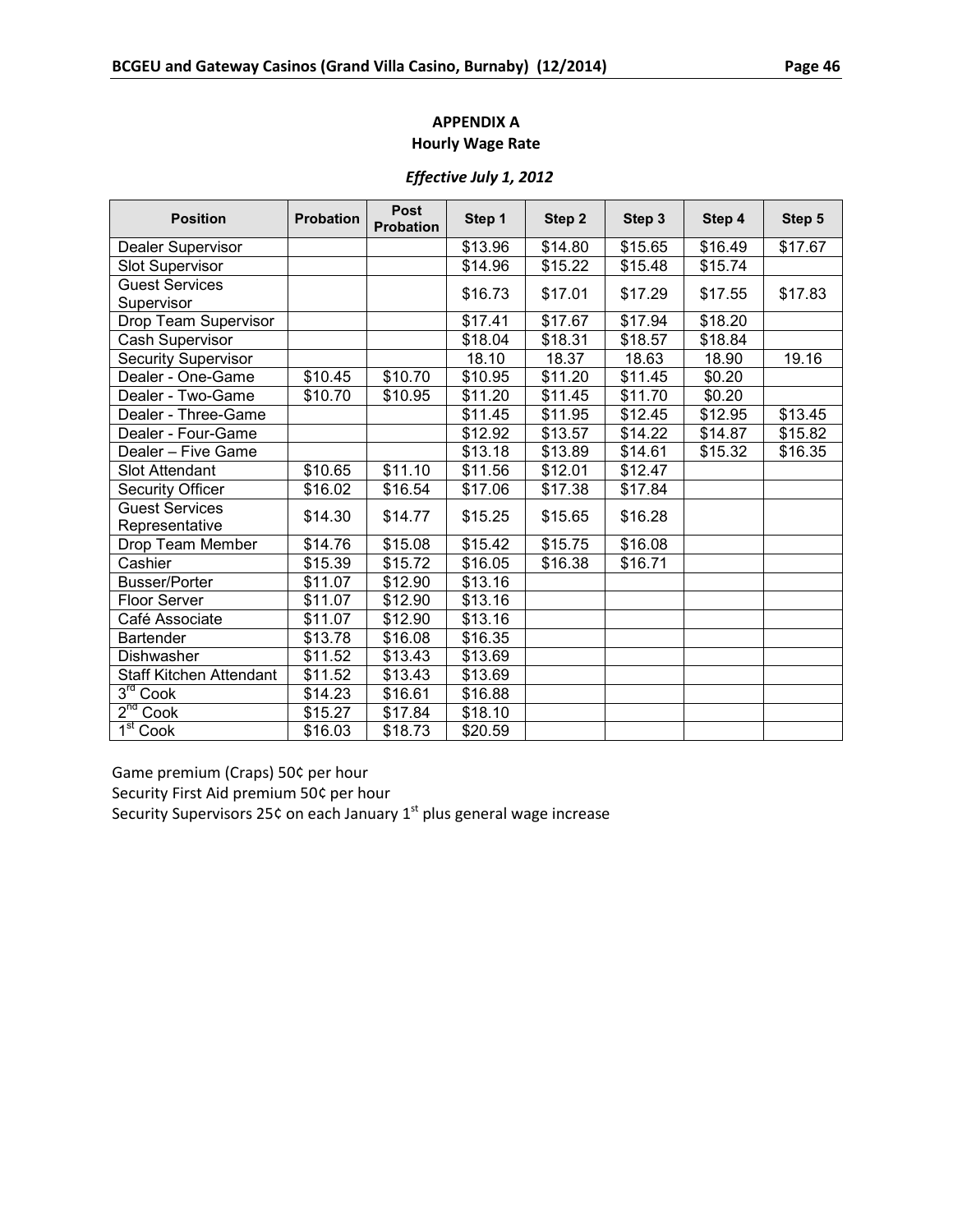## APPENDIX A
## Hourly Wage Rate

### *Effective July 1, 2012*

| Position | Probation | Post Probation | Step 1 | Step 2 | Step 3 | Step 4 | Step 5 |
|---|---|---|---|---|---|---|---|
| Dealer Supervisor | | | $13.96 | $14.80 | $15.65 | $16.49 | $17.67 |
| Slot Supervisor | | | $14.96 | $15.22 | $15.48 | $15.74 | |
| Guest Services Supervisor | | | $16.73 | $17.01 | $17.29 | $17.55 | $17.83 |
| Drop Team Supervisor | | | $17.41 | $17.67 | $17.94 | $18.20 | |
| Cash Supervisor | | | $18.04 | $18.31 | $18.57 | $18.84 | |
| Security Supervisor | | | 18.10 | 18.37 | 18.63 | 18.90 | 19.16 |
| Dealer - One-Game | $10.45 | $10.70 | $10.95 | $11.20 | $11.45 | $0.20 | |
| Dealer - Two-Game | $10.70 | $10.95 | $11.20 | $11.45 | $11.70 | $0.20 | |
| Dealer - Three-Game | | | $11.45 | $11.95 | $12.45 | $12.95 | $13.45 |
| Dealer - Four-Game | | | $12.92 | $13.57 | $14.22 | $14.87 | $15.82 |
| Dealer – Five Game | | | $13.18 | $13.89 | $14.61 | $15.32 | $16.35 |
| Slot Attendant | $10.65 | $11.10 | $11.56 | $12.01 | $12.47 | | |
| Security Officer | $16.02 | $16.54 | $17.06 | $17.38 | $17.84 | | |
| Guest Services Representative | $14.30 | $14.77 | $15.25 | $15.65 | $16.28 | | |
| Drop Team Member | $14.76 | $15.08 | $15.42 | $15.75 | $16.08 | | |
| Cashier | $15.39 | $15.72 | $16.05 | $16.38 | $16.71 | | |
| Busser/Porter | $11.07 | $12.90 | $13.16 | | | | |
| Floor Server | $11.07 | $12.90 | $13.16 | | | | |
| Café Associate | $11.07 | $12.90 | $13.16 | | | | |
| Bartender | $13.78 | $16.08 | $16.35 | | | | |
| Dishwasher | $11.52 | $13.43 | $13.69 | | | | |
| Staff Kitchen Attendant | $11.52 | $13.43 | $13.69 | | | | |
| 3rd Cook | $14.23 | $16.61 | $16.88 | | | | |
| 2nd Cook | $15.27 | $17.84 | $18.10 | | | | |
| 1st Cook | $16.03 | $18.73 | $20.59 | | | | |

Game premium (Craps) 50¢ per hour
Security First Aid premium 50¢ per hour
Security Supervisors 25¢ on each January 1st plus general wage increase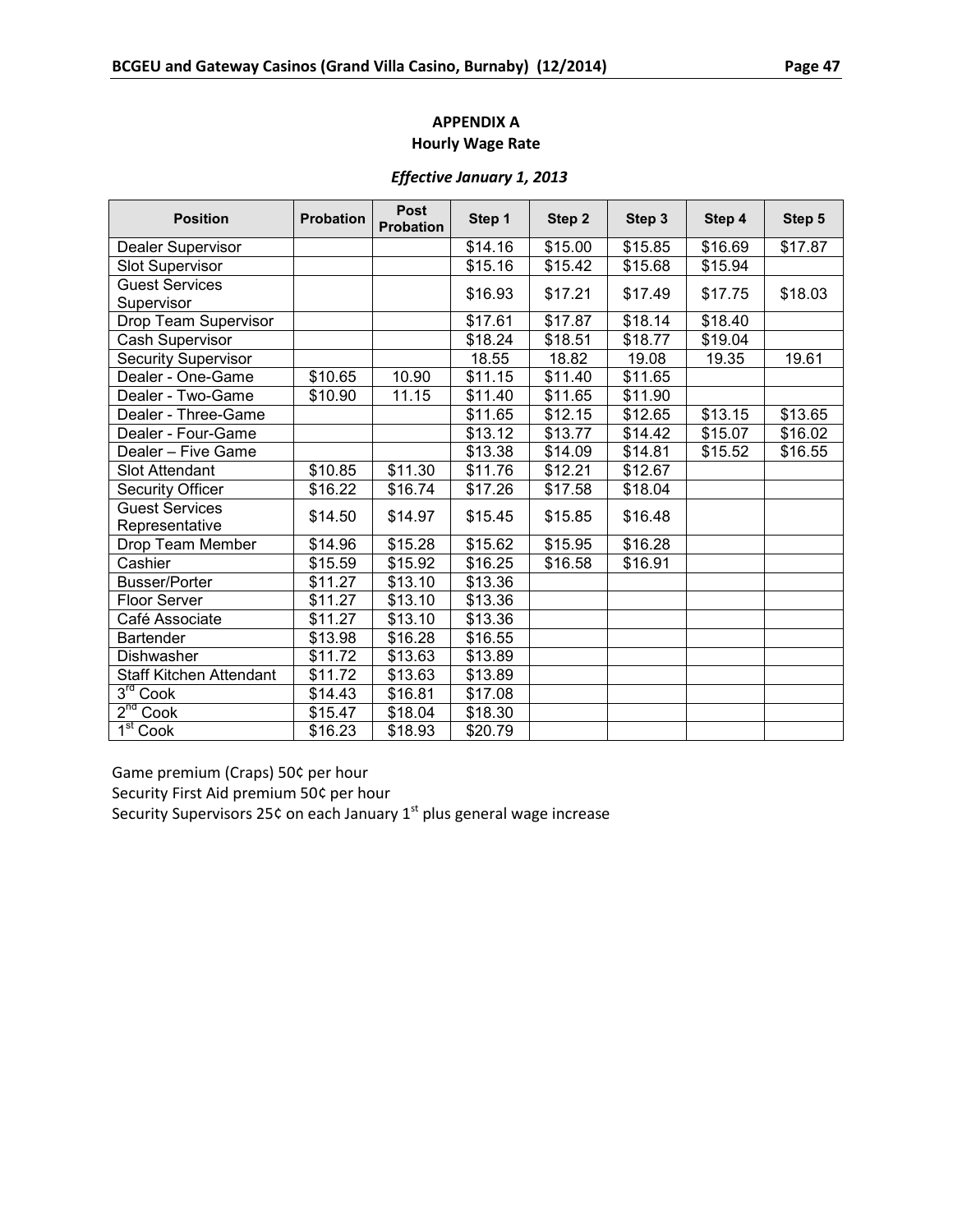## APPENDIX A
### Hourly Wage Rate

***Effective January 1, 2013***

| Position | Probation | Post Probation | Step 1 | Step 2 | Step 3 | Step 4 | Step 5 |
|---|---|---|---|---|---|---|---|
| Dealer Supervisor | | | $14.16 | $15.00 | $15.85 | $16.69 | $17.87 |
| Slot Supervisor | | | $15.16 | $15.42 | $15.68 | $15.94 | |
| Guest Services Supervisor | | | $16.93 | $17.21 | $17.49 | $17.75 | $18.03 |
| Drop Team Supervisor | | | $17.61 | $17.87 | $18.14 | $18.40 | |
| Cash Supervisor | | | $18.24 | $18.51 | $18.77 | $19.04 | |
| Security Supervisor | | | 18.55 | 18.82 | 19.08 | 19.35 | 19.61 |
| Dealer - One-Game | $10.65 | 10.90 | $11.15 | $11.40 | $11.65 | | |
| Dealer - Two-Game | $10.90 | 11.15 | $11.40 | $11.65 | $11.90 | | |
| Dealer - Three-Game | | | $11.65 | $12.15 | $12.65 | $13.15 | $13.65 |
| Dealer - Four-Game | | | $13.12 | $13.77 | $14.42 | $15.07 | $16.02 |
| Dealer – Five Game | | | $13.38 | $14.09 | $14.81 | $15.52 | $16.55 |
| Slot Attendant | $10.85 | $11.30 | $11.76 | $12.21 | $12.67 | | |
| Security Officer | $16.22 | $16.74 | $17.26 | $17.58 | $18.04 | | |
| Guest Services Representative | $14.50 | $14.97 | $15.45 | $15.85 | $16.48 | | |
| Drop Team Member | $14.96 | $15.28 | $15.62 | $15.95 | $16.28 | | |
| Cashier | $15.59 | $15.92 | $16.25 | $16.58 | $16.91 | | |
| Busser/Porter | $11.27 | $13.10 | $13.36 | | | | |
| Floor Server | $11.27 | $13.10 | $13.36 | | | | |
| Café Associate | $11.27 | $13.10 | $13.36 | | | | |
| Bartender | $13.98 | $16.28 | $16.55 | | | | |
| Dishwasher | $11.72 | $13.63 | $13.89 | | | | |
| Staff Kitchen Attendant | $11.72 | $13.63 | $13.89 | | | | |
| 3rd Cook | $14.43 | $16.81 | $17.08 | | | | |
| 2nd Cook | $15.47 | $18.04 | $18.30 | | | | |
| 1st Cook | $16.23 | $18.93 | $20.79 | | | | |

Game premium (Craps) 50¢ per hour
Security First Aid premium 50¢ per hour
Security Supervisors 25¢ on each January 1st plus general wage increase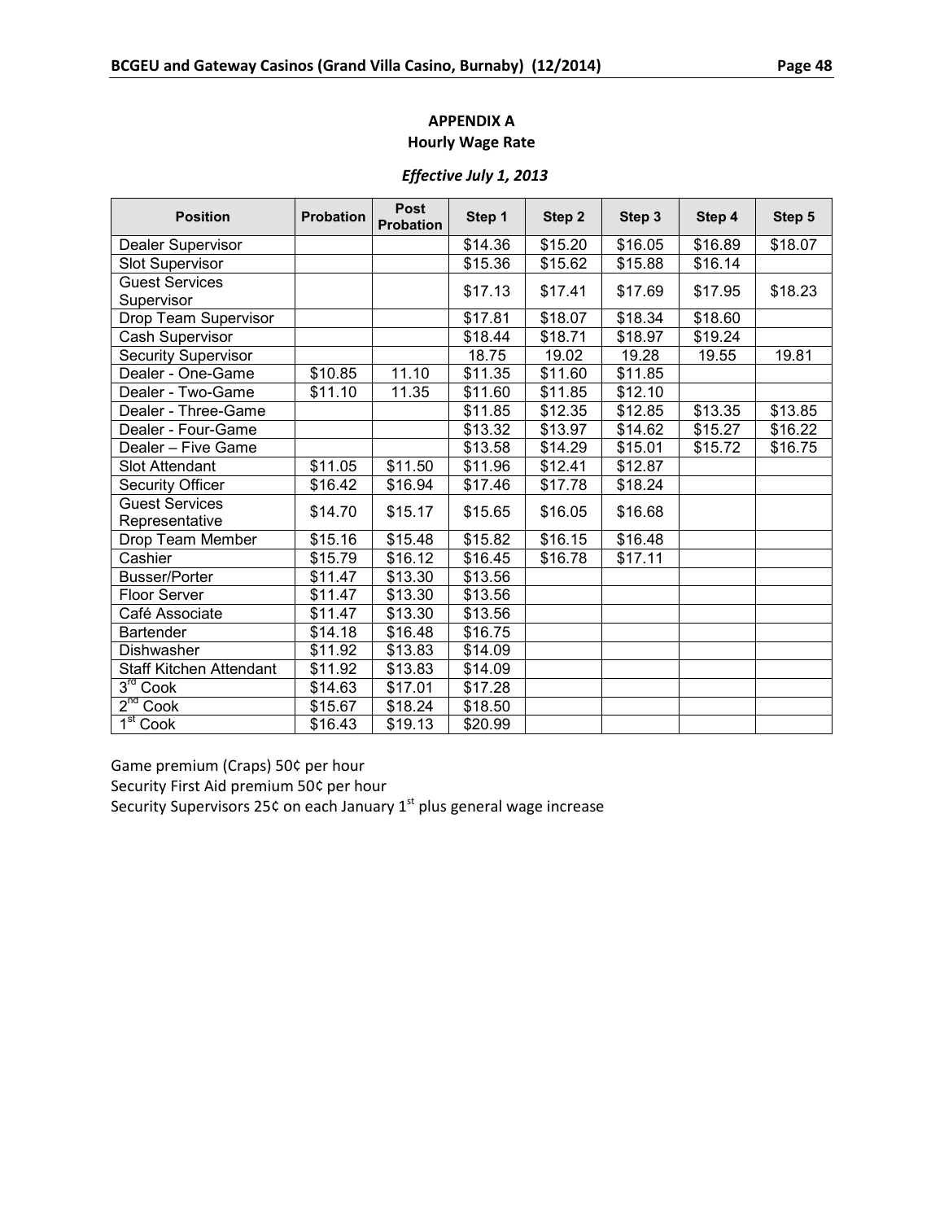## APPENDIX A

## Hourly Wage Rate

### *Effective July 1, 2013*

| Position | Probation | Post Probation | Step 1 | Step 2 | Step 3 | Step 4 | Step 5 |
|---|---|---|---|---|---|---|---|
| Dealer Supervisor | | | $14.36 | $15.20 | $16.05 | $16.89 | $18.07 |
| Slot Supervisor | | | $15.36 | $15.62 | $15.88 | $16.14 | |
| Guest Services Supervisor | | | $17.13 | $17.41 | $17.69 | $17.95 | $18.23 |
| Drop Team Supervisor | | | $17.81 | $18.07 | $18.34 | $18.60 | |
| Cash Supervisor | | | $18.44 | $18.71 | $18.97 | $19.24 | |
| Security Supervisor | | | 18.75 | 19.02 | 19.28 | 19.55 | 19.81 |
| Dealer - One-Game | $10.85 | 11.10 | $11.35 | $11.60 | $11.85 | | |
| Dealer - Two-Game | $11.10 | 11.35 | $11.60 | $11.85 | $12.10 | | |
| Dealer - Three-Game | | | $11.85 | $12.35 | $12.85 | $13.35 | $13.85 |
| Dealer - Four-Game | | | $13.32 | $13.97 | $14.62 | $15.27 | $16.22 |
| Dealer – Five Game | | | $13.58 | $14.29 | $15.01 | $15.72 | $16.75 |
| Slot Attendant | $11.05 | $11.50 | $11.96 | $12.41 | $12.87 | | |
| Security Officer | $16.42 | $16.94 | $17.46 | $17.78 | $18.24 | | |
| Guest Services Representative | $14.70 | $15.17 | $15.65 | $16.05 | $16.68 | | |
| Drop Team Member | $15.16 | $15.48 | $15.82 | $16.15 | $16.48 | | |
| Cashier | $15.79 | $16.12 | $16.45 | $16.78 | $17.11 | | |
| Busser/Porter | $11.47 | $13.30 | $13.56 | | | | |
| Floor Server | $11.47 | $13.30 | $13.56 | | | | |
| Café Associate | $11.47 | $13.30 | $13.56 | | | | |
| Bartender | $14.18 | $16.48 | $16.75 | | | | |
| Dishwasher | $11.92 | $13.83 | $14.09 | | | | |
| Staff Kitchen Attendant | $11.92 | $13.83 | $14.09 | | | | |
| 3rd Cook | $14.63 | $17.01 | $17.28 | | | | |
| 2nd Cook | $15.67 | $18.24 | $18.50 | | | | |
| 1st Cook | $16.43 | $19.13 | $20.99 | | | | |

Game premium (Craps) 50¢ per hour
Security First Aid premium 50¢ per hour
Security Supervisors 25¢ on each January 1st plus general wage increase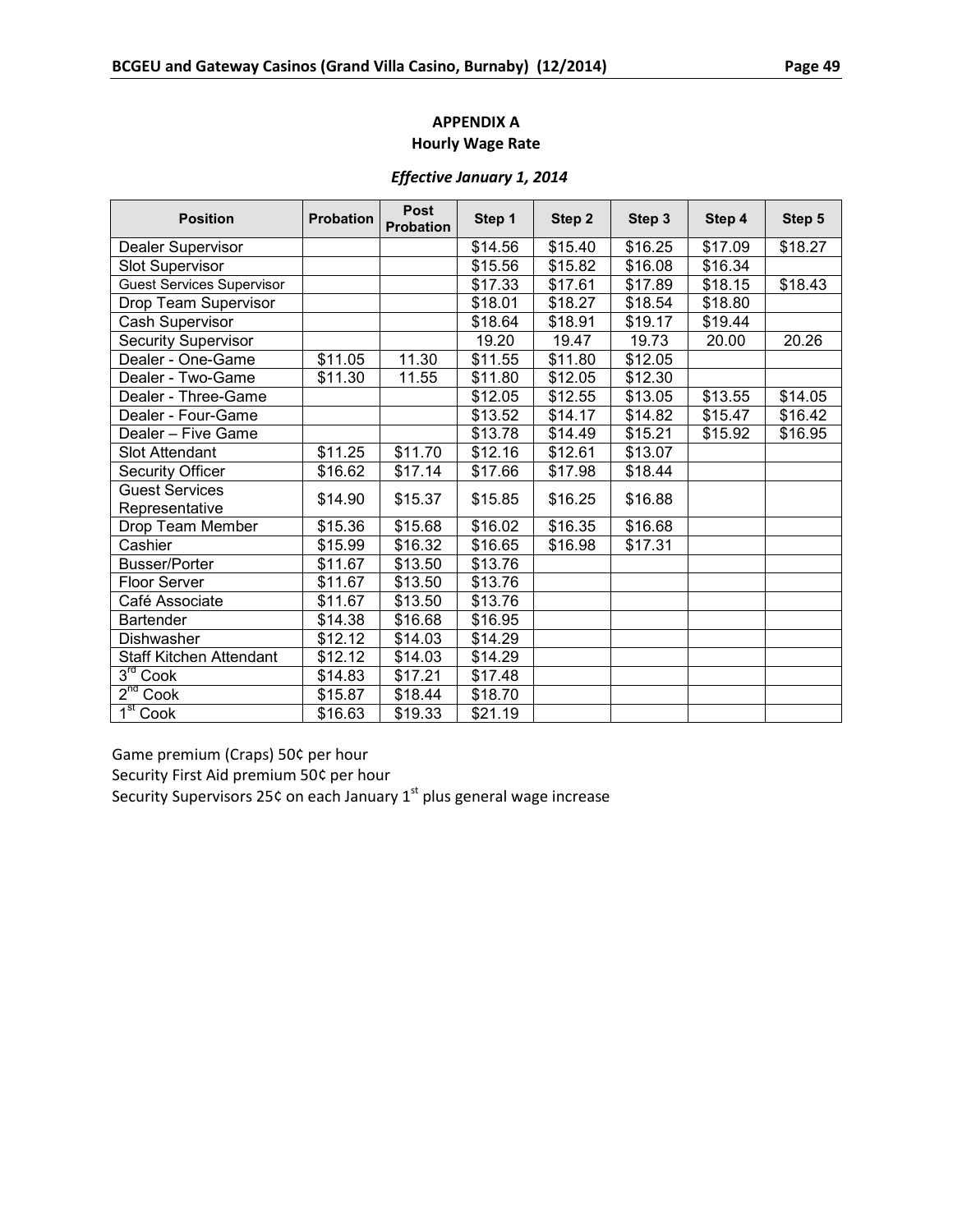## APPENDIX A
## Hourly Wage Rate

### *Effective January 1, 2014*

| Position | Probation | Post Probation | Step 1 | Step 2 | Step 3 | Step 4 | Step 5 |
|---|---|---|---|---|---|---|---|
| Dealer Supervisor | | | $14.56 | $15.40 | $16.25 | $17.09 | $18.27 |
| Slot Supervisor | | | $15.56 | $15.82 | $16.08 | $16.34 | |
| Guest Services Supervisor | | | $17.33 | $17.61 | $17.89 | $18.15 | $18.43 |
| Drop Team Supervisor | | | $18.01 | $18.27 | $18.54 | $18.80 | |
| Cash Supervisor | | | $18.64 | $18.91 | $19.17 | $19.44 | |
| Security Supervisor | | | 19.20 | 19.47 | 19.73 | 20.00 | 20.26 |
| Dealer - One-Game | $11.05 | 11.30 | $11.55 | $11.80 | $12.05 | | |
| Dealer - Two-Game | $11.30 | 11.55 | $11.80 | $12.05 | $12.30 | | |
| Dealer - Three-Game | | | $12.05 | $12.55 | $13.05 | $13.55 | $14.05 |
| Dealer - Four-Game | | | $13.52 | $14.17 | $14.82 | $15.47 | $16.42 |
| Dealer – Five Game | | | $13.78 | $14.49 | $15.21 | $15.92 | $16.95 |
| Slot Attendant | $11.25 | $11.70 | $12.16 | $12.61 | $13.07 | | |
| Security Officer | $16.62 | $17.14 | $17.66 | $17.98 | $18.44 | | |
| Guest Services Representative | $14.90 | $15.37 | $15.85 | $16.25 | $16.88 | | |
| Drop Team Member | $15.36 | $15.68 | $16.02 | $16.35 | $16.68 | | |
| Cashier | $15.99 | $16.32 | $16.65 | $16.98 | $17.31 | | |
| Busser/Porter | $11.67 | $13.50 | $13.76 | | | | |
| Floor Server | $11.67 | $13.50 | $13.76 | | | | |
| Café Associate | $11.67 | $13.50 | $13.76 | | | | |
| Bartender | $14.38 | $16.68 | $16.95 | | | | |
| Dishwasher | $12.12 | $14.03 | $14.29 | | | | |
| Staff Kitchen Attendant | $12.12 | $14.03 | $14.29 | | | | |
| 3rd Cook | $14.83 | $17.21 | $17.48 | | | | |
| 2nd Cook | $15.87 | $18.44 | $18.70 | | | | |
| 1st Cook | $16.63 | $19.33 | $21.19 | | | | |

Game premium (Craps) 50¢ per hour
Security First Aid premium 50¢ per hour
Security Supervisors 25¢ on each January 1st plus general wage increase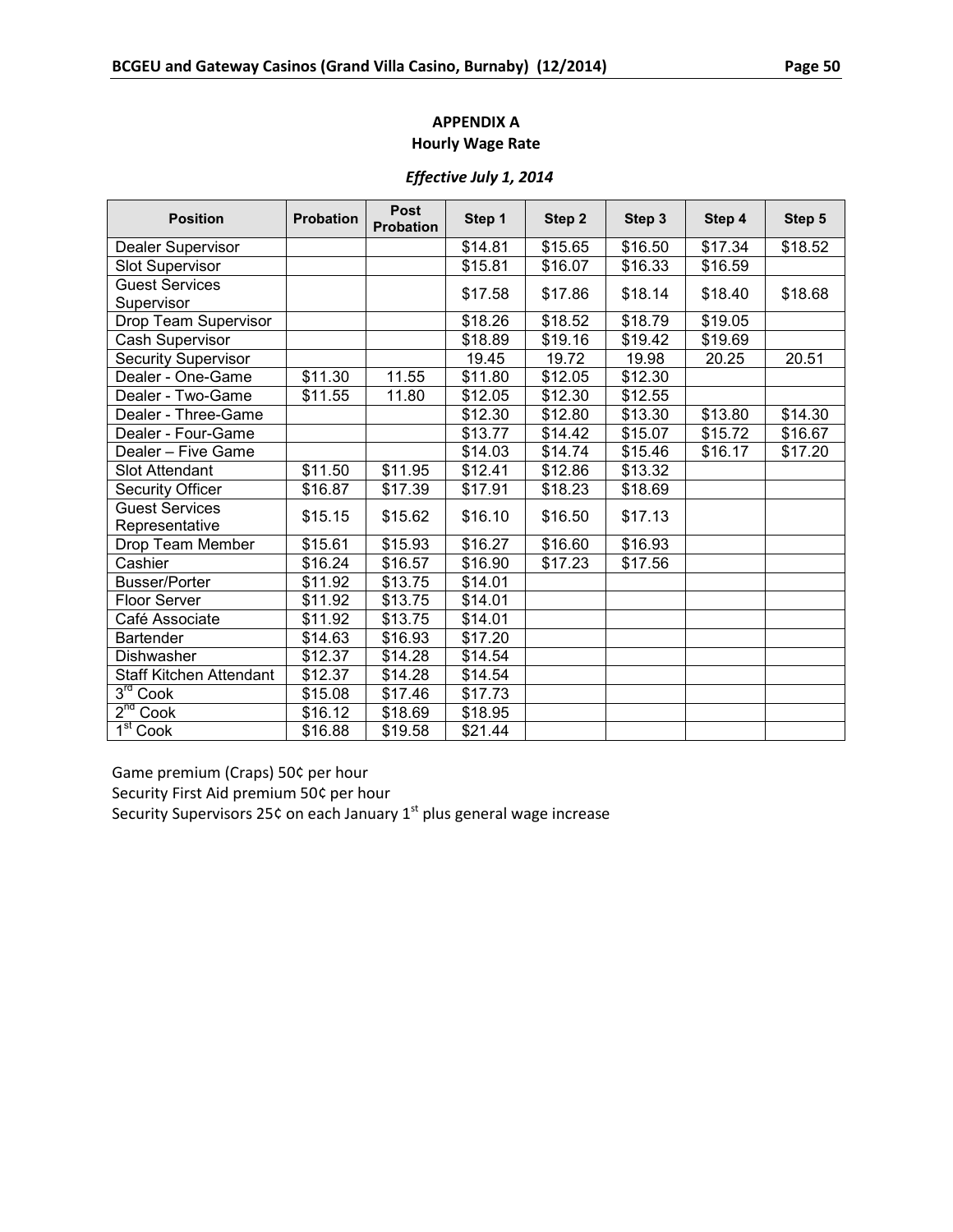**APPENDIX A**
**Hourly Wage Rate**

***Effective July 1, 2014***

| Position | Probation | Post Probation | Step 1 | Step 2 | Step 3 | Step 4 | Step 5 |
|---|---|---|---|---|---|---|---|
| Dealer Supervisor | | | $14.81 | $15.65 | $16.50 | $17.34 | $18.52 |
| Slot Supervisor | | | $15.81 | $16.07 | $16.33 | $16.59 | |
| Guest Services Supervisor | | | $17.58 | $17.86 | $18.14 | $18.40 | $18.68 |
| Drop Team Supervisor | | | $18.26 | $18.52 | $18.79 | $19.05 | |
| Cash Supervisor | | | $18.89 | $19.16 | $19.42 | $19.69 | |
| Security Supervisor | | | 19.45 | 19.72 | 19.98 | 20.25 | 20.51 |
| Dealer - One-Game | $11.30 | 11.55 | $11.80 | $12.05 | $12.30 | | |
| Dealer - Two-Game | $11.55 | 11.80 | $12.05 | $12.30 | $12.55 | | |
| Dealer - Three-Game | | | $12.30 | $12.80 | $13.30 | $13.80 | $14.30 |
| Dealer - Four-Game | | | $13.77 | $14.42 | $15.07 | $15.72 | $16.67 |
| Dealer – Five Game | | | $14.03 | $14.74 | $15.46 | $16.17 | $17.20 |
| Slot Attendant | $11.50 | $11.95 | $12.41 | $12.86 | $13.32 | | |
| Security Officer | $16.87 | $17.39 | $17.91 | $18.23 | $18.69 | | |
| Guest Services Representative | $15.15 | $15.62 | $16.10 | $16.50 | $17.13 | | |
| Drop Team Member | $15.61 | $15.93 | $16.27 | $16.60 | $16.93 | | |
| Cashier | $16.24 | $16.57 | $16.90 | $17.23 | $17.56 | | |
| Busser/Porter | $11.92 | $13.75 | $14.01 | | | | |
| Floor Server | $11.92 | $13.75 | $14.01 | | | | |
| Café Associate | $11.92 | $13.75 | $14.01 | | | | |
| Bartender | $14.63 | $16.93 | $17.20 | | | | |
| Dishwasher | $12.37 | $14.28 | $14.54 | | | | |
| Staff Kitchen Attendant | $12.37 | $14.28 | $14.54 | | | | |
| 3rd Cook | $15.08 | $17.46 | $17.73 | | | | |
| 2nd Cook | $16.12 | $18.69 | $18.95 | | | | |
| 1st Cook | $16.88 | $19.58 | $21.44 | | | | |

Game premium (Craps) 50¢ per hour
Security First Aid premium 50¢ per hour
Security Supervisors 25¢ on each January 1st plus general wage increase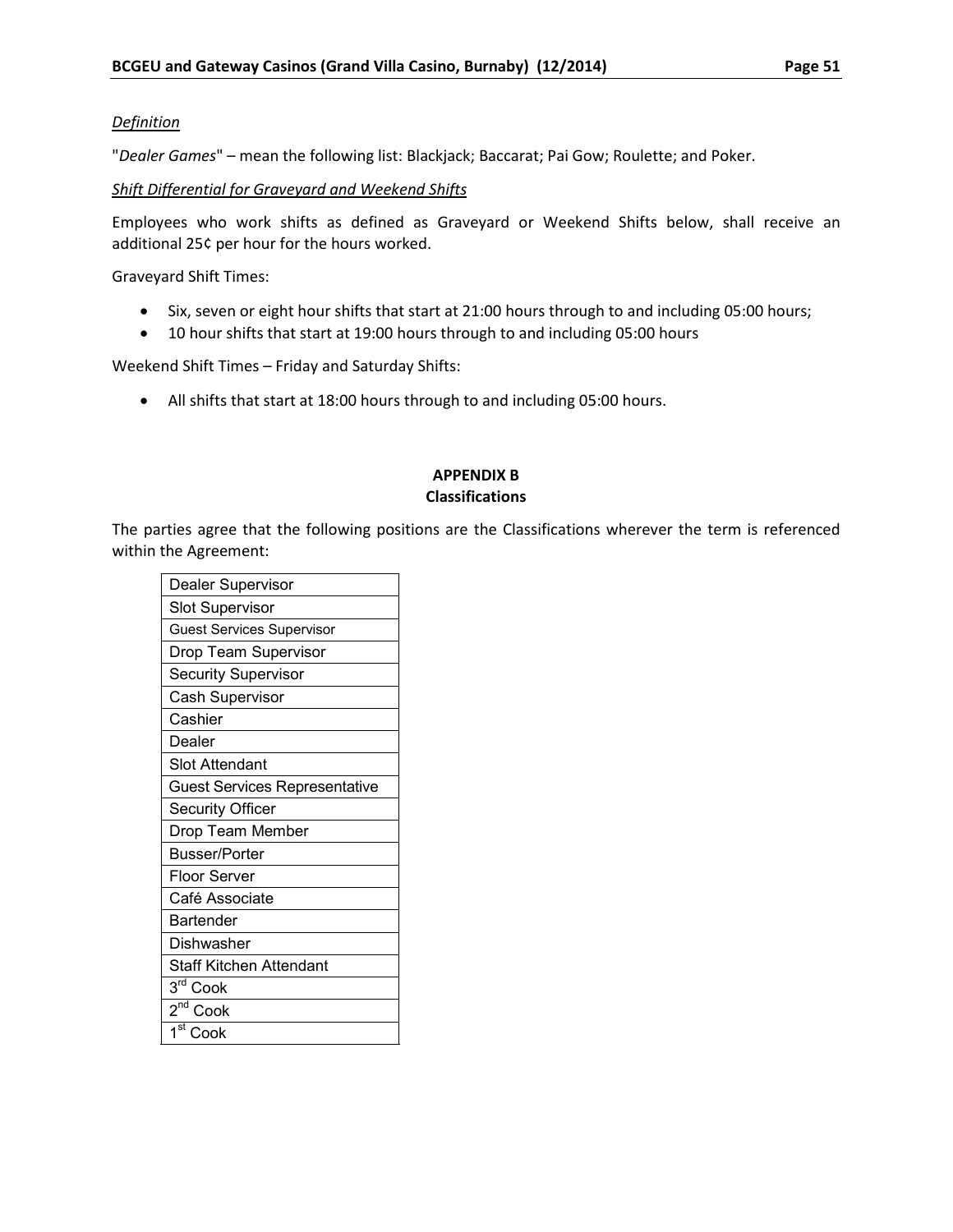*Definition*

"*Dealer Games*" – mean the following list: Blackjack; Baccarat; Pai Gow; Roulette; and Poker.

*Shift Differential for Graveyard and Weekend Shifts*

Employees who work shifts as defined as Graveyard or Weekend Shifts below, shall receive an additional 25¢ per hour for the hours worked.

Graveyard Shift Times:

- Six, seven or eight hour shifts that start at 21:00 hours through to and including 05:00 hours;
- 10 hour shifts that start at 19:00 hours through to and including 05:00 hours

Weekend Shift Times – Friday and Saturday Shifts:

- All shifts that start at 18:00 hours through to and including 05:00 hours.

## APPENDIX B
## Classifications

The parties agree that the following positions are the Classifications wherever the term is referenced within the Agreement:

| |
|---|
| Dealer Supervisor |
| Slot Supervisor |
| Guest Services Supervisor |
| Drop Team Supervisor |
| Security Supervisor |
| Cash Supervisor |
| Cashier |
| Dealer |
| Slot Attendant |
| Guest Services Representative |
| Security Officer |
| Drop Team Member |
| Busser/Porter |
| Floor Server |
| Café Associate |
| Bartender |
| Dishwasher |
| Staff Kitchen Attendant |
| 3rd Cook |
| 2nd Cook |
| 1st Cook |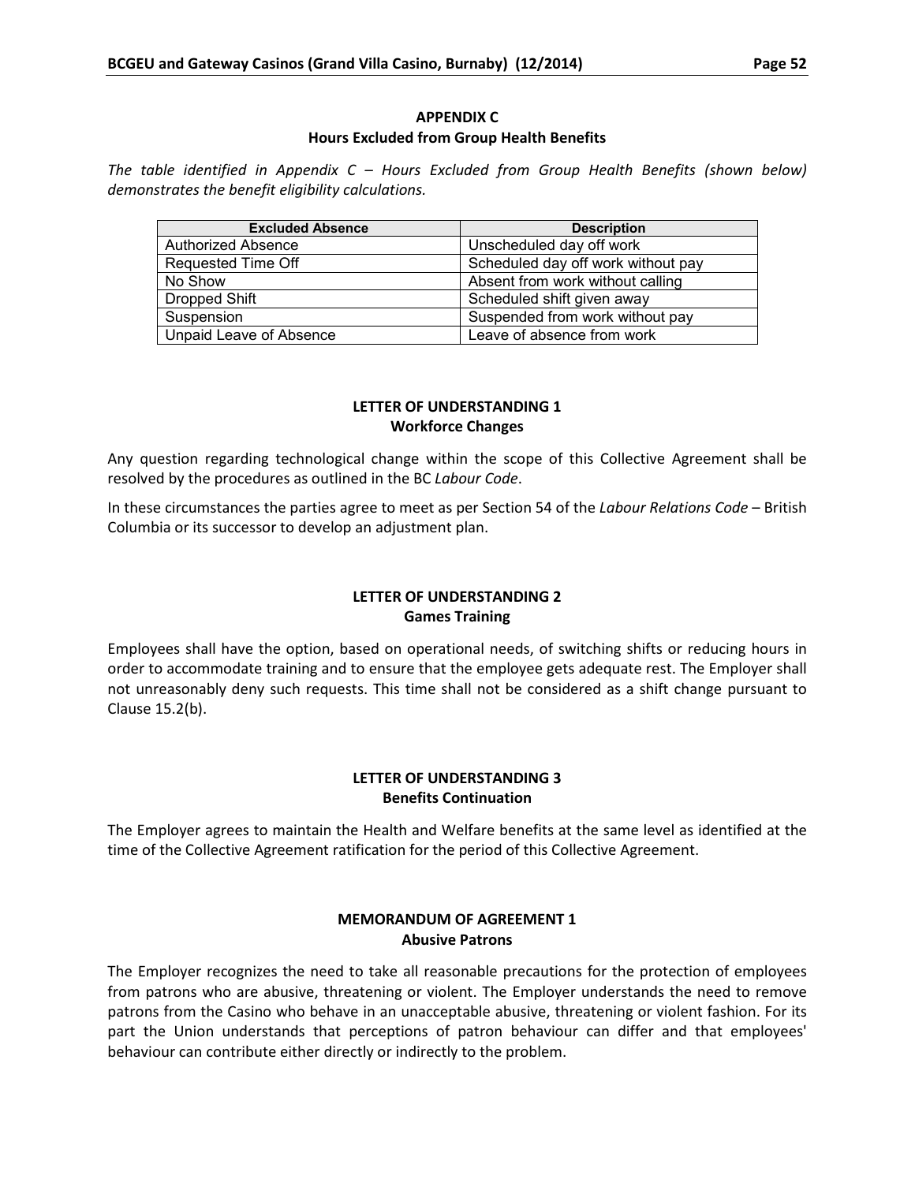## APPENDIX C
### Hours Excluded from Group Health Benefits

*The table identified in Appendix C – Hours Excluded from Group Health Benefits (shown below) demonstrates the benefit eligibility calculations.*

| Excluded Absence | Description |
|---|---|
| Authorized Absence | Unscheduled day off work |
| Requested Time Off | Scheduled day off work without pay |
| No Show | Absent from work without calling |
| Dropped Shift | Scheduled shift given away |
| Suspension | Suspended from work without pay |
| Unpaid Leave of Absence | Leave of absence from work |

## LETTER OF UNDERSTANDING 1
### Workforce Changes

Any question regarding technological change within the scope of this Collective Agreement shall be resolved by the procedures as outlined in the BC *Labour Code*.

In these circumstances the parties agree to meet as per Section 54 of the *Labour Relations Code* – British Columbia or its successor to develop an adjustment plan.

## LETTER OF UNDERSTANDING 2
### Games Training

Employees shall have the option, based on operational needs, of switching shifts or reducing hours in order to accommodate training and to ensure that the employee gets adequate rest. The Employer shall not unreasonably deny such requests. This time shall not be considered as a shift change pursuant to Clause 15.2(b).

## LETTER OF UNDERSTANDING 3
### Benefits Continuation

The Employer agrees to maintain the Health and Welfare benefits at the same level as identified at the time of the Collective Agreement ratification for the period of this Collective Agreement.

## MEMORANDUM OF AGREEMENT 1
### Abusive Patrons

The Employer recognizes the need to take all reasonable precautions for the protection of employees from patrons who are abusive, threatening or violent. The Employer understands the need to remove patrons from the Casino who behave in an unacceptable abusive, threatening or violent fashion. For its part the Union understands that perceptions of patron behaviour can differ and that employees' behaviour can contribute either directly or indirectly to the problem.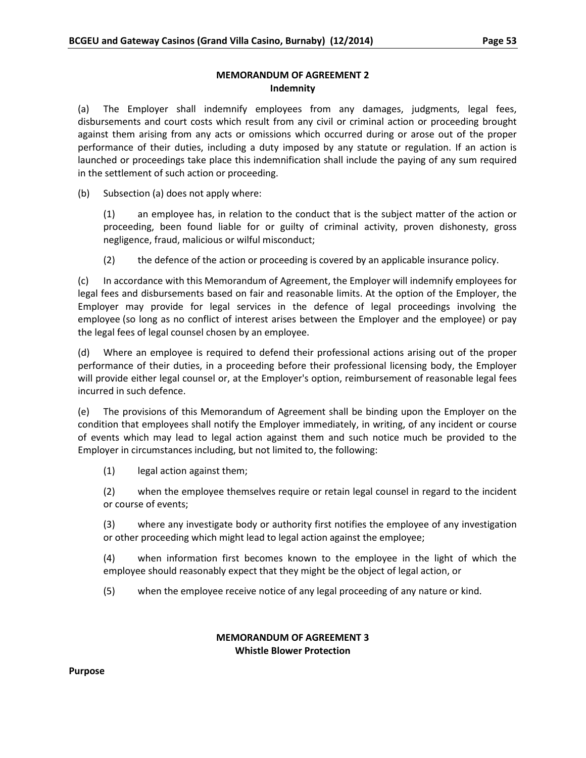## MEMORANDUM OF AGREEMENT 2
### Indemnity

(a) The Employer shall indemnify employees from any damages, judgments, legal fees, disbursements and court costs which result from any civil or criminal action or proceeding brought against them arising from any acts or omissions which occurred during or arose out of the proper performance of their duties, including a duty imposed by any statute or regulation. If an action is launched or proceedings take place this indemnification shall include the paying of any sum required in the settlement of such action or proceeding.

(b) Subsection (a) does not apply where:

(1) an employee has, in relation to the conduct that is the subject matter of the action or proceeding, been found liable for or guilty of criminal activity, proven dishonesty, gross negligence, fraud, malicious or wilful misconduct;

(2) the defence of the action or proceeding is covered by an applicable insurance policy.

(c) In accordance with this Memorandum of Agreement, the Employer will indemnify employees for legal fees and disbursements based on fair and reasonable limits. At the option of the Employer, the Employer may provide for legal services in the defence of legal proceedings involving the employee (so long as no conflict of interest arises between the Employer and the employee) or pay the legal fees of legal counsel chosen by an employee.

(d) Where an employee is required to defend their professional actions arising out of the proper performance of their duties, in a proceeding before their professional licensing body, the Employer will provide either legal counsel or, at the Employer's option, reimbursement of reasonable legal fees incurred in such defence.

(e) The provisions of this Memorandum of Agreement shall be binding upon the Employer on the condition that employees shall notify the Employer immediately, in writing, of any incident or course of events which may lead to legal action against them and such notice much be provided to the Employer in circumstances including, but not limited to, the following:

(1) legal action against them;

(2) when the employee themselves require or retain legal counsel in regard to the incident or course of events;

(3) where any investigate body or authority first notifies the employee of any investigation or other proceeding which might lead to legal action against the employee;

(4) when information first becomes known to the employee in the light of which the employee should reasonably expect that they might be the object of legal action, or

(5) when the employee receive notice of any legal proceeding of any nature or kind.

## MEMORANDUM OF AGREEMENT 3
### Whistle Blower Protection

**Purpose**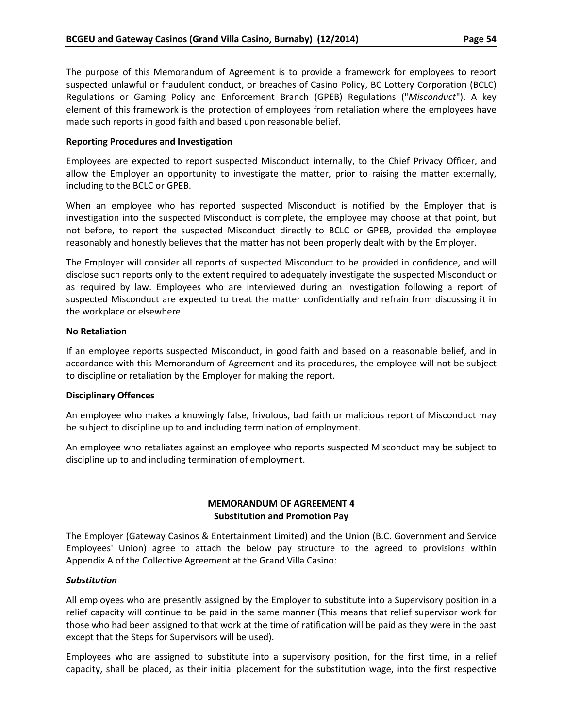The purpose of this Memorandum of Agreement is to provide a framework for employees to report suspected unlawful or fraudulent conduct, or breaches of Casino Policy, BC Lottery Corporation (BCLC) Regulations or Gaming Policy and Enforcement Branch (GPEB) Regulations ("*Misconduct*"). A key element of this framework is the protection of employees from retaliation where the employees have made such reports in good faith and based upon reasonable belief.

**Reporting Procedures and Investigation**

Employees are expected to report suspected Misconduct internally, to the Chief Privacy Officer, and allow the Employer an opportunity to investigate the matter, prior to raising the matter externally, including to the BCLC or GPEB.

When an employee who has reported suspected Misconduct is notified by the Employer that is investigation into the suspected Misconduct is complete, the employee may choose at that point, but not before, to report the suspected Misconduct directly to BCLC or GPEB, provided the employee reasonably and honestly believes that the matter has not been properly dealt with by the Employer.

The Employer will consider all reports of suspected Misconduct to be provided in confidence, and will disclose such reports only to the extent required to adequately investigate the suspected Misconduct or as required by law. Employees who are interviewed during an investigation following a report of suspected Misconduct are expected to treat the matter confidentially and refrain from discussing it in the workplace or elsewhere.

**No Retaliation**

If an employee reports suspected Misconduct, in good faith and based on a reasonable belief, and in accordance with this Memorandum of Agreement and its procedures, the employee will not be subject to discipline or retaliation by the Employer for making the report.

**Disciplinary Offences**

An employee who makes a knowingly false, frivolous, bad faith or malicious report of Misconduct may be subject to discipline up to and including termination of employment.

An employee who retaliates against an employee who reports suspected Misconduct may be subject to discipline up to and including termination of employment.

## MEMORANDUM OF AGREEMENT 4
## Substitution and Promotion Pay

The Employer (Gateway Casinos & Entertainment Limited) and the Union (B.C. Government and Service Employees' Union) agree to attach the below pay structure to the agreed to provisions within Appendix A of the Collective Agreement at the Grand Villa Casino:

***Substitution***

All employees who are presently assigned by the Employer to substitute into a Supervisory position in a relief capacity will continue to be paid in the same manner (This means that relief supervisor work for those who had been assigned to that work at the time of ratification will be paid as they were in the past except that the Steps for Supervisors will be used).

Employees who are assigned to substitute into a supervisory position, for the first time, in a relief capacity, shall be placed, as their initial placement for the substitution wage, into the first respective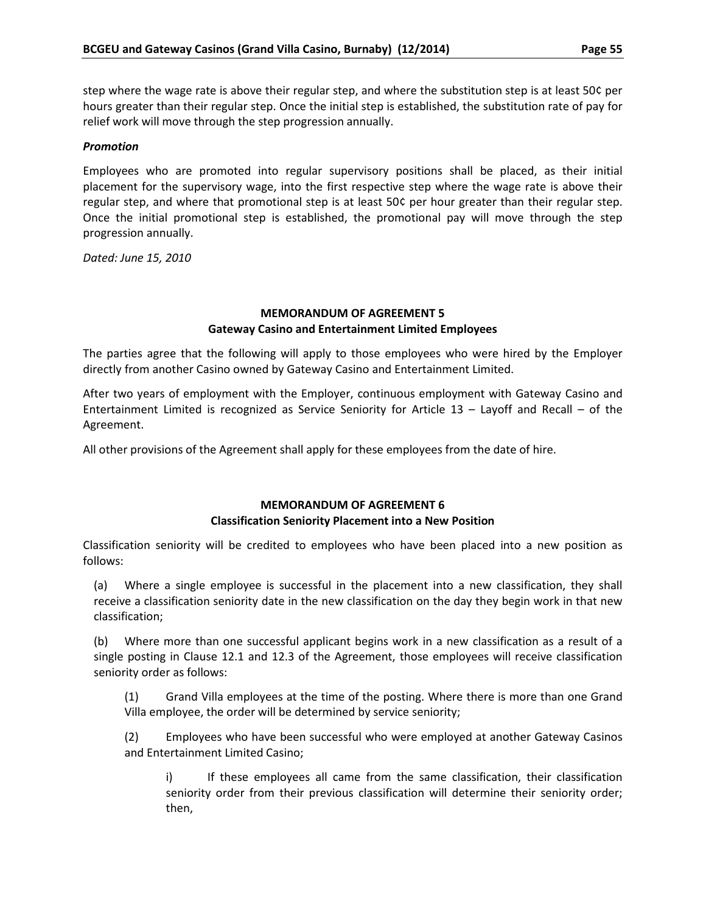step where the wage rate is above their regular step, and where the substitution step is at least 50¢ per hours greater than their regular step. Once the initial step is established, the substitution rate of pay for relief work will move through the step progression annually.

***Promotion***

Employees who are promoted into regular supervisory positions shall be placed, as their initial placement for the supervisory wage, into the first respective step where the wage rate is above their regular step, and where that promotional step is at least 50¢ per hour greater than their regular step. Once the initial promotional step is established, the promotional pay will move through the step progression annually.

*Dated: June 15, 2010*

## MEMORANDUM OF AGREEMENT 5
### Gateway Casino and Entertainment Limited Employees

The parties agree that the following will apply to those employees who were hired by the Employer directly from another Casino owned by Gateway Casino and Entertainment Limited.

After two years of employment with the Employer, continuous employment with Gateway Casino and Entertainment Limited is recognized as Service Seniority for Article 13 – Layoff and Recall – of the Agreement.

All other provisions of the Agreement shall apply for these employees from the date of hire.

## MEMORANDUM OF AGREEMENT 6
### Classification Seniority Placement into a New Position

Classification seniority will be credited to employees who have been placed into a new position as follows:

(a) Where a single employee is successful in the placement into a new classification, they shall receive a classification seniority date in the new classification on the day they begin work in that new classification;

(b) Where more than one successful applicant begins work in a new classification as a result of a single posting in Clause 12.1 and 12.3 of the Agreement, those employees will receive classification seniority order as follows:

(1) Grand Villa employees at the time of the posting. Where there is more than one Grand Villa employee, the order will be determined by service seniority;

(2) Employees who have been successful who were employed at another Gateway Casinos and Entertainment Limited Casino;

i) If these employees all came from the same classification, their classification seniority order from their previous classification will determine their seniority order; then,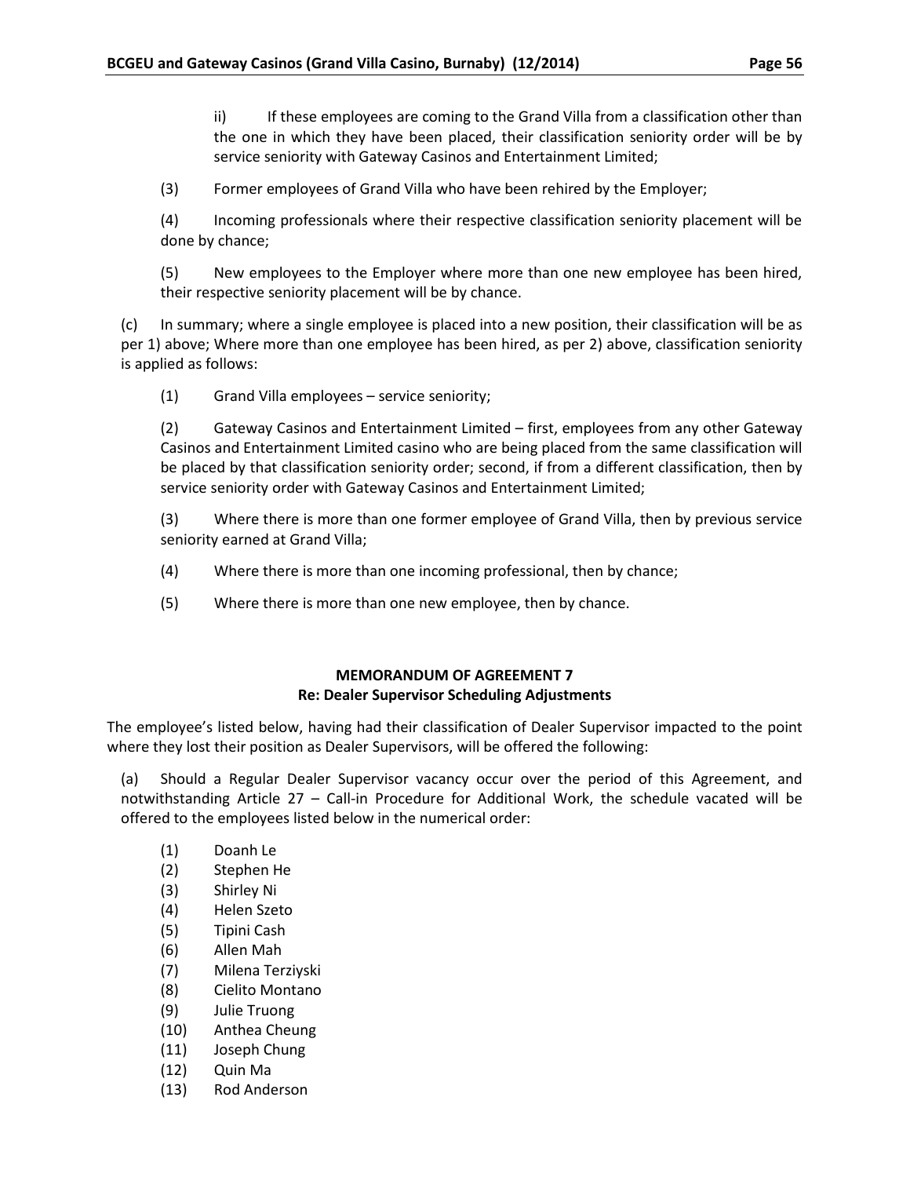ii) If these employees are coming to the Grand Villa from a classification other than the one in which they have been placed, their classification seniority order will be by service seniority with Gateway Casinos and Entertainment Limited;

(3) Former employees of Grand Villa who have been rehired by the Employer;

(4) Incoming professionals where their respective classification seniority placement will be done by chance;

(5) New employees to the Employer where more than one new employee has been hired, their respective seniority placement will be by chance.

(c) In summary; where a single employee is placed into a new position, their classification will be as per 1) above; Where more than one employee has been hired, as per 2) above, classification seniority is applied as follows:

(1) Grand Villa employees – service seniority;

(2) Gateway Casinos and Entertainment Limited – first, employees from any other Gateway Casinos and Entertainment Limited casino who are being placed from the same classification will be placed by that classification seniority order; second, if from a different classification, then by service seniority order with Gateway Casinos and Entertainment Limited;

(3) Where there is more than one former employee of Grand Villa, then by previous service seniority earned at Grand Villa;

(4) Where there is more than one incoming professional, then by chance;

(5) Where there is more than one new employee, then by chance.

## MEMORANDUM OF AGREEMENT 7
### Re: Dealer Supervisor Scheduling Adjustments

The employee's listed below, having had their classification of Dealer Supervisor impacted to the point where they lost their position as Dealer Supervisors, will be offered the following:

(a) Should a Regular Dealer Supervisor vacancy occur over the period of this Agreement, and notwithstanding Article 27 – Call-in Procedure for Additional Work, the schedule vacated will be offered to the employees listed below in the numerical order:

(1) Doanh Le
(2) Stephen He
(3) Shirley Ni
(4) Helen Szeto
(5) Tipini Cash
(6) Allen Mah
(7) Milena Terziyski
(8) Cielito Montano
(9) Julie Truong
(10) Anthea Cheung
(11) Joseph Chung
(12) Quin Ma
(13) Rod Anderson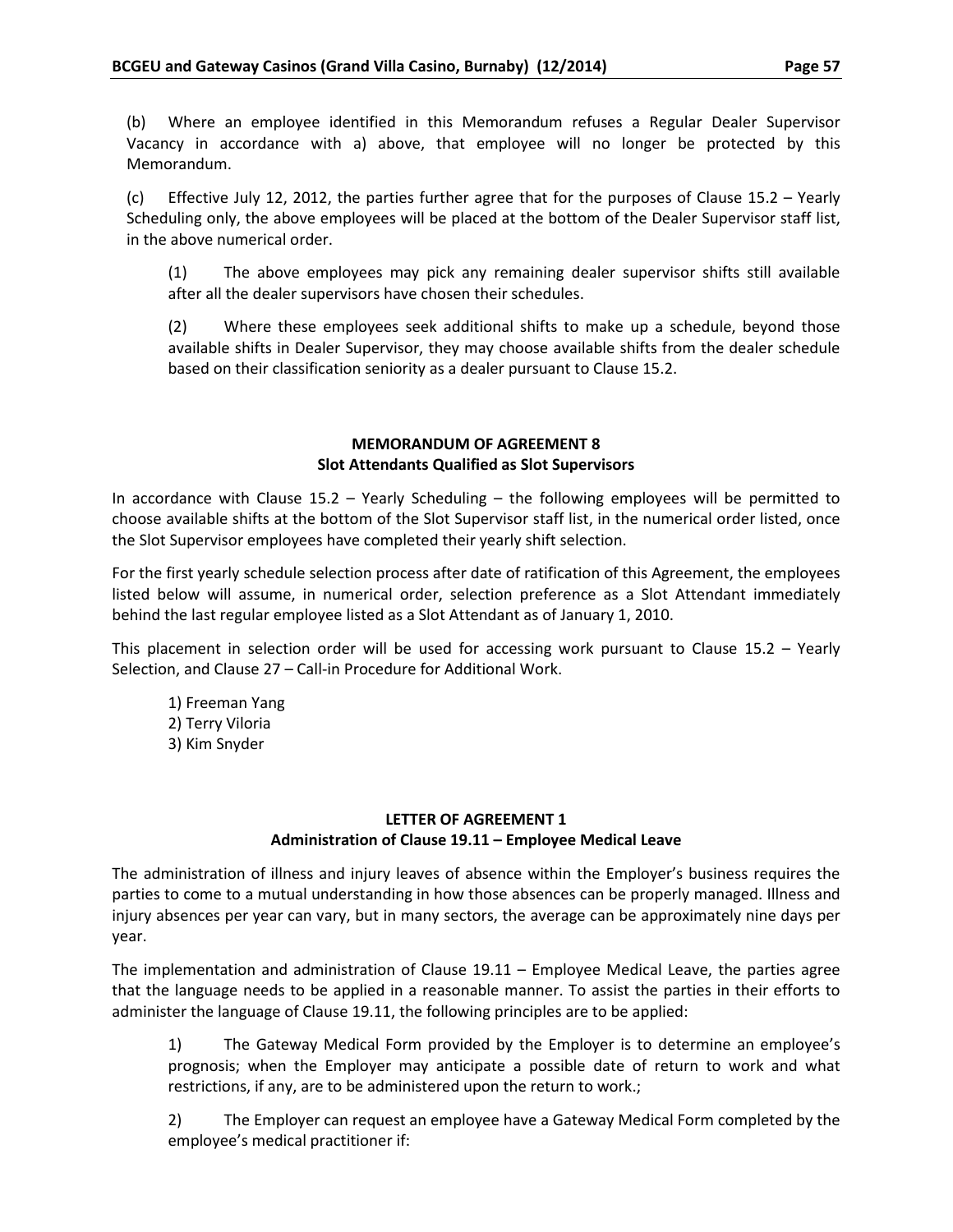(b) Where an employee identified in this Memorandum refuses a Regular Dealer Supervisor Vacancy in accordance with a) above, that employee will no longer be protected by this Memorandum.

(c) Effective July 12, 2012, the parties further agree that for the purposes of Clause 15.2 – Yearly Scheduling only, the above employees will be placed at the bottom of the Dealer Supervisor staff list, in the above numerical order.

> (1) The above employees may pick any remaining dealer supervisor shifts still available after all the dealer supervisors have chosen their schedules.
>
> (2) Where these employees seek additional shifts to make up a schedule, beyond those available shifts in Dealer Supervisor, they may choose available shifts from the dealer schedule based on their classification seniority as a dealer pursuant to Clause 15.2.

## MEMORANDUM OF AGREEMENT 8
## Slot Attendants Qualified as Slot Supervisors

In accordance with Clause 15.2 – Yearly Scheduling – the following employees will be permitted to choose available shifts at the bottom of the Slot Supervisor staff list, in the numerical order listed, once the Slot Supervisor employees have completed their yearly shift selection.

For the first yearly schedule selection process after date of ratification of this Agreement, the employees listed below will assume, in numerical order, selection preference as a Slot Attendant immediately behind the last regular employee listed as a Slot Attendant as of January 1, 2010.

This placement in selection order will be used for accessing work pursuant to Clause 15.2 – Yearly Selection, and Clause 27 – Call-in Procedure for Additional Work.

1) Freeman Yang
2) Terry Viloria
3) Kim Snyder

## LETTER OF AGREEMENT 1
## Administration of Clause 19.11 – Employee Medical Leave

The administration of illness and injury leaves of absence within the Employer's business requires the parties to come to a mutual understanding in how those absences can be properly managed. Illness and injury absences per year can vary, but in many sectors, the average can be approximately nine days per year.

The implementation and administration of Clause 19.11 – Employee Medical Leave, the parties agree that the language needs to be applied in a reasonable manner. To assist the parties in their efforts to administer the language of Clause 19.11, the following principles are to be applied:

> 1) The Gateway Medical Form provided by the Employer is to determine an employee's prognosis; when the Employer may anticipate a possible date of return to work and what restrictions, if any, are to be administered upon the return to work.;
>
> 2) The Employer can request an employee have a Gateway Medical Form completed by the employee's medical practitioner if: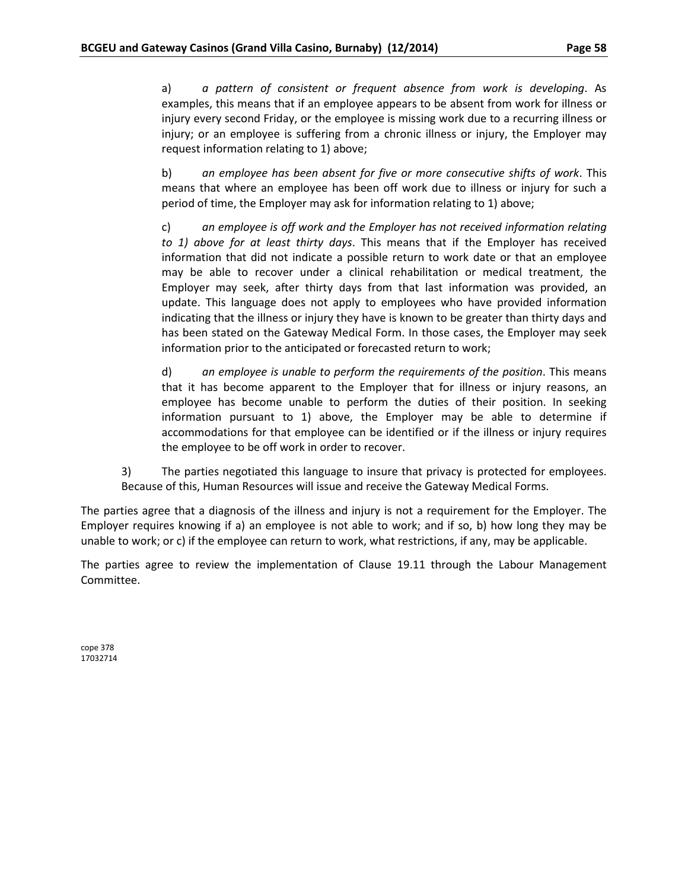a) *a pattern of consistent or frequent absence from work is developing*. As examples, this means that if an employee appears to be absent from work for illness or injury every second Friday, or the employee is missing work due to a recurring illness or injury; or an employee is suffering from a chronic illness or injury, the Employer may request information relating to 1) above;

b) *an employee has been absent for five or more consecutive shifts of work*. This means that where an employee has been off work due to illness or injury for such a period of time, the Employer may ask for information relating to 1) above;

c) *an employee is off work and the Employer has not received information relating to 1) above for at least thirty days*. This means that if the Employer has received information that did not indicate a possible return to work date or that an employee may be able to recover under a clinical rehabilitation or medical treatment, the Employer may seek, after thirty days from that last information was provided, an update. This language does not apply to employees who have provided information indicating that the illness or injury they have is known to be greater than thirty days and has been stated on the Gateway Medical Form. In those cases, the Employer may seek information prior to the anticipated or forecasted return to work;

d) *an employee is unable to perform the requirements of the position*. This means that it has become apparent to the Employer that for illness or injury reasons, an employee has become unable to perform the duties of their position. In seeking information pursuant to 1) above, the Employer may be able to determine if accommodations for that employee can be identified or if the illness or injury requires the employee to be off work in order to recover.

3) The parties negotiated this language to insure that privacy is protected for employees. Because of this, Human Resources will issue and receive the Gateway Medical Forms.

The parties agree that a diagnosis of the illness and injury is not a requirement for the Employer. The Employer requires knowing if a) an employee is not able to work; and if so, b) how long they may be unable to work; or c) if the employee can return to work, what restrictions, if any, may be applicable.

The parties agree to review the implementation of Clause 19.11 through the Labour Management Committee.

cope 378
17032714